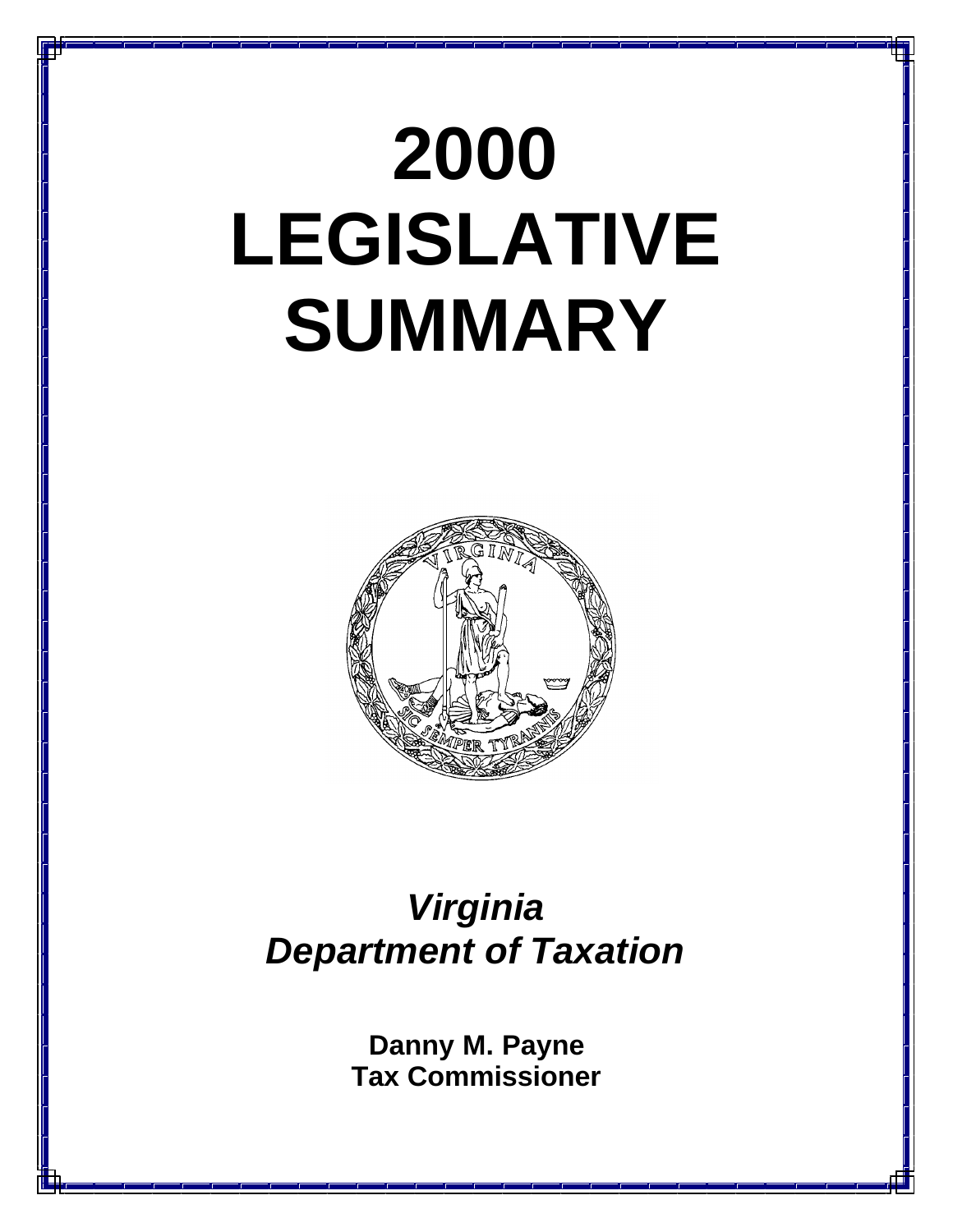# 2000 LEGISLATIVE SUMMARY

***Virginia Department of Taxation***

**Danny M. Payne**
**Tax Commissioner**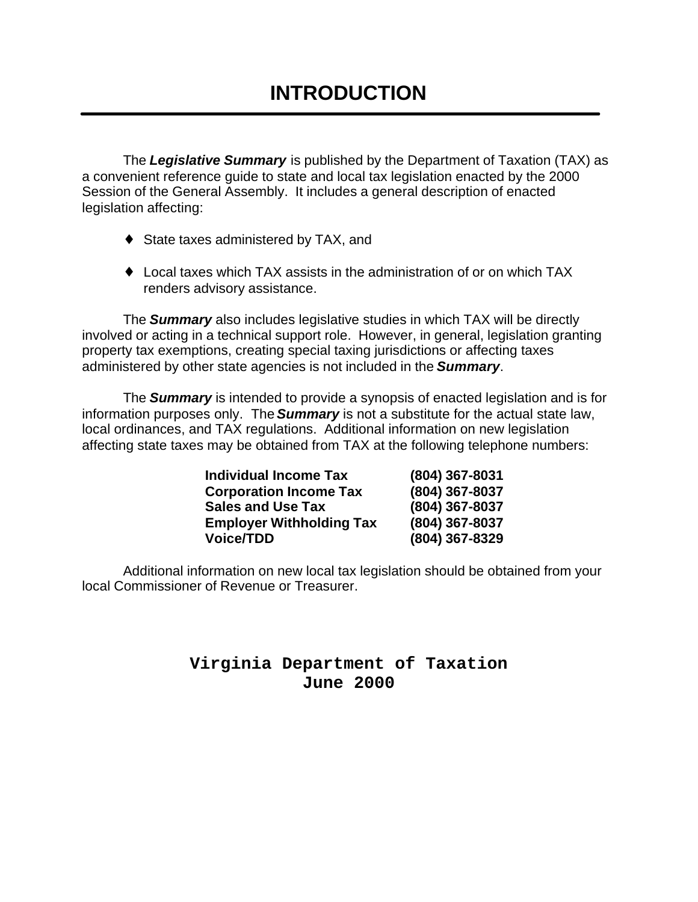# INTRODUCTION

The ***Legislative Summary*** is published by the Department of Taxation (TAX) as a convenient reference guide to state and local tax legislation enacted by the 2000 Session of the General Assembly. It includes a general description of enacted legislation affecting:

- State taxes administered by TAX, and
- Local taxes which TAX assists in the administration of or on which TAX renders advisory assistance.

The ***Summary*** also includes legislative studies in which TAX will be directly involved or acting in a technical support role. However, in general, legislation granting property tax exemptions, creating special taxing jurisdictions or affecting taxes administered by other state agencies is not included in the ***Summary***.

The ***Summary*** is intended to provide a synopsis of enacted legislation and is for information purposes only. The ***Summary*** is not a substitute for the actual state law, local ordinances, and TAX regulations. Additional information on new legislation affecting state taxes may be obtained from TAX at the following telephone numbers:

| | |
|---|---|
| **Individual Income Tax** | **(804) 367-8031** |
| **Corporation Income Tax** | **(804) 367-8037** |
| **Sales and Use Tax** | **(804) 367-8037** |
| **Employer Withholding Tax** | **(804) 367-8037** |
| **Voice/TDD** | **(804) 367-8329** |

Additional information on new local tax legislation should be obtained from your local Commissioner of Revenue or Treasurer.

**Virginia Department of Taxation**
**June 2000**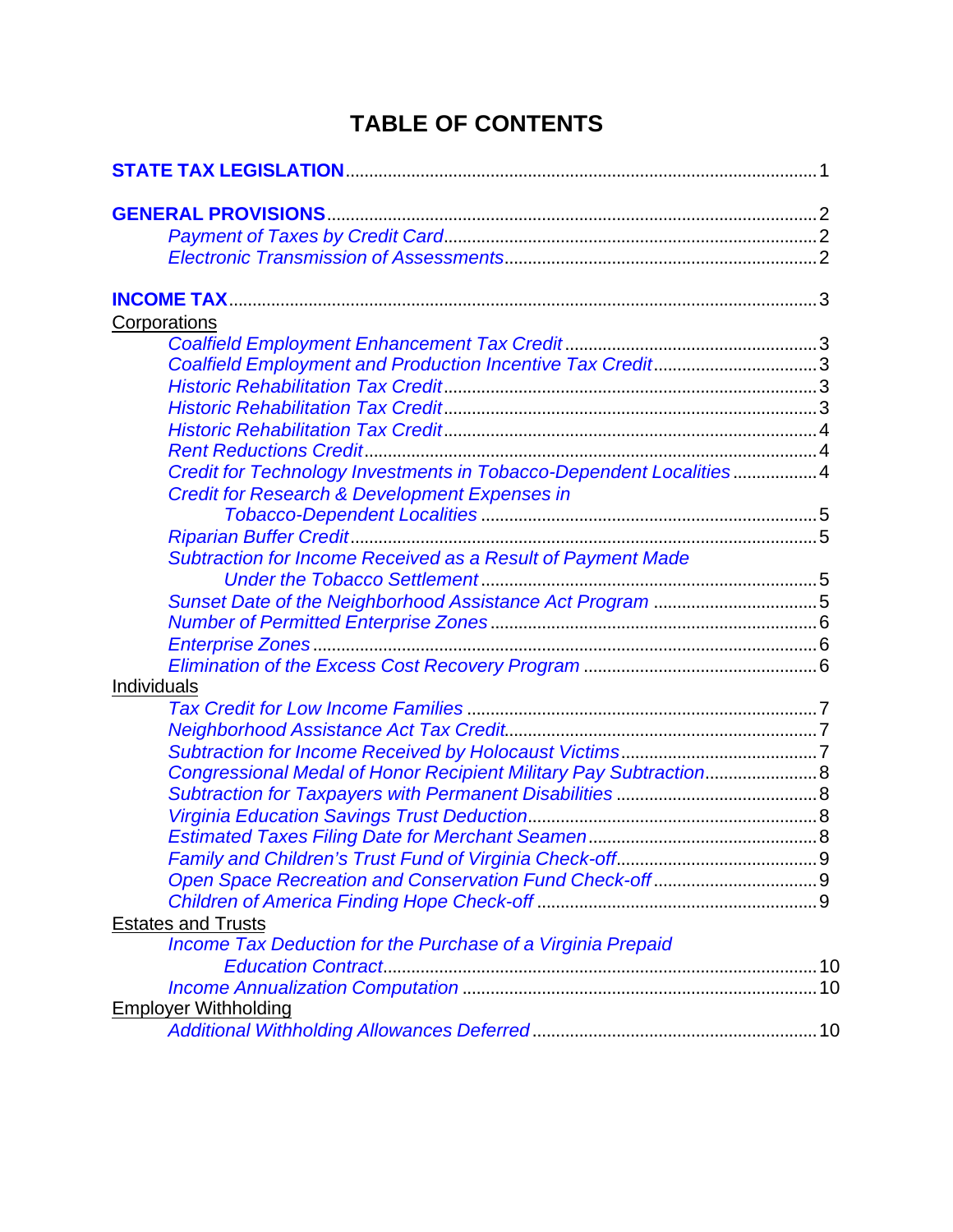# TABLE OF CONTENTS

**STATE TAX LEGISLATION** .......... 1

**GENERAL PROVISIONS** .......... 2
- *Payment of Taxes by Credit Card* .......... 2
- *Electronic Transmission of Assessments* .......... 2

**INCOME TAX** .......... 3

Corporations
- *Coalfield Employment Enhancement Tax Credit* .......... 3
- *Coalfield Employment and Production Incentive Tax Credit* .......... 3
- *Historic Rehabilitation Tax Credit* .......... 3
- *Historic Rehabilitation Tax Credit* .......... 3
- *Historic Rehabilitation Tax Credit* .......... 4
- *Rent Reductions Credit* .......... 4
- *Credit for Technology Investments in Tobacco-Dependent Localities* .......... 4
- *Credit for Research & Development Expenses in Tobacco-Dependent Localities* .......... 5
- *Riparian Buffer Credit* .......... 5
- *Subtraction for Income Received as a Result of Payment Made Under the Tobacco Settlement* .......... 5
- *Sunset Date of the Neighborhood Assistance Act Program* .......... 5
- *Number of Permitted Enterprise Zones* .......... 6
- *Enterprise Zones* .......... 6
- *Elimination of the Excess Cost Recovery Program* .......... 6

Individuals
- *Tax Credit for Low Income Families* .......... 7
- *Neighborhood Assistance Act Tax Credit* .......... 7
- *Subtraction for Income Received by Holocaust Victims* .......... 7
- *Congressional Medal of Honor Recipient Military Pay Subtraction* .......... 8
- *Subtraction for Taxpayers with Permanent Disabilities* .......... 8
- *Virginia Education Savings Trust Deduction* .......... 8
- *Estimated Taxes Filing Date for Merchant Seamen* .......... 8
- *Family and Children's Trust Fund of Virginia Check-off* .......... 9
- *Open Space Recreation and Conservation Fund Check-off* .......... 9
- *Children of America Finding Hope Check-off* .......... 9

Estates and Trusts
- *Income Tax Deduction for the Purchase of a Virginia Prepaid Education Contract* .......... 10
- *Income Annualization Computation* .......... 10

Employer Withholding
- *Additional Withholding Allowances Deferred* .......... 10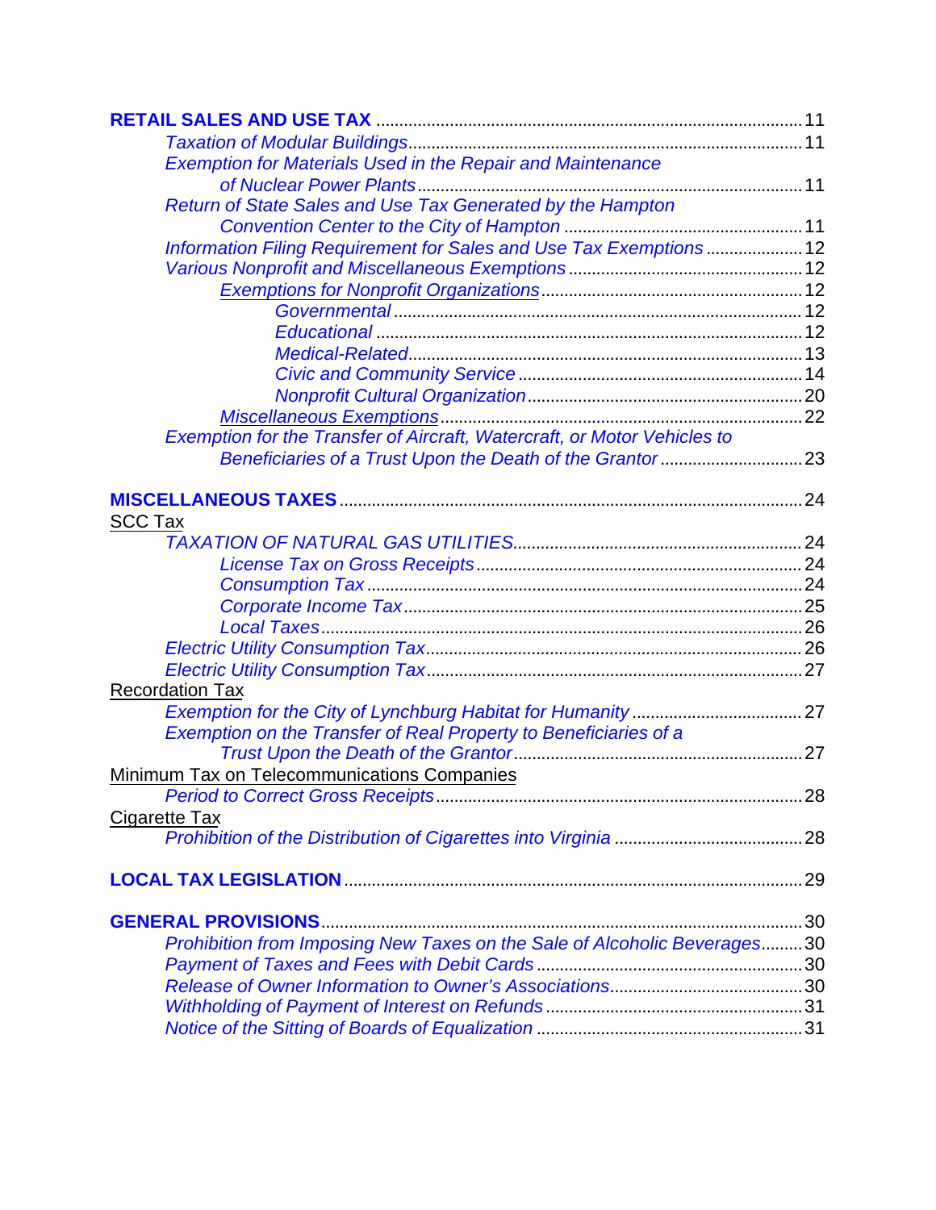**RETAIL SALES AND USE TAX** .......... 11

- *Taxation of Modular Buildings* .......... 11
- *Exemption for Materials Used in the Repair and Maintenance of Nuclear Power Plants* .......... 11
- *Return of State Sales and Use Tax Generated by the Hampton Convention Center to the City of Hampton* .......... 11
- *Information Filing Requirement for Sales and Use Tax Exemptions* .......... 12
- *Various Nonprofit and Miscellaneous Exemptions* .......... 12
  - *Exemptions for Nonprofit Organizations* .......... 12
    - *Governmental* .......... 12
    - *Educational* .......... 12
    - *Medical-Related* .......... 13
    - *Civic and Community Service* .......... 14
    - *Nonprofit Cultural Organization* .......... 20
  - *Miscellaneous Exemptions* .......... 22
- *Exemption for the Transfer of Aircraft, Watercraft, or Motor Vehicles to Beneficiaries of a Trust Upon the Death of the Grantor* .......... 23

**MISCELLANEOUS TAXES** .......... 24

SCC Tax

- *TAXATION OF NATURAL GAS UTILITIES* .......... 24
  - *License Tax on Gross Receipts* .......... 24
  - *Consumption Tax* .......... 24
  - *Corporate Income Tax* .......... 25
  - *Local Taxes* .......... 26
- *Electric Utility Consumption Tax* .......... 26
- *Electric Utility Consumption Tax* .......... 27

Recordation Tax

- *Exemption for the City of Lynchburg Habitat for Humanity* .......... 27
- *Exemption on the Transfer of Real Property to Beneficiaries of a Trust Upon the Death of the Grantor* .......... 27

Minimum Tax on Telecommunications Companies

- *Period to Correct Gross Receipts* .......... 28

Cigarette Tax

- *Prohibition of the Distribution of Cigarettes into Virginia* .......... 28

**LOCAL TAX LEGISLATION** .......... 29

**GENERAL PROVISIONS** .......... 30

- *Prohibition from Imposing New Taxes on the Sale of Alcoholic Beverages* .......... 30
- *Payment of Taxes and Fees with Debit Cards* .......... 30
- *Release of Owner Information to Owner's Associations* .......... 30
- *Withholding of Payment of Interest on Refunds* .......... 31
- *Notice of the Sitting of Boards of Equalization* .......... 31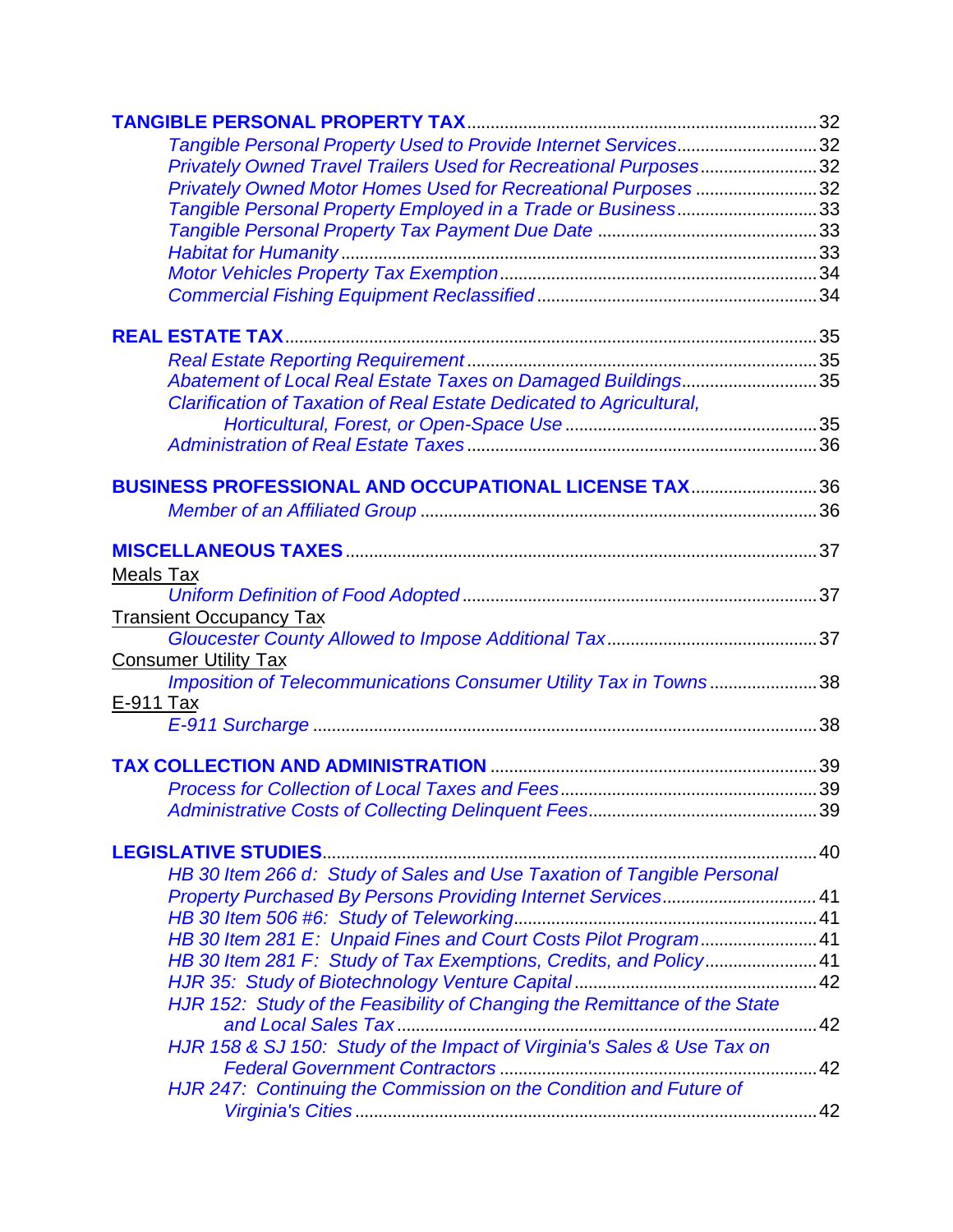**TANGIBLE PERSONAL PROPERTY TAX** .......... 32

- *Tangible Personal Property Used to Provide Internet Services* .......... 32
- *Privately Owned Travel Trailers Used for Recreational Purposes* .......... 32
- *Privately Owned Motor Homes Used for Recreational Purposes* .......... 32
- *Tangible Personal Property Employed in a Trade or Business* .......... 33
- *Tangible Personal Property Tax Payment Due Date* .......... 33
- *Habitat for Humanity* .......... 33
- *Motor Vehicles Property Tax Exemption* .......... 34
- *Commercial Fishing Equipment Reclassified* .......... 34

**REAL ESTATE TAX** .......... 35

- *Real Estate Reporting Requirement* .......... 35
- *Abatement of Local Real Estate Taxes on Damaged Buildings* .......... 35
- *Clarification of Taxation of Real Estate Dedicated to Agricultural, Horticultural, Forest, or Open-Space Use* .......... 35
- *Administration of Real Estate Taxes* .......... 36

**BUSINESS PROFESSIONAL AND OCCUPATIONAL LICENSE TAX** .......... 36

- *Member of an Affiliated Group* .......... 36

**MISCELLANEOUS TAXES** .......... 37

Meals Tax

- *Uniform Definition of Food Adopted* .......... 37

Transient Occupancy Tax

- *Gloucester County Allowed to Impose Additional Tax* .......... 37

Consumer Utility Tax

- *Imposition of Telecommunications Consumer Utility Tax in Towns* .......... 38

E-911 Tax

- *E-911 Surcharge* .......... 38

**TAX COLLECTION AND ADMINISTRATION** .......... 39

- *Process for Collection of Local Taxes and Fees* .......... 39
- *Administrative Costs of Collecting Delinquent Fees* .......... 39

**LEGISLATIVE STUDIES** .......... 40

- *HB 30 Item 266 d: Study of Sales and Use Taxation of Tangible Personal Property Purchased By Persons Providing Internet Services* .......... 41
- *HB 30 Item 506 #6: Study of Teleworking* .......... 41
- *HB 30 Item 281 E: Unpaid Fines and Court Costs Pilot Program* .......... 41
- *HB 30 Item 281 F: Study of Tax Exemptions, Credits, and Policy* .......... 41
- *HJR 35: Study of Biotechnology Venture Capital* .......... 42
- *HJR 152: Study of the Feasibility of Changing the Remittance of the State and Local Sales Tax* .......... 42
- *HJR 158 & SJ 150: Study of the Impact of Virginia's Sales & Use Tax on Federal Government Contractors* .......... 42
- *HJR 247: Continuing the Commission on the Condition and Future of Virginia's Cities* .......... 42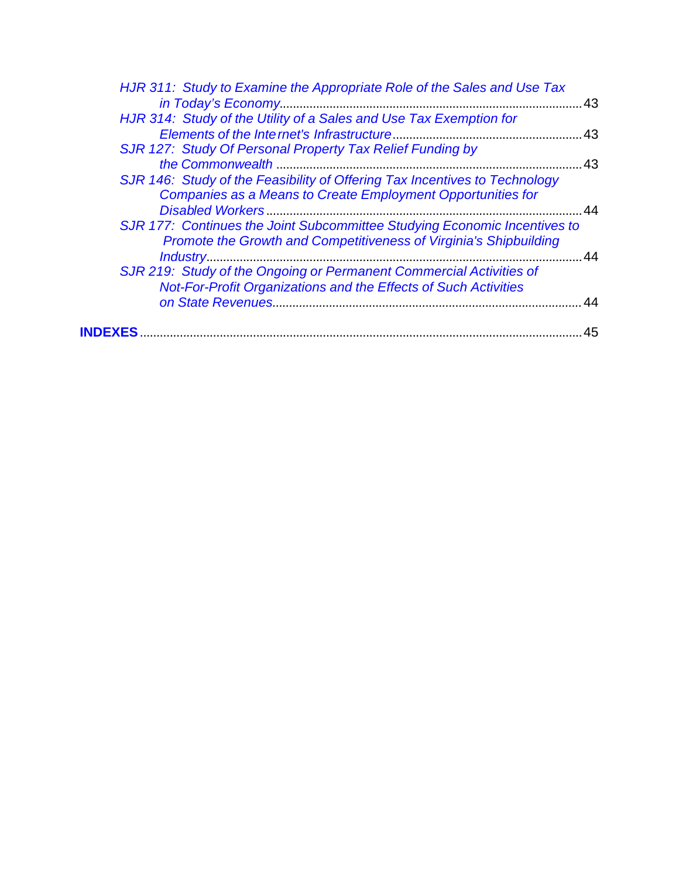*HJR 311: Study to Examine the Appropriate Role of the Sales and Use Tax in Today's Economy*......................................................................................... 43

*HJR 314: Study of the Utility of a Sales and Use Tax Exemption for Elements of the Internet's Infrastructure*........................................................ 43

*SJR 127: Study Of Personal Property Tax Relief Funding by the Commonwealth* ........................................................................................... 43

*SJR 146: Study of the Feasibility of Offering Tax Incentives to Technology Companies as a Means to Create Employment Opportunities for Disabled Workers* ............................................................................................. 44

*SJR 177: Continues the Joint Subcommittee Studying Economic Incentives to Promote the Growth and Competitiveness of Virginia's Shipbuilding Industry*................................................................................................................ 44

*SJR 219: Study of the Ongoing or Permanent Commercial Activities of Not-For-Profit Organizations and the Effects of Such Activities on State Revenues*........................................................................................... 44

**INDEXES** .................................................................................................................... 45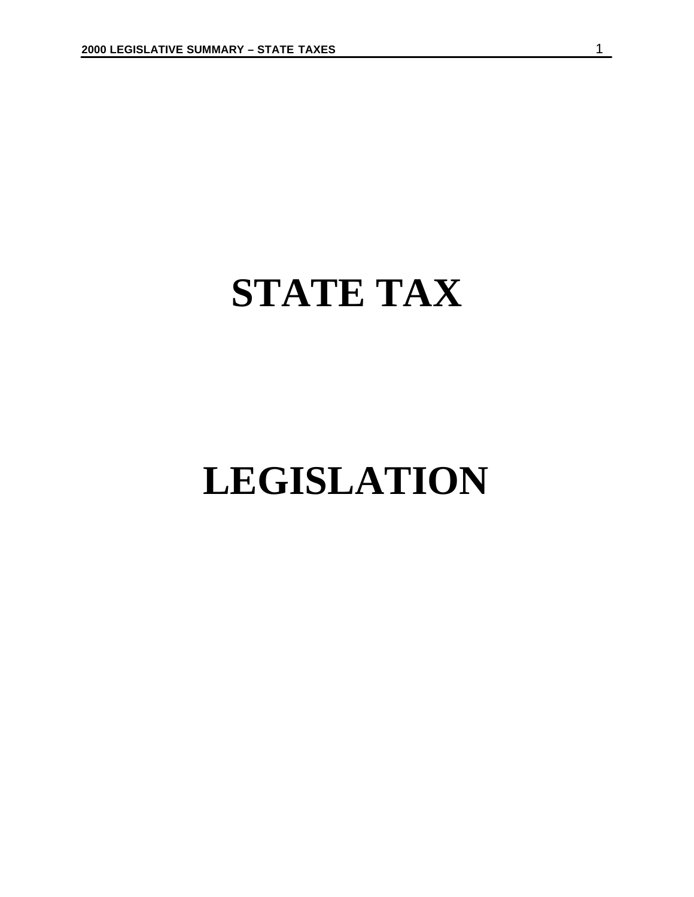# STATE TAX

# LEGISLATION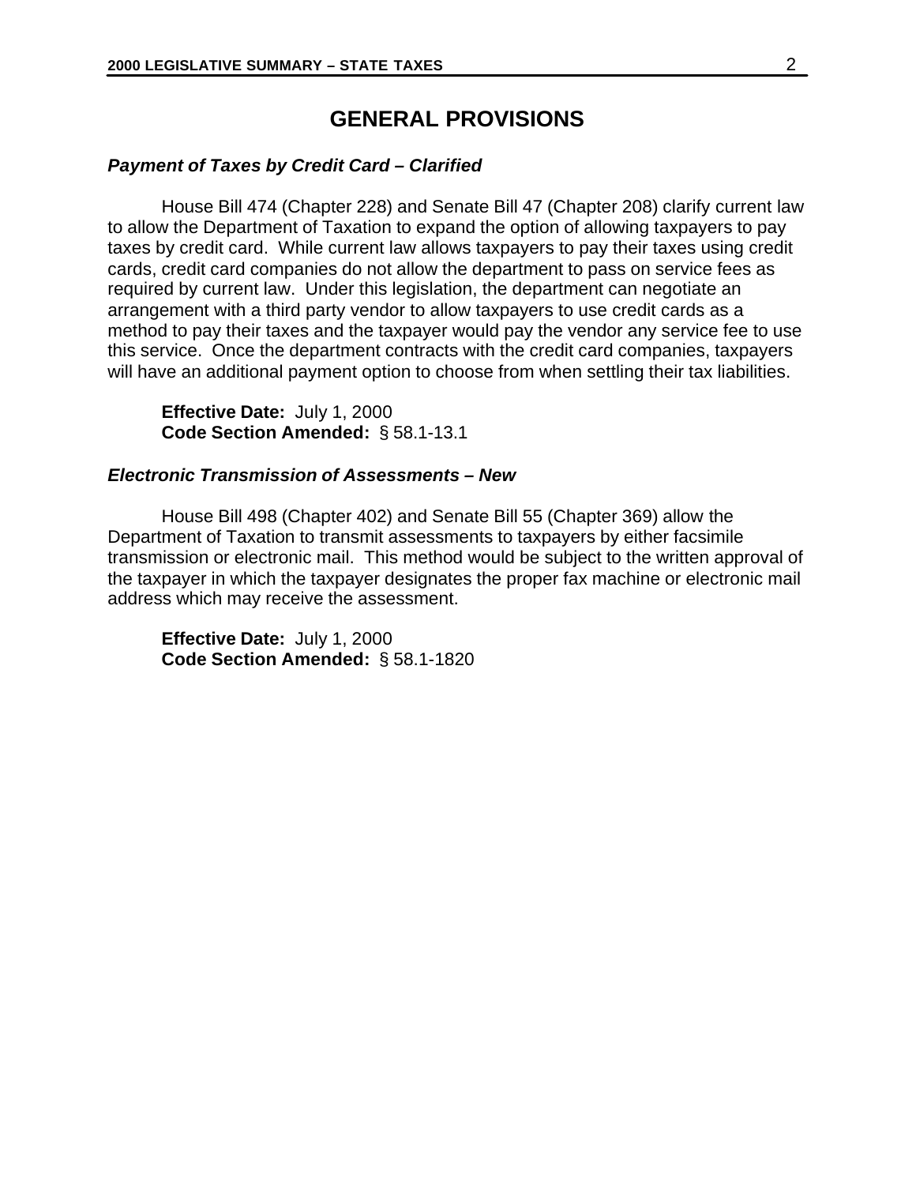# GENERAL PROVISIONS

### *Payment of Taxes by Credit Card – Clarified*

House Bill 474 (Chapter 228) and Senate Bill 47 (Chapter 208) clarify current law to allow the Department of Taxation to expand the option of allowing taxpayers to pay taxes by credit card. While current law allows taxpayers to pay their taxes using credit cards, credit card companies do not allow the department to pass on service fees as required by current law. Under this legislation, the department can negotiate an arrangement with a third party vendor to allow taxpayers to use credit cards as a method to pay their taxes and the taxpayer would pay the vendor any service fee to use this service. Once the department contracts with the credit card companies, taxpayers will have an additional payment option to choose from when settling their tax liabilities.

**Effective Date:** July 1, 2000
**Code Section Amended:** § 58.1-13.1

### *Electronic Transmission of Assessments – New*

House Bill 498 (Chapter 402) and Senate Bill 55 (Chapter 369) allow the Department of Taxation to transmit assessments to taxpayers by either facsimile transmission or electronic mail. This method would be subject to the written approval of the taxpayer in which the taxpayer designates the proper fax machine or electronic mail address which may receive the assessment.

**Effective Date:** July 1, 2000
**Code Section Amended:** § 58.1-1820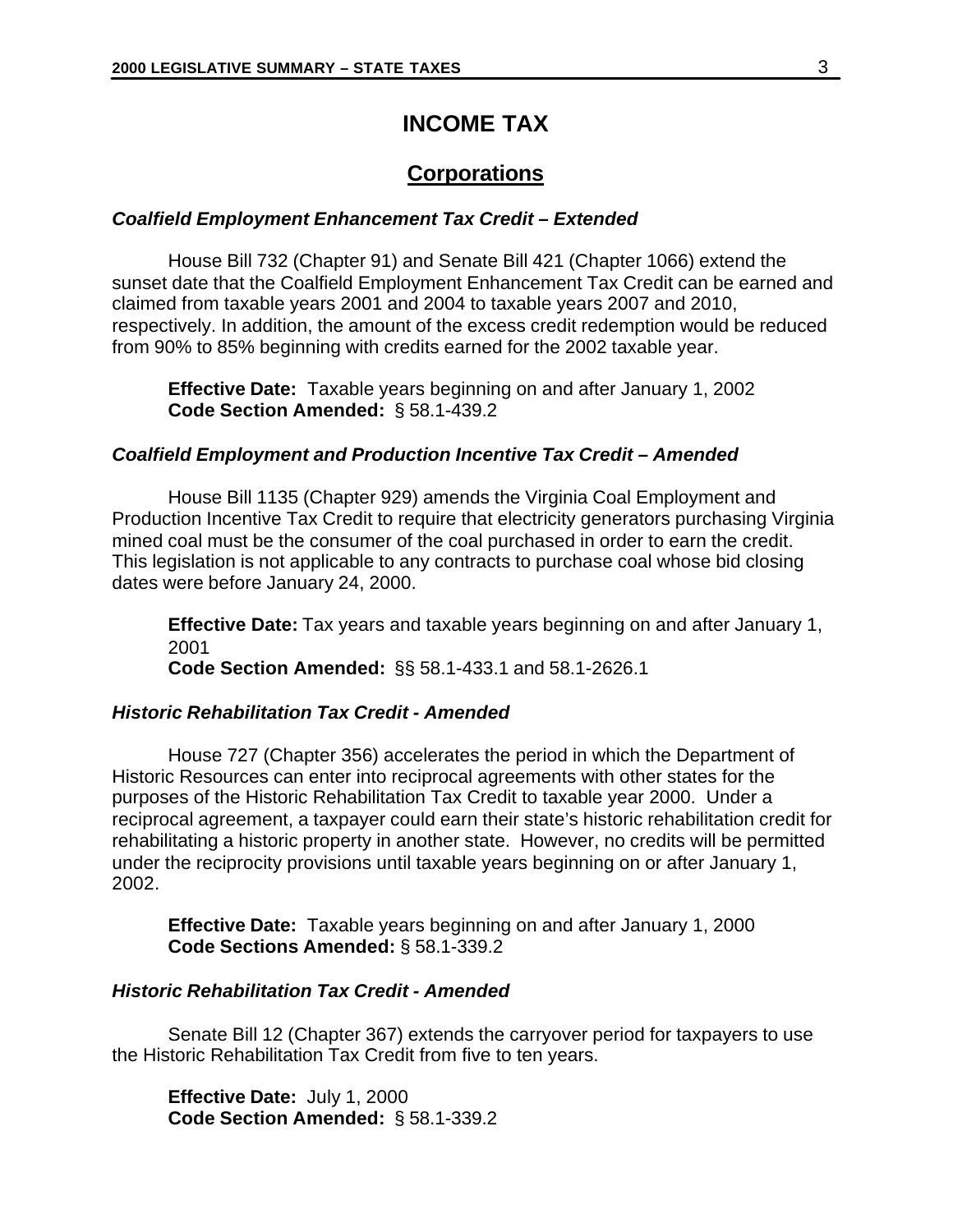# INCOME TAX

## Corporations

### *Coalfield Employment Enhancement Tax Credit – Extended*

House Bill 732 (Chapter 91) and Senate Bill 421 (Chapter 1066) extend the sunset date that the Coalfield Employment Enhancement Tax Credit can be earned and claimed from taxable years 2001 and 2004 to taxable years 2007 and 2010, respectively. In addition, the amount of the excess credit redemption would be reduced from 90% to 85% beginning with credits earned for the 2002 taxable year.

**Effective Date:** Taxable years beginning on and after January 1, 2002
**Code Section Amended:** § 58.1-439.2

### *Coalfield Employment and Production Incentive Tax Credit – Amended*

House Bill 1135 (Chapter 929) amends the Virginia Coal Employment and Production Incentive Tax Credit to require that electricity generators purchasing Virginia mined coal must be the consumer of the coal purchased in order to earn the credit. This legislation is not applicable to any contracts to purchase coal whose bid closing dates were before January 24, 2000.

**Effective Date:** Tax years and taxable years beginning on and after January 1, 2001
**Code Section Amended:** §§ 58.1-433.1 and 58.1-2626.1

### *Historic Rehabilitation Tax Credit - Amended*

House 727 (Chapter 356) accelerates the period in which the Department of Historic Resources can enter into reciprocal agreements with other states for the purposes of the Historic Rehabilitation Tax Credit to taxable year 2000. Under a reciprocal agreement, a taxpayer could earn their state's historic rehabilitation credit for rehabilitating a historic property in another state. However, no credits will be permitted under the reciprocity provisions until taxable years beginning on or after January 1, 2002.

**Effective Date:** Taxable years beginning on and after January 1, 2000
**Code Sections Amended:** § 58.1-339.2

### *Historic Rehabilitation Tax Credit - Amended*

Senate Bill 12 (Chapter 367) extends the carryover period for taxpayers to use the Historic Rehabilitation Tax Credit from five to ten years.

**Effective Date:** July 1, 2000
**Code Section Amended:** § 58.1-339.2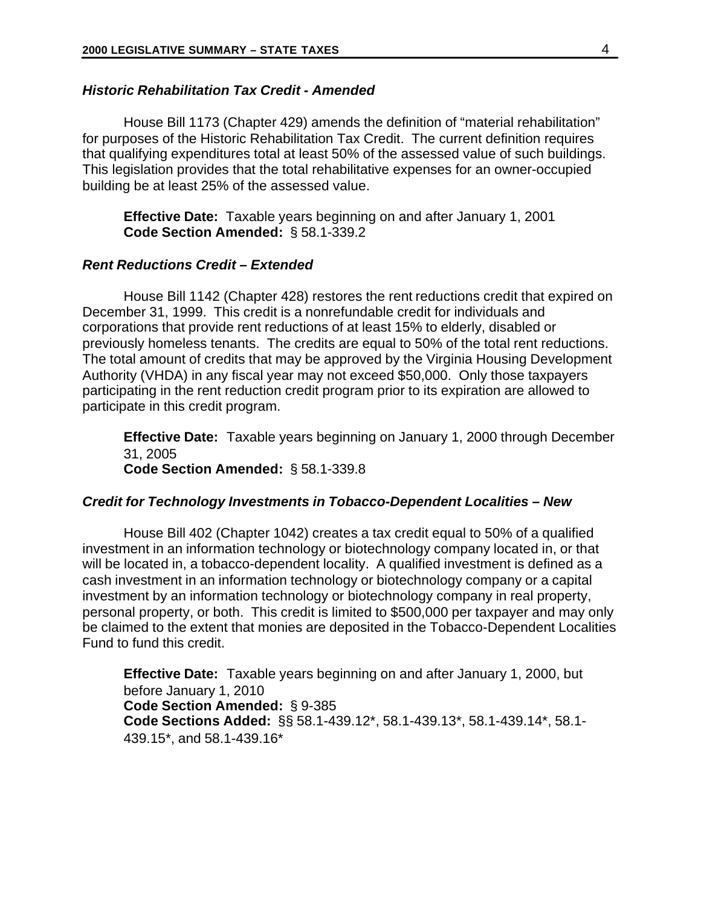### *Historic Rehabilitation Tax Credit - Amended*

House Bill 1173 (Chapter 429) amends the definition of "material rehabilitation" for purposes of the Historic Rehabilitation Tax Credit. The current definition requires that qualifying expenditures total at least 50% of the assessed value of such buildings. This legislation provides that the total rehabilitative expenses for an owner-occupied building be at least 25% of the assessed value.

**Effective Date:** Taxable years beginning on and after January 1, 2001
**Code Section Amended:** § 58.1-339.2

### *Rent Reductions Credit – Extended*

House Bill 1142 (Chapter 428) restores the rent reductions credit that expired on December 31, 1999. This credit is a nonrefundable credit for individuals and corporations that provide rent reductions of at least 15% to elderly, disabled or previously homeless tenants. The credits are equal to 50% of the total rent reductions. The total amount of credits that may be approved by the Virginia Housing Development Authority (VHDA) in any fiscal year may not exceed $50,000. Only those taxpayers participating in the rent reduction credit program prior to its expiration are allowed to participate in this credit program.

**Effective Date:** Taxable years beginning on January 1, 2000 through December 31, 2005
**Code Section Amended:** § 58.1-339.8

### *Credit for Technology Investments in Tobacco-Dependent Localities – New*

House Bill 402 (Chapter 1042) creates a tax credit equal to 50% of a qualified investment in an information technology or biotechnology company located in, or that will be located in, a tobacco-dependent locality. A qualified investment is defined as a cash investment in an information technology or biotechnology company or a capital investment by an information technology or biotechnology company in real property, personal property, or both. This credit is limited to $500,000 per taxpayer and may only be claimed to the extent that monies are deposited in the Tobacco-Dependent Localities Fund to fund this credit.

**Effective Date:** Taxable years beginning on and after January 1, 2000, but before January 1, 2010
**Code Section Amended:** § 9-385
**Code Sections Added:** §§ 58.1-439.12*, 58.1-439.13*, 58.1-439.14*, 58.1-439.15*, and 58.1-439.16*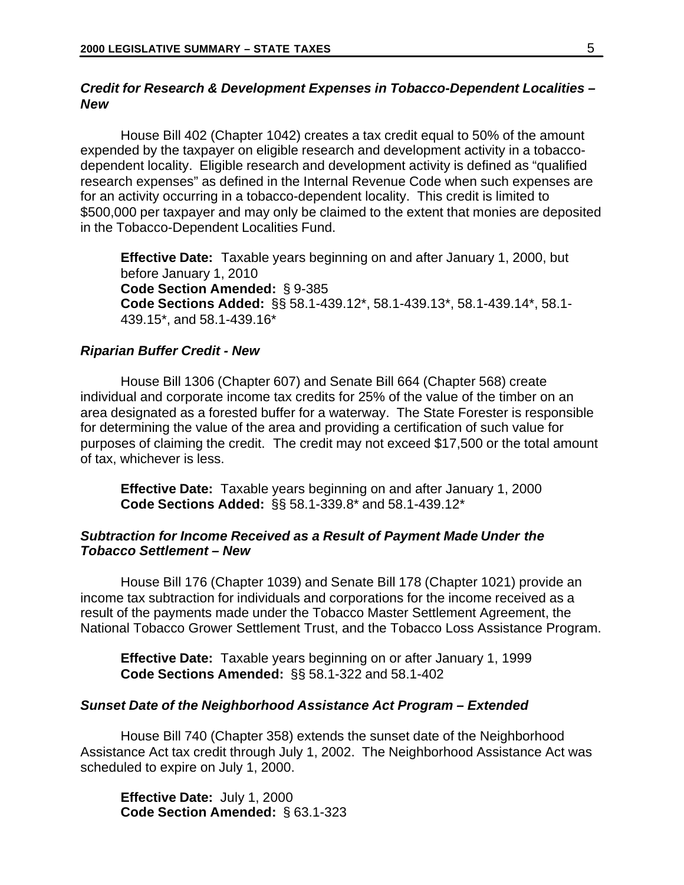### *Credit for Research & Development Expenses in Tobacco-Dependent Localities – New*

House Bill 402 (Chapter 1042) creates a tax credit equal to 50% of the amount expended by the taxpayer on eligible research and development activity in a tobacco-dependent locality. Eligible research and development activity is defined as "qualified research expenses" as defined in the Internal Revenue Code when such expenses are for an activity occurring in a tobacco-dependent locality. This credit is limited to $500,000 per taxpayer and may only be claimed to the extent that monies are deposited in the Tobacco-Dependent Localities Fund.

**Effective Date:** Taxable years beginning on and after January 1, 2000, but before January 1, 2010
**Code Section Amended:** § 9-385
**Code Sections Added:** §§ 58.1-439.12*, 58.1-439.13*, 58.1-439.14*, 58.1-439.15*, and 58.1-439.16*

### *Riparian Buffer Credit - New*

House Bill 1306 (Chapter 607) and Senate Bill 664 (Chapter 568) create individual and corporate income tax credits for 25% of the value of the timber on an area designated as a forested buffer for a waterway. The State Forester is responsible for determining the value of the area and providing a certification of such value for purposes of claiming the credit. The credit may not exceed $17,500 or the total amount of tax, whichever is less.

**Effective Date:** Taxable years beginning on and after January 1, 2000
**Code Sections Added:** §§ 58.1-339.8* and 58.1-439.12*

### *Subtraction for Income Received as a Result of Payment Made Under the Tobacco Settlement – New*

House Bill 176 (Chapter 1039) and Senate Bill 178 (Chapter 1021) provide an income tax subtraction for individuals and corporations for the income received as a result of the payments made under the Tobacco Master Settlement Agreement, the National Tobacco Grower Settlement Trust, and the Tobacco Loss Assistance Program.

**Effective Date:** Taxable years beginning on or after January 1, 1999
**Code Sections Amended:** §§ 58.1-322 and 58.1-402

### *Sunset Date of the Neighborhood Assistance Act Program – Extended*

House Bill 740 (Chapter 358) extends the sunset date of the Neighborhood Assistance Act tax credit through July 1, 2002. The Neighborhood Assistance Act was scheduled to expire on July 1, 2000.

**Effective Date:** July 1, 2000
**Code Section Amended:** § 63.1-323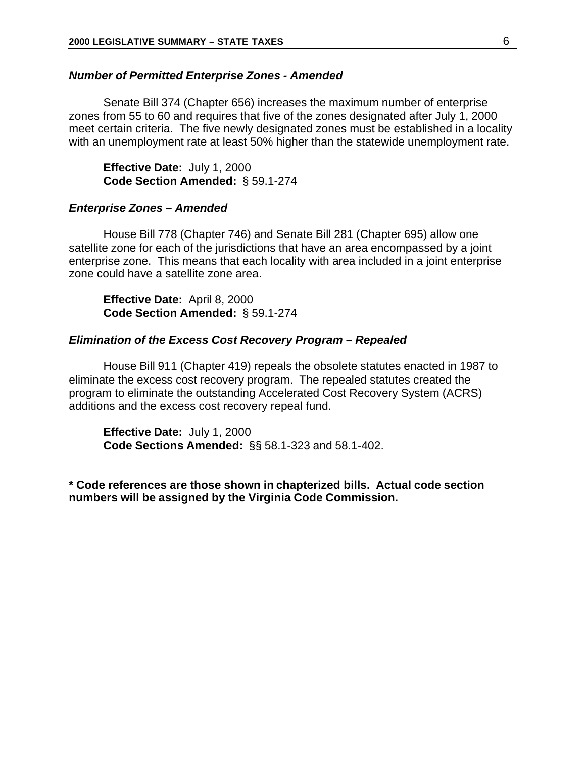### *Number of Permitted Enterprise Zones - Amended*

Senate Bill 374 (Chapter 656) increases the maximum number of enterprise zones from 55 to 60 and requires that five of the zones designated after July 1, 2000 meet certain criteria. The five newly designated zones must be established in a locality with an unemployment rate at least 50% higher than the statewide unemployment rate.

**Effective Date:** July 1, 2000
**Code Section Amended:** § 59.1-274

### *Enterprise Zones – Amended*

House Bill 778 (Chapter 746) and Senate Bill 281 (Chapter 695) allow one satellite zone for each of the jurisdictions that have an area encompassed by a joint enterprise zone. This means that each locality with area included in a joint enterprise zone could have a satellite zone area.

**Effective Date:** April 8, 2000
**Code Section Amended:** § 59.1-274

### *Elimination of the Excess Cost Recovery Program – Repealed*

House Bill 911 (Chapter 419) repeals the obsolete statutes enacted in 1987 to eliminate the excess cost recovery program. The repealed statutes created the program to eliminate the outstanding Accelerated Cost Recovery System (ACRS) additions and the excess cost recovery repeal fund.

**Effective Date:** July 1, 2000
**Code Sections Amended:** §§ 58.1-323 and 58.1-402.

**\* Code references are those shown in chapterized bills. Actual code section numbers will be assigned by the Virginia Code Commission.**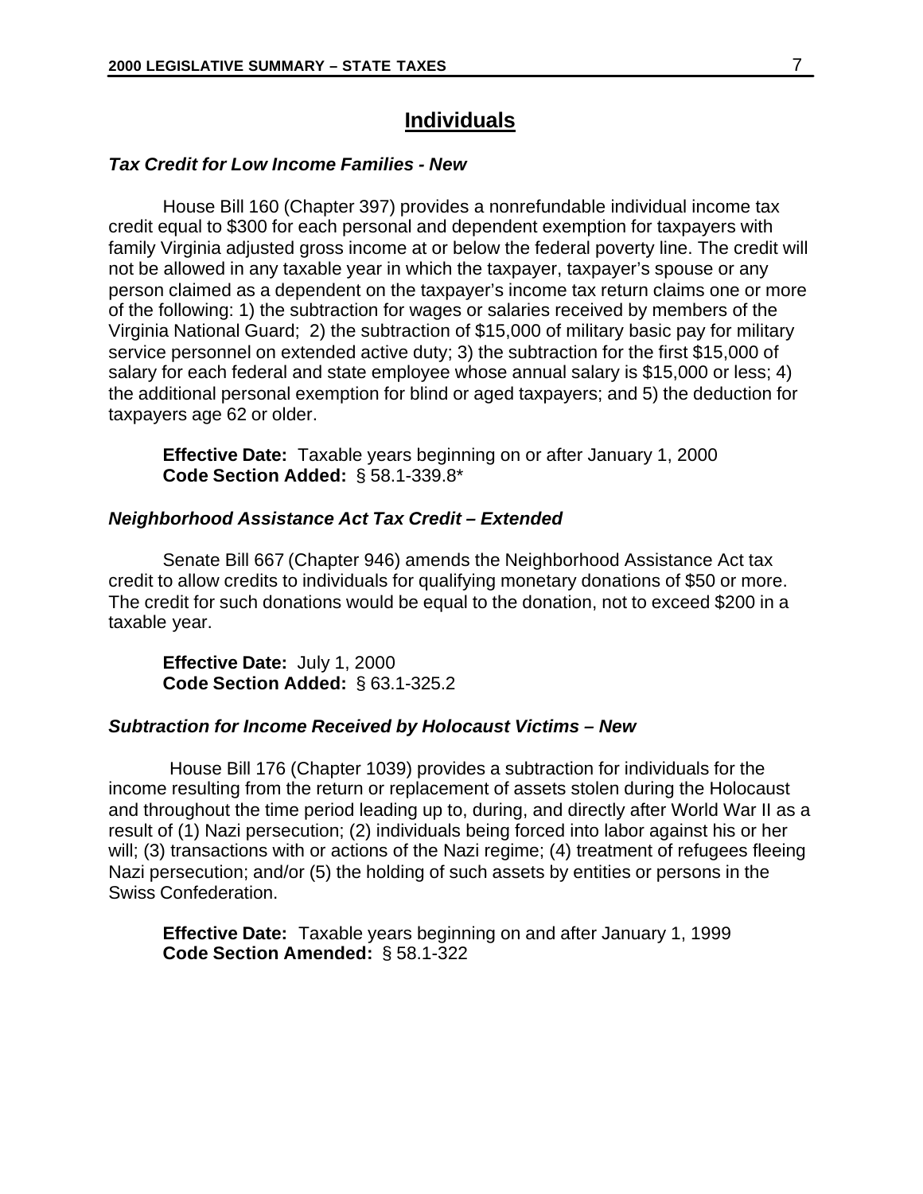## Individuals

### *Tax Credit for Low Income Families - New*

House Bill 160 (Chapter 397) provides a nonrefundable individual income tax credit equal to $300 for each personal and dependent exemption for taxpayers with family Virginia adjusted gross income at or below the federal poverty line. The credit will not be allowed in any taxable year in which the taxpayer, taxpayer's spouse or any person claimed as a dependent on the taxpayer's income tax return claims one or more of the following: 1) the subtraction for wages or salaries received by members of the Virginia National Guard; 2) the subtraction of $15,000 of military basic pay for military service personnel on extended active duty; 3) the subtraction for the first $15,000 of salary for each federal and state employee whose annual salary is $15,000 or less; 4) the additional personal exemption for blind or aged taxpayers; and 5) the deduction for taxpayers age 62 or older.

**Effective Date:** Taxable years beginning on or after January 1, 2000
**Code Section Added:** § 58.1-339.8*

### *Neighborhood Assistance Act Tax Credit – Extended*

Senate Bill 667 (Chapter 946) amends the Neighborhood Assistance Act tax credit to allow credits to individuals for qualifying monetary donations of $50 or more. The credit for such donations would be equal to the donation, not to exceed $200 in a taxable year.

**Effective Date:** July 1, 2000
**Code Section Added:** § 63.1-325.2

### *Subtraction for Income Received by Holocaust Victims – New*

House Bill 176 (Chapter 1039) provides a subtraction for individuals for the income resulting from the return or replacement of assets stolen during the Holocaust and throughout the time period leading up to, during, and directly after World War II as a result of (1) Nazi persecution; (2) individuals being forced into labor against his or her will; (3) transactions with or actions of the Nazi regime; (4) treatment of refugees fleeing Nazi persecution; and/or (5) the holding of such assets by entities or persons in the Swiss Confederation.

**Effective Date:** Taxable years beginning on and after January 1, 1999
**Code Section Amended:** § 58.1-322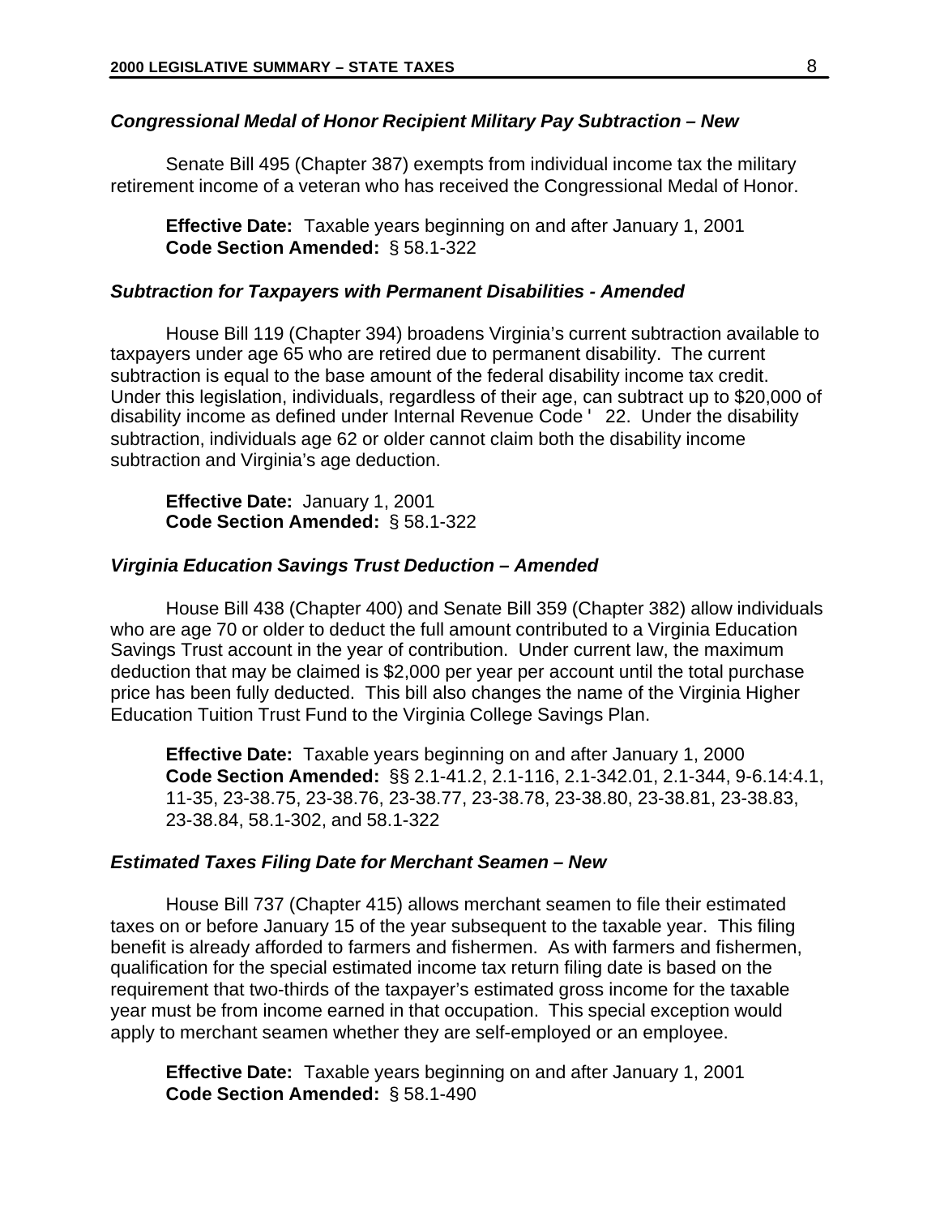### *Congressional Medal of Honor Recipient Military Pay Subtraction – New*

Senate Bill 495 (Chapter 387) exempts from individual income tax the military retirement income of a veteran who has received the Congressional Medal of Honor.

**Effective Date:** Taxable years beginning on and after January 1, 2001
**Code Section Amended:** § 58.1-322

### *Subtraction for Taxpayers with Permanent Disabilities - Amended*

House Bill 119 (Chapter 394) broadens Virginia's current subtraction available to taxpayers under age 65 who are retired due to permanent disability. The current subtraction is equal to the base amount of the federal disability income tax credit. Under this legislation, individuals, regardless of their age, can subtract up to $20,000 of disability income as defined under Internal Revenue Code ' 22. Under the disability subtraction, individuals age 62 or older cannot claim both the disability income subtraction and Virginia's age deduction.

**Effective Date:** January 1, 2001
**Code Section Amended:** § 58.1-322

### *Virginia Education Savings Trust Deduction – Amended*

House Bill 438 (Chapter 400) and Senate Bill 359 (Chapter 382) allow individuals who are age 70 or older to deduct the full amount contributed to a Virginia Education Savings Trust account in the year of contribution. Under current law, the maximum deduction that may be claimed is $2,000 per year per account until the total purchase price has been fully deducted. This bill also changes the name of the Virginia Higher Education Tuition Trust Fund to the Virginia College Savings Plan.

**Effective Date:** Taxable years beginning on and after January 1, 2000
**Code Section Amended:** §§ 2.1-41.2, 2.1-116, 2.1-342.01, 2.1-344, 9-6.14:4.1, 11-35, 23-38.75, 23-38.76, 23-38.77, 23-38.78, 23-38.80, 23-38.81, 23-38.83, 23-38.84, 58.1-302, and 58.1-322

### *Estimated Taxes Filing Date for Merchant Seamen – New*

House Bill 737 (Chapter 415) allows merchant seamen to file their estimated taxes on or before January 15 of the year subsequent to the taxable year. This filing benefit is already afforded to farmers and fishermen. As with farmers and fishermen, qualification for the special estimated income tax return filing date is based on the requirement that two-thirds of the taxpayer's estimated gross income for the taxable year must be from income earned in that occupation. This special exception would apply to merchant seamen whether they are self-employed or an employee.

**Effective Date:** Taxable years beginning on and after January 1, 2001
**Code Section Amended:** § 58.1-490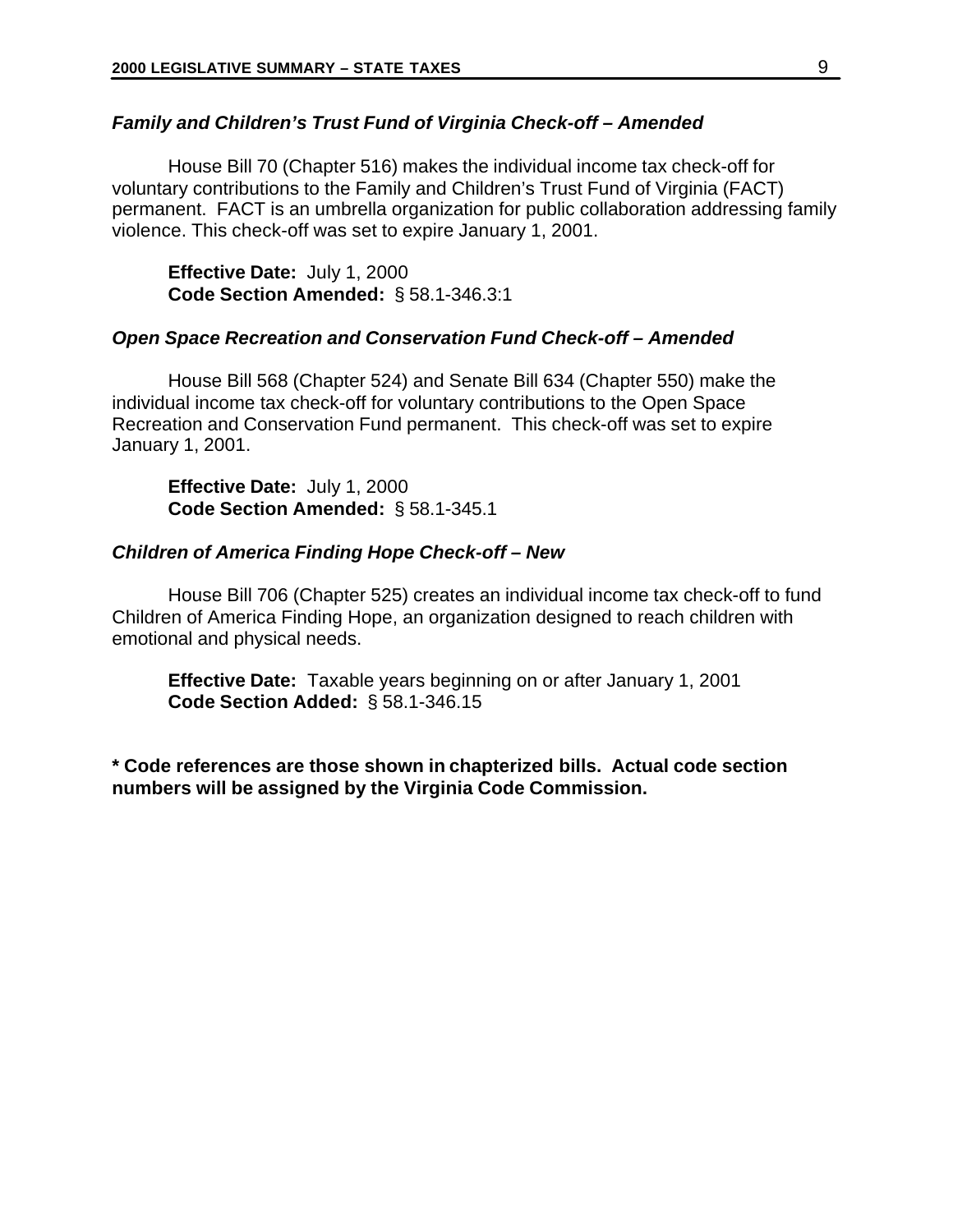### *Family and Children's Trust Fund of Virginia Check-off – Amended*

House Bill 70 (Chapter 516) makes the individual income tax check-off for voluntary contributions to the Family and Children's Trust Fund of Virginia (FACT) permanent. FACT is an umbrella organization for public collaboration addressing family violence. This check-off was set to expire January 1, 2001.

**Effective Date:** July 1, 2000
**Code Section Amended:** § 58.1-346.3:1

### *Open Space Recreation and Conservation Fund Check-off – Amended*

House Bill 568 (Chapter 524) and Senate Bill 634 (Chapter 550) make the individual income tax check-off for voluntary contributions to the Open Space Recreation and Conservation Fund permanent. This check-off was set to expire January 1, 2001.

**Effective Date:** July 1, 2000
**Code Section Amended:** § 58.1-345.1

### *Children of America Finding Hope Check-off – New*

House Bill 706 (Chapter 525) creates an individual income tax check-off to fund Children of America Finding Hope, an organization designed to reach children with emotional and physical needs.

**Effective Date:** Taxable years beginning on or after January 1, 2001
**Code Section Added:** § 58.1-346.15

**\* Code references are those shown in chapterized bills. Actual code section numbers will be assigned by the Virginia Code Commission.**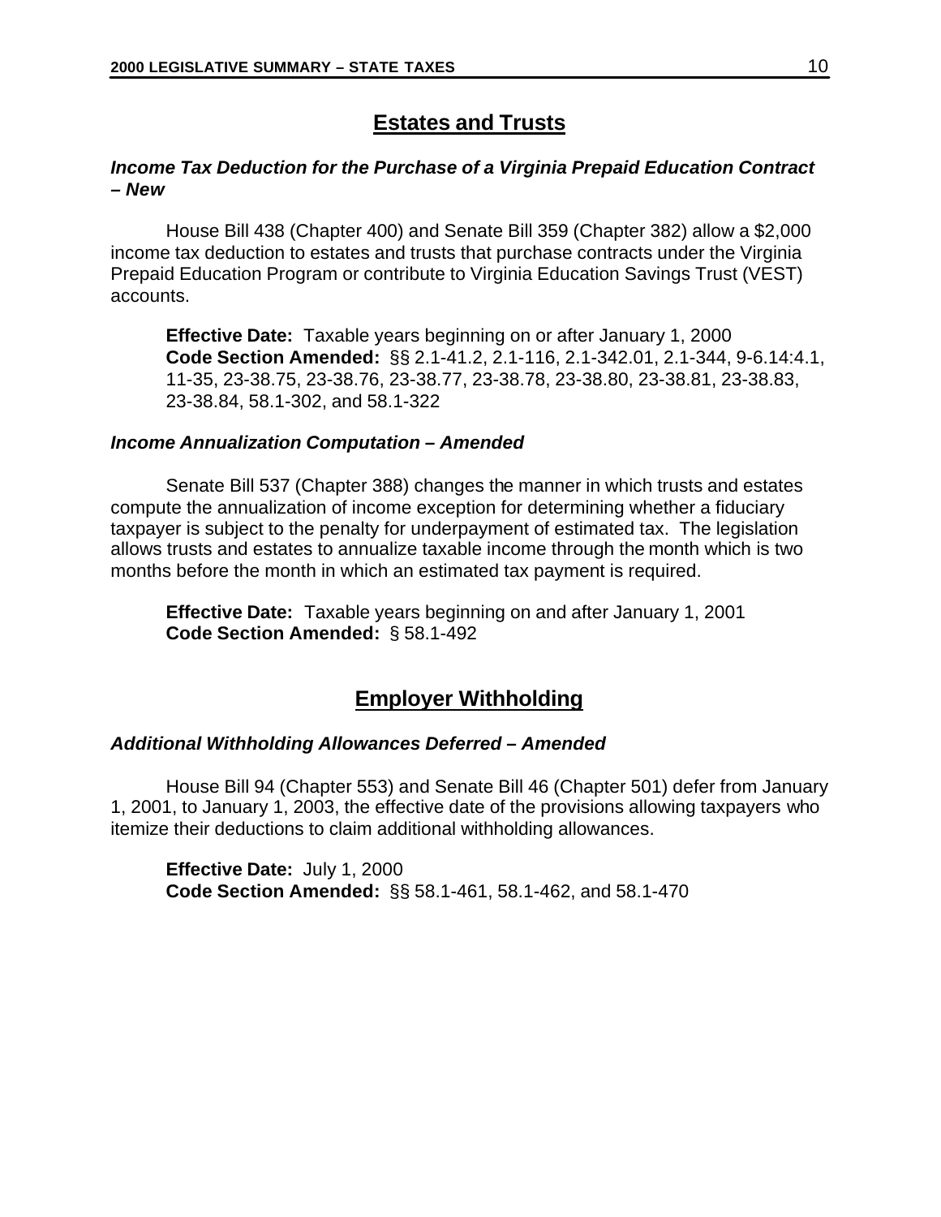## Estates and Trusts

### *Income Tax Deduction for the Purchase of a Virginia Prepaid Education Contract – New*

House Bill 438 (Chapter 400) and Senate Bill 359 (Chapter 382) allow a $2,000 income tax deduction to estates and trusts that purchase contracts under the Virginia Prepaid Education Program or contribute to Virginia Education Savings Trust (VEST) accounts.

**Effective Date:** Taxable years beginning on or after January 1, 2000
**Code Section Amended:** §§ 2.1-41.2, 2.1-116, 2.1-342.01, 2.1-344, 9-6.14:4.1, 11-35, 23-38.75, 23-38.76, 23-38.77, 23-38.78, 23-38.80, 23-38.81, 23-38.83, 23-38.84, 58.1-302, and 58.1-322

### *Income Annualization Computation – Amended*

Senate Bill 537 (Chapter 388) changes the manner in which trusts and estates compute the annualization of income exception for determining whether a fiduciary taxpayer is subject to the penalty for underpayment of estimated tax. The legislation allows trusts and estates to annualize taxable income through the month which is two months before the month in which an estimated tax payment is required.

**Effective Date:** Taxable years beginning on and after January 1, 2001
**Code Section Amended:** § 58.1-492

## Employer Withholding

### *Additional Withholding Allowances Deferred – Amended*

House Bill 94 (Chapter 553) and Senate Bill 46 (Chapter 501) defer from January 1, 2001, to January 1, 2003, the effective date of the provisions allowing taxpayers who itemize their deductions to claim additional withholding allowances.

**Effective Date:** July 1, 2000
**Code Section Amended:** §§ 58.1-461, 58.1-462, and 58.1-470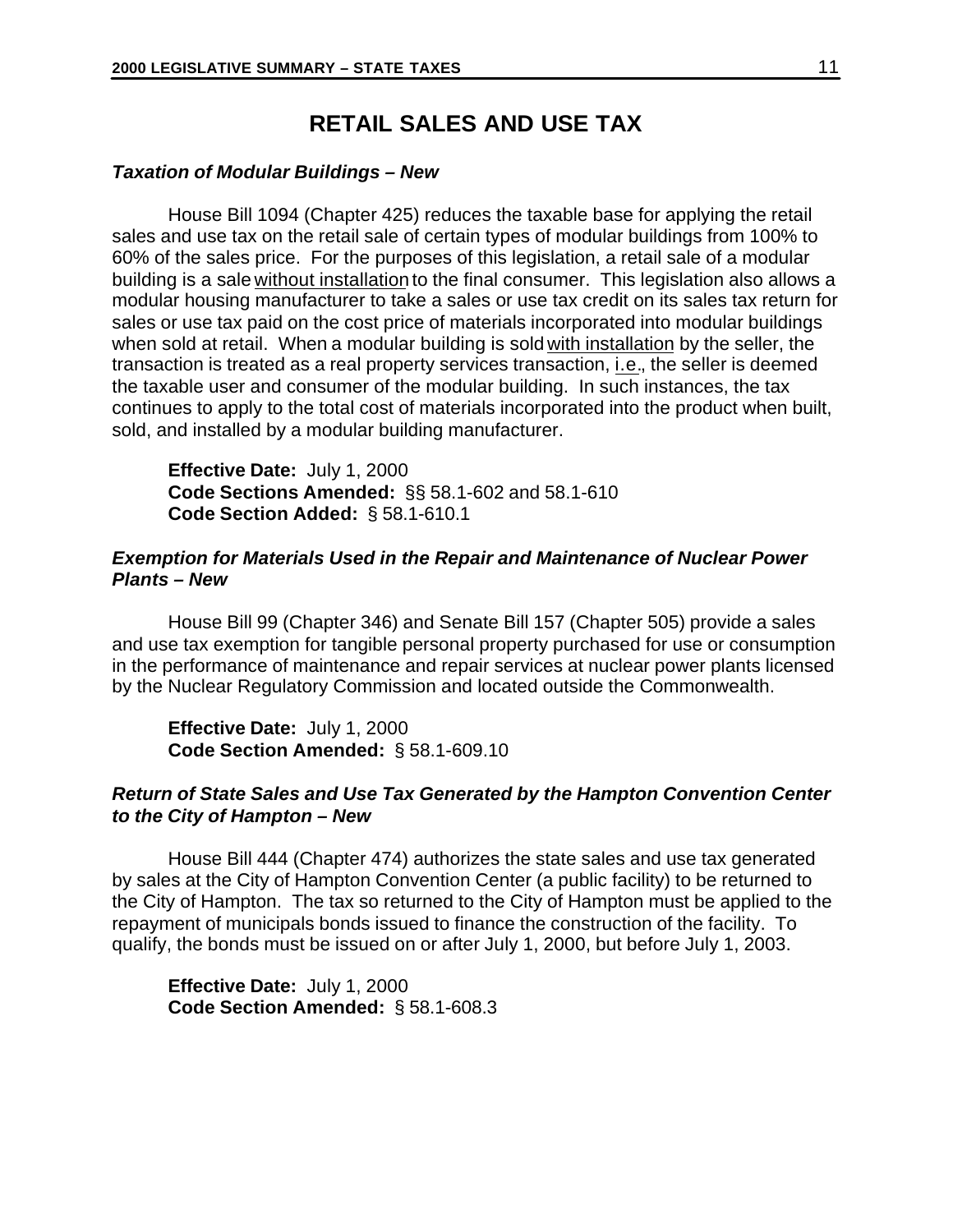# RETAIL SALES AND USE TAX

### *Taxation of Modular Buildings – New*

House Bill 1094 (Chapter 425) reduces the taxable base for applying the retail sales and use tax on the retail sale of certain types of modular buildings from 100% to 60% of the sales price. For the purposes of this legislation, a retail sale of a modular building is a sale without installation to the final consumer. This legislation also allows a modular housing manufacturer to take a sales or use tax credit on its sales tax return for sales or use tax paid on the cost price of materials incorporated into modular buildings when sold at retail. When a modular building is sold with installation by the seller, the transaction is treated as a real property services transaction, i.e., the seller is deemed the taxable user and consumer of the modular building. In such instances, the tax continues to apply to the total cost of materials incorporated into the product when built, sold, and installed by a modular building manufacturer.

**Effective Date:** July 1, 2000
**Code Sections Amended:** §§ 58.1-602 and 58.1-610
**Code Section Added:** § 58.1-610.1

### *Exemption for Materials Used in the Repair and Maintenance of Nuclear Power Plants – New*

House Bill 99 (Chapter 346) and Senate Bill 157 (Chapter 505) provide a sales and use tax exemption for tangible personal property purchased for use or consumption in the performance of maintenance and repair services at nuclear power plants licensed by the Nuclear Regulatory Commission and located outside the Commonwealth.

**Effective Date:** July 1, 2000
**Code Section Amended:** § 58.1-609.10

### *Return of State Sales and Use Tax Generated by the Hampton Convention Center to the City of Hampton – New*

House Bill 444 (Chapter 474) authorizes the state sales and use tax generated by sales at the City of Hampton Convention Center (a public facility) to be returned to the City of Hampton. The tax so returned to the City of Hampton must be applied to the repayment of municipals bonds issued to finance the construction of the facility. To qualify, the bonds must be issued on or after July 1, 2000, but before July 1, 2003.

**Effective Date:** July 1, 2000
**Code Section Amended:** § 58.1-608.3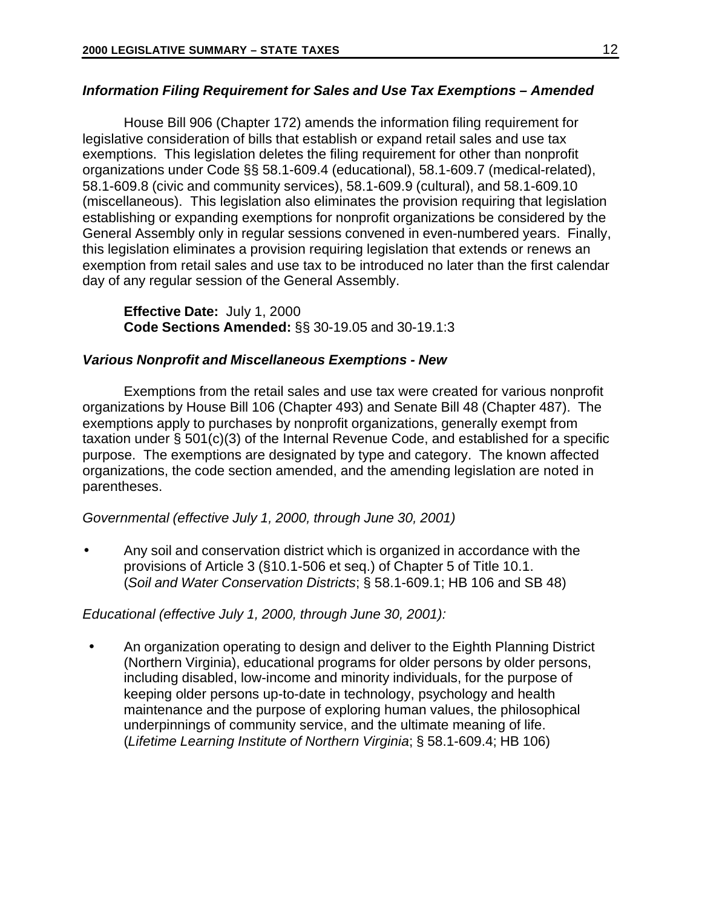### *Information Filing Requirement for Sales and Use Tax Exemptions – Amended*

House Bill 906 (Chapter 172) amends the information filing requirement for legislative consideration of bills that establish or expand retail sales and use tax exemptions. This legislation deletes the filing requirement for other than nonprofit organizations under Code §§ 58.1-609.4 (educational), 58.1-609.7 (medical-related), 58.1-609.8 (civic and community services), 58.1-609.9 (cultural), and 58.1-609.10 (miscellaneous). This legislation also eliminates the provision requiring that legislation establishing or expanding exemptions for nonprofit organizations be considered by the General Assembly only in regular sessions convened in even-numbered years. Finally, this legislation eliminates a provision requiring legislation that extends or renews an exemption from retail sales and use tax to be introduced no later than the first calendar day of any regular session of the General Assembly.

**Effective Date:** July 1, 2000
**Code Sections Amended:** §§ 30-19.05 and 30-19.1:3

### *Various Nonprofit and Miscellaneous Exemptions - New*

Exemptions from the retail sales and use tax were created for various nonprofit organizations by House Bill 106 (Chapter 493) and Senate Bill 48 (Chapter 487). The exemptions apply to purchases by nonprofit organizations, generally exempt from taxation under § 501(c)(3) of the Internal Revenue Code, and established for a specific purpose. The exemptions are designated by type and category. The known affected organizations, the code section amended, and the amending legislation are noted in parentheses.

*Governmental (effective July 1, 2000, through June 30, 2001)*

- Any soil and conservation district which is organized in accordance with the provisions of Article 3 (§10.1-506 et seq.) of Chapter 5 of Title 10.1. (*Soil and Water Conservation Districts*; § 58.1-609.1; HB 106 and SB 48)

*Educational (effective July 1, 2000, through June 30, 2001):*

- An organization operating to design and deliver to the Eighth Planning District (Northern Virginia), educational programs for older persons by older persons, including disabled, low-income and minority individuals, for the purpose of keeping older persons up-to-date in technology, psychology and health maintenance and the purpose of exploring human values, the philosophical underpinnings of community service, and the ultimate meaning of life. (*Lifetime Learning Institute of Northern Virginia*; § 58.1-609.4; HB 106)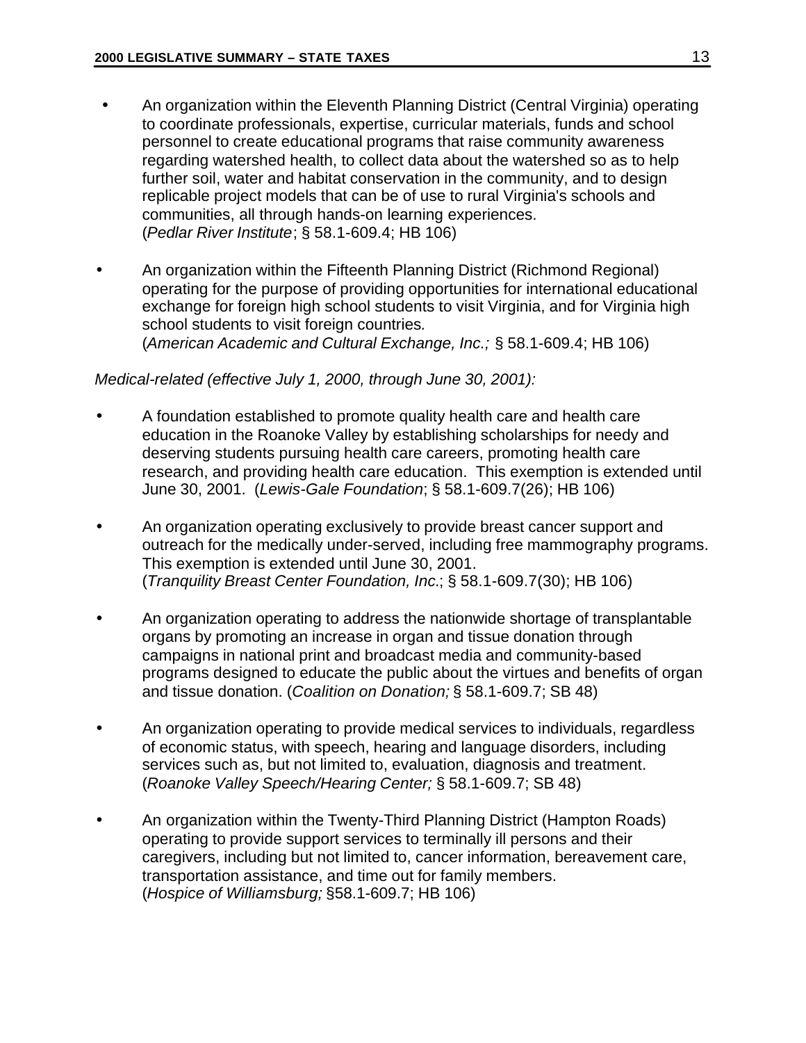- An organization within the Eleventh Planning District (Central Virginia) operating to coordinate professionals, expertise, curricular materials, funds and school personnel to create educational programs that raise community awareness regarding watershed health, to collect data about the watershed so as to help further soil, water and habitat conservation in the community, and to design replicable project models that can be of use to rural Virginia's schools and communities, all through hands-on learning experiences. (*Pedlar River Institute*; § 58.1-609.4; HB 106)

- An organization within the Fifteenth Planning District (Richmond Regional) operating for the purpose of providing opportunities for international educational exchange for foreign high school students to visit Virginia, and for Virginia high school students to visit foreign countries. (*American Academic and Cultural Exchange, Inc.;* § 58.1-609.4; HB 106)

*Medical-related (effective July 1, 2000, through June 30, 2001):*

- A foundation established to promote quality health care and health care education in the Roanoke Valley by establishing scholarships for needy and deserving students pursuing health care careers, promoting health care research, and providing health care education. This exemption is extended until June 30, 2001. (*Lewis-Gale Foundation*; § 58.1-609.7(26); HB 106)

- An organization operating exclusively to provide breast cancer support and outreach for the medically under-served, including free mammography programs. This exemption is extended until June 30, 2001. (*Tranquility Breast Center Foundation, Inc.*; § 58.1-609.7(30); HB 106)

- An organization operating to address the nationwide shortage of transplantable organs by promoting an increase in organ and tissue donation through campaigns in national print and broadcast media and community-based programs designed to educate the public about the virtues and benefits of organ and tissue donation. (*Coalition on Donation;* § 58.1-609.7; SB 48)

- An organization operating to provide medical services to individuals, regardless of economic status, with speech, hearing and language disorders, including services such as, but not limited to, evaluation, diagnosis and treatment. (*Roanoke Valley Speech/Hearing Center;* § 58.1-609.7; SB 48)

- An organization within the Twenty-Third Planning District (Hampton Roads) operating to provide support services to terminally ill persons and their caregivers, including but not limited to, cancer information, bereavement care, transportation assistance, and time out for family members. (*Hospice of Williamsburg;* §58.1-609.7; HB 106)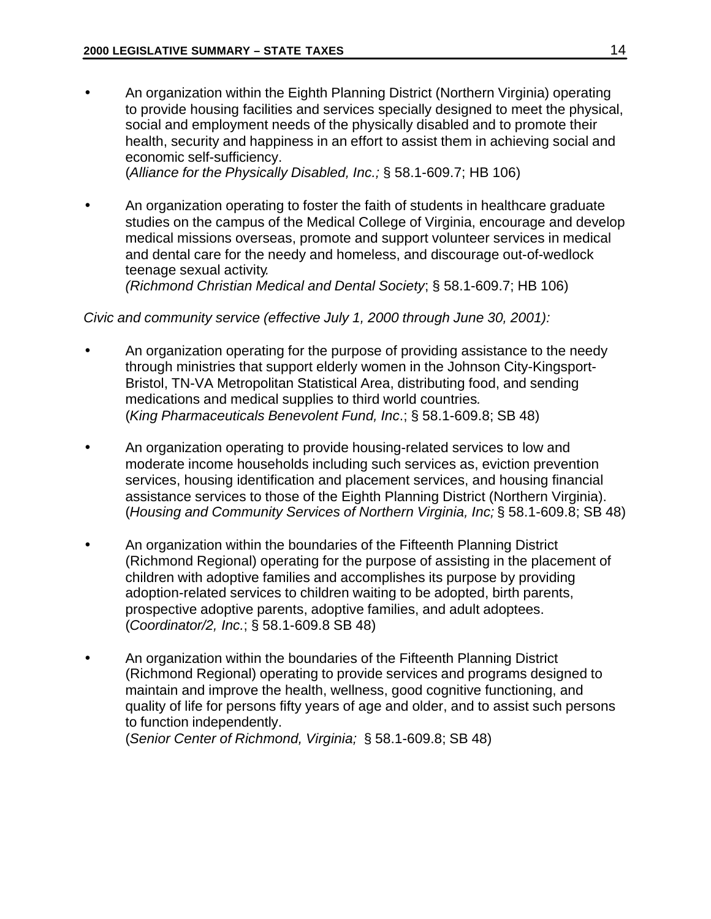- An organization within the Eighth Planning District (Northern Virginia) operating to provide housing facilities and services specially designed to meet the physical, social and employment needs of the physically disabled and to promote their health, security and happiness in an effort to assist them in achieving social and economic self-sufficiency.
  (*Alliance for the Physically Disabled, Inc.;* § 58.1-609.7; HB 106)

- An organization operating to foster the faith of students in healthcare graduate studies on the campus of the Medical College of Virginia, encourage and develop medical missions overseas, promote and support volunteer services in medical and dental care for the needy and homeless, and discourage out-of-wedlock teenage sexual activity.
  *(Richmond Christian Medical and Dental Society*; § 58.1-609.7; HB 106)

*Civic and community service (effective July 1, 2000 through June 30, 2001):*

- An organization operating for the purpose of providing assistance to the needy through ministries that support elderly women in the Johnson City-Kingsport-Bristol, TN-VA Metropolitan Statistical Area, distributing food, and sending medications and medical supplies to third world countries.
  (*King Pharmaceuticals Benevolent Fund, Inc*.; § 58.1-609.8; SB 48)

- An organization operating to provide housing-related services to low and moderate income households including such services as, eviction prevention services, housing identification and placement services, and housing financial assistance services to those of the Eighth Planning District (Northern Virginia).
  (*Housing and Community Services of Northern Virginia, Inc;* § 58.1-609.8; SB 48)

- An organization within the boundaries of the Fifteenth Planning District (Richmond Regional) operating for the purpose of assisting in the placement of children with adoptive families and accomplishes its purpose by providing adoption-related services to children waiting to be adopted, birth parents, prospective adoptive parents, adoptive families, and adult adoptees.
  (*Coordinator/2, Inc.*; § 58.1-609.8 SB 48)

- An organization within the boundaries of the Fifteenth Planning District (Richmond Regional) operating to provide services and programs designed to maintain and improve the health, wellness, good cognitive functioning, and quality of life for persons fifty years of age and older, and to assist such persons to function independently.
  (*Senior Center of Richmond, Virginia;* § 58.1-609.8; SB 48)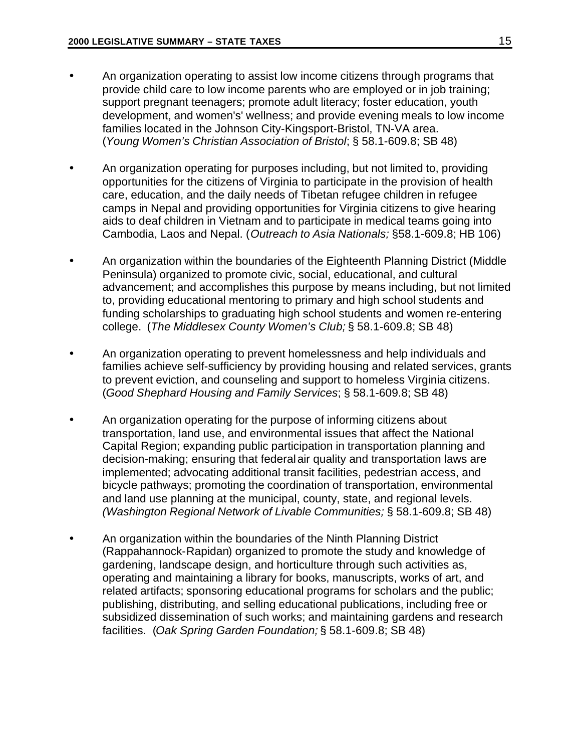- An organization operating to assist low income citizens through programs that provide child care to low income parents who are employed or in job training; support pregnant teenagers; promote adult literacy; foster education, youth development, and women's' wellness; and provide evening meals to low income families located in the Johnson City-Kingsport-Bristol, TN-VA area. (*Young Women's Christian Association of Bristol*; § 58.1-609.8; SB 48)

- An organization operating for purposes including, but not limited to, providing opportunities for the citizens of Virginia to participate in the provision of health care, education, and the daily needs of Tibetan refugee children in refugee camps in Nepal and providing opportunities for Virginia citizens to give hearing aids to deaf children in Vietnam and to participate in medical teams going into Cambodia, Laos and Nepal. (*Outreach to Asia Nationals;* §58.1-609.8; HB 106)

- An organization within the boundaries of the Eighteenth Planning District (Middle Peninsula) organized to promote civic, social, educational, and cultural advancement; and accomplishes this purpose by means including, but not limited to, providing educational mentoring to primary and high school students and funding scholarships to graduating high school students and women re-entering college. (*The Middlesex County Women's Club;* § 58.1-609.8; SB 48)

- An organization operating to prevent homelessness and help individuals and families achieve self-sufficiency by providing housing and related services, grants to prevent eviction, and counseling and support to homeless Virginia citizens. (*Good Shephard Housing and Family Services*; § 58.1-609.8; SB 48)

- An organization operating for the purpose of informing citizens about transportation, land use, and environmental issues that affect the National Capital Region; expanding public participation in transportation planning and decision-making; ensuring that federal air quality and transportation laws are implemented; advocating additional transit facilities, pedestrian access, and bicycle pathways; promoting the coordination of transportation, environmental and land use planning at the municipal, county, state, and regional levels. *(Washington Regional Network of Livable Communities;* § 58.1-609.8; SB 48)

- An organization within the boundaries of the Ninth Planning District (Rappahannock-Rapidan) organized to promote the study and knowledge of gardening, landscape design, and horticulture through such activities as, operating and maintaining a library for books, manuscripts, works of art, and related artifacts; sponsoring educational programs for scholars and the public; publishing, distributing, and selling educational publications, including free or subsidized dissemination of such works; and maintaining gardens and research facilities. (*Oak Spring Garden Foundation;* § 58.1-609.8; SB 48)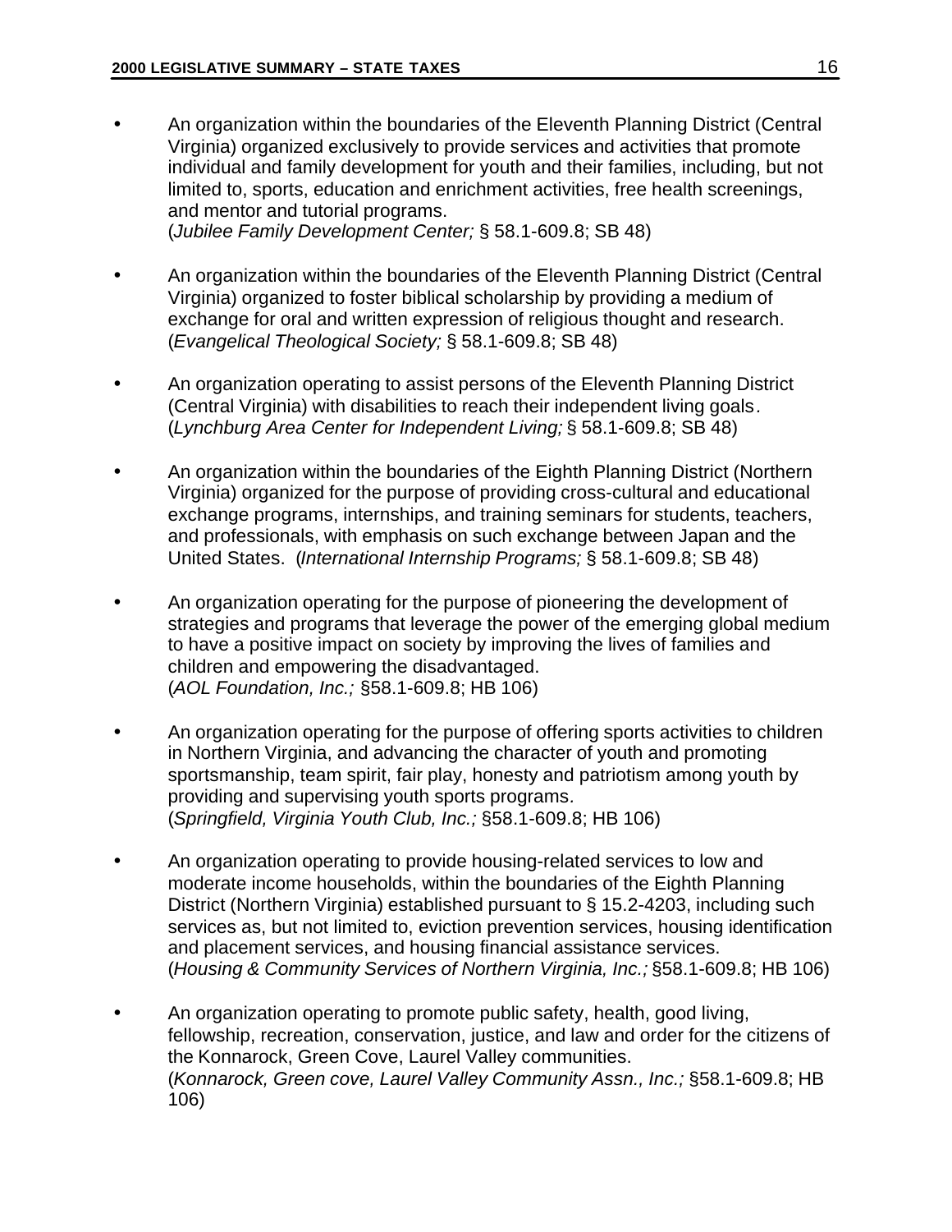- An organization within the boundaries of the Eleventh Planning District (Central Virginia) organized exclusively to provide services and activities that promote individual and family development for youth and their families, including, but not limited to, sports, education and enrichment activities, free health screenings, and mentor and tutorial programs.
  (*Jubilee Family Development Center;* § 58.1-609.8; SB 48)

- An organization within the boundaries of the Eleventh Planning District (Central Virginia) organized to foster biblical scholarship by providing a medium of exchange for oral and written expression of religious thought and research.
  (*Evangelical Theological Society;* § 58.1-609.8; SB 48)

- An organization operating to assist persons of the Eleventh Planning District (Central Virginia) with disabilities to reach their independent living goals.
  (*Lynchburg Area Center for Independent Living;* § 58.1-609.8; SB 48)

- An organization within the boundaries of the Eighth Planning District (Northern Virginia) organized for the purpose of providing cross-cultural and educational exchange programs, internships, and training seminars for students, teachers, and professionals, with emphasis on such exchange between Japan and the United States. (*International Internship Programs;* § 58.1-609.8; SB 48)

- An organization operating for the purpose of pioneering the development of strategies and programs that leverage the power of the emerging global medium to have a positive impact on society by improving the lives of families and children and empowering the disadvantaged.
  (*AOL Foundation, Inc.;* §58.1-609.8; HB 106)

- An organization operating for the purpose of offering sports activities to children in Northern Virginia, and advancing the character of youth and promoting sportsmanship, team spirit, fair play, honesty and patriotism among youth by providing and supervising youth sports programs.
  (*Springfield, Virginia Youth Club, Inc.;* §58.1-609.8; HB 106)

- An organization operating to provide housing-related services to low and moderate income households, within the boundaries of the Eighth Planning District (Northern Virginia) established pursuant to § 15.2-4203, including such services as, but not limited to, eviction prevention services, housing identification and placement services, and housing financial assistance services.
  (*Housing & Community Services of Northern Virginia, Inc.;* §58.1-609.8; HB 106)

- An organization operating to promote public safety, health, good living, fellowship, recreation, conservation, justice, and law and order for the citizens of the Konnarock, Green Cove, Laurel Valley communities.
  (*Konnarock, Green cove, Laurel Valley Community Assn., Inc.;* §58.1-609.8; HB 106)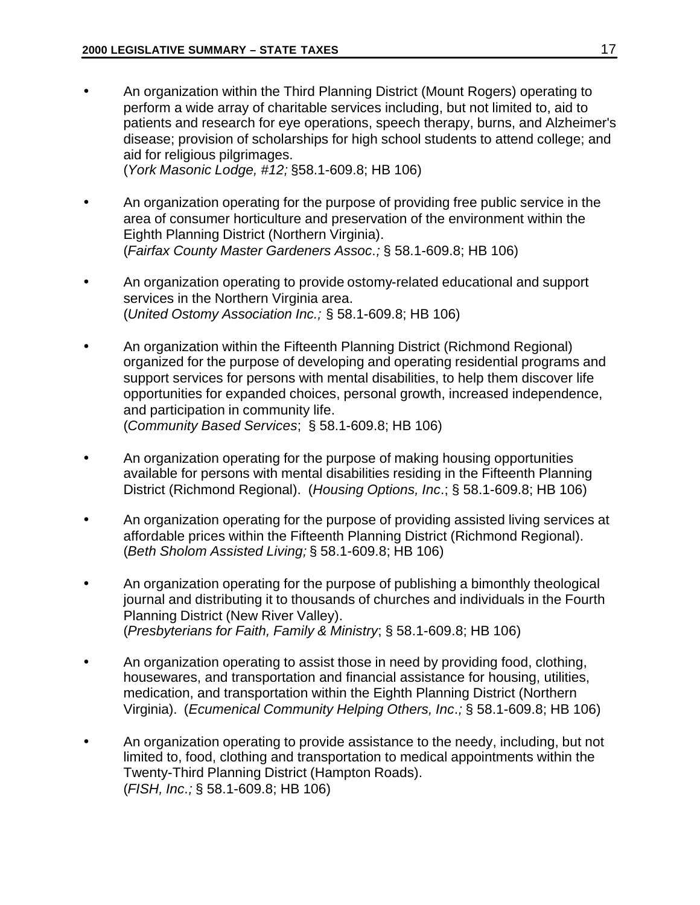- An organization within the Third Planning District (Mount Rogers) operating to perform a wide array of charitable services including, but not limited to, aid to patients and research for eye operations, speech therapy, burns, and Alzheimer's disease; provision of scholarships for high school students to attend college; and aid for religious pilgrimages.
(*York Masonic Lodge, #12;* §58.1-609.8; HB 106)

- An organization operating for the purpose of providing free public service in the area of consumer horticulture and preservation of the environment within the Eighth Planning District (Northern Virginia).
(*Fairfax County Master Gardeners Assoc.;* § 58.1-609.8; HB 106)

- An organization operating to provide ostomy-related educational and support services in the Northern Virginia area.
(*United Ostomy Association Inc.;* § 58.1-609.8; HB 106)

- An organization within the Fifteenth Planning District (Richmond Regional) organized for the purpose of developing and operating residential programs and support services for persons with mental disabilities, to help them discover life opportunities for expanded choices, personal growth, increased independence, and participation in community life.
(*Community Based Services*; § 58.1-609.8; HB 106)

- An organization operating for the purpose of making housing opportunities available for persons with mental disabilities residing in the Fifteenth Planning District (Richmond Regional). (*Housing Options, Inc*.; § 58.1-609.8; HB 106)

- An organization operating for the purpose of providing assisted living services at affordable prices within the Fifteenth Planning District (Richmond Regional).
(*Beth Sholom Assisted Living;* § 58.1-609.8; HB 106)

- An organization operating for the purpose of publishing a bimonthly theological journal and distributing it to thousands of churches and individuals in the Fourth Planning District (New River Valley).
(*Presbyterians for Faith, Family & Ministry*; § 58.1-609.8; HB 106)

- An organization operating to assist those in need by providing food, clothing, housewares, and transportation and financial assistance for housing, utilities, medication, and transportation within the Eighth Planning District (Northern Virginia). (*Ecumenical Community Helping Others, Inc.;* § 58.1-609.8; HB 106)

- An organization operating to provide assistance to the needy, including, but not limited to, food, clothing and transportation to medical appointments within the Twenty-Third Planning District (Hampton Roads).
(*FISH, Inc.;* § 58.1-609.8; HB 106)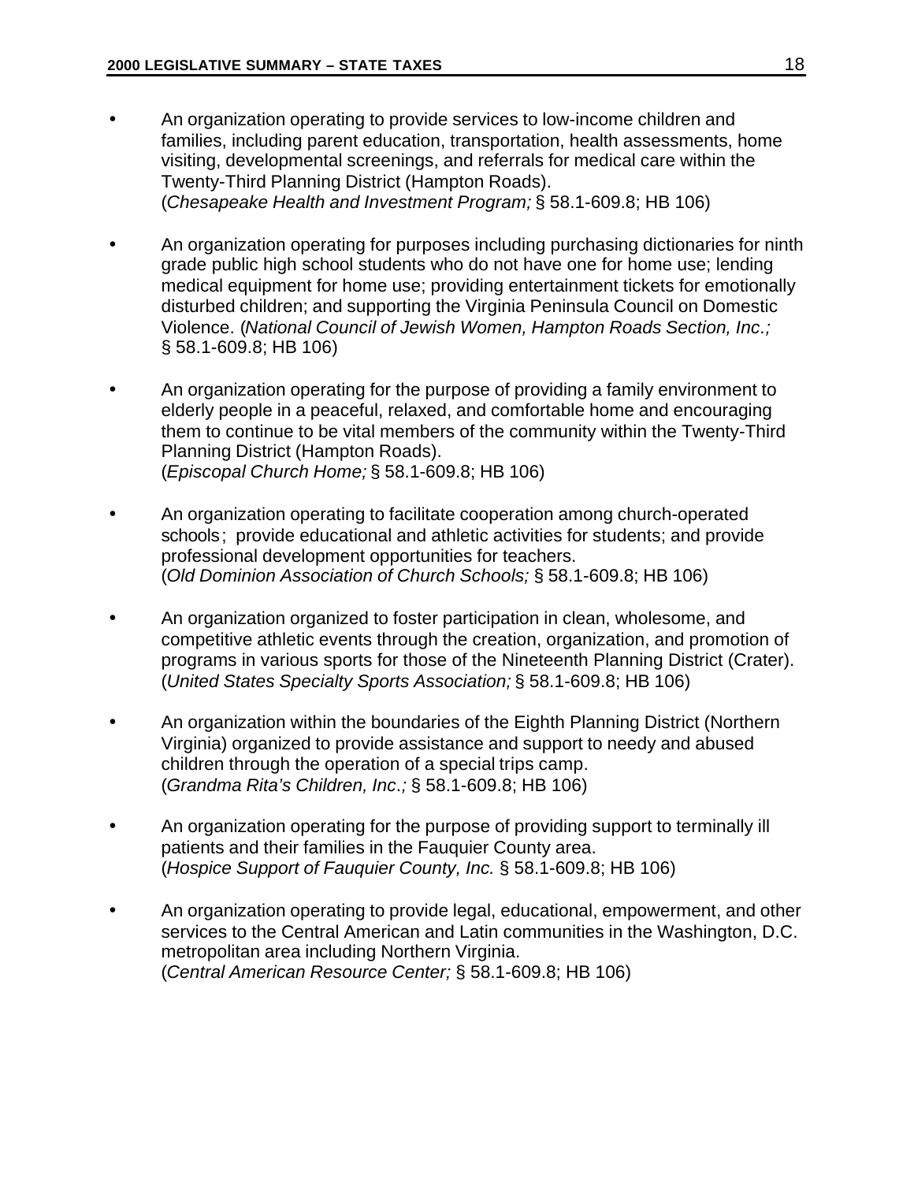- An organization operating to provide services to low-income children and families, including parent education, transportation, health assessments, home visiting, developmental screenings, and referrals for medical care within the Twenty-Third Planning District (Hampton Roads). (*Chesapeake Health and Investment Program;* § 58.1-609.8; HB 106)

- An organization operating for purposes including purchasing dictionaries for ninth grade public high school students who do not have one for home use; lending medical equipment for home use; providing entertainment tickets for emotionally disturbed children; and supporting the Virginia Peninsula Council on Domestic Violence. (*National Council of Jewish Women, Hampton Roads Section, Inc.;* § 58.1-609.8; HB 106)

- An organization operating for the purpose of providing a family environment to elderly people in a peaceful, relaxed, and comfortable home and encouraging them to continue to be vital members of the community within the Twenty-Third Planning District (Hampton Roads). (*Episcopal Church Home;* § 58.1-609.8; HB 106)

- An organization operating to facilitate cooperation among church-operated schools; provide educational and athletic activities for students; and provide professional development opportunities for teachers. (*Old Dominion Association of Church Schools;* § 58.1-609.8; HB 106)

- An organization organized to foster participation in clean, wholesome, and competitive athletic events through the creation, organization, and promotion of programs in various sports for those of the Nineteenth Planning District (Crater). (*United States Specialty Sports Association;* § 58.1-609.8; HB 106)

- An organization within the boundaries of the Eighth Planning District (Northern Virginia) organized to provide assistance and support to needy and abused children through the operation of a special trips camp. (*Grandma Rita's Children, Inc.;* § 58.1-609.8; HB 106)

- An organization operating for the purpose of providing support to terminally ill patients and their families in the Fauquier County area. (*Hospice Support of Fauquier County, Inc.* § 58.1-609.8; HB 106)

- An organization operating to provide legal, educational, empowerment, and other services to the Central American and Latin communities in the Washington, D.C. metropolitan area including Northern Virginia. (*Central American Resource Center;* § 58.1-609.8; HB 106)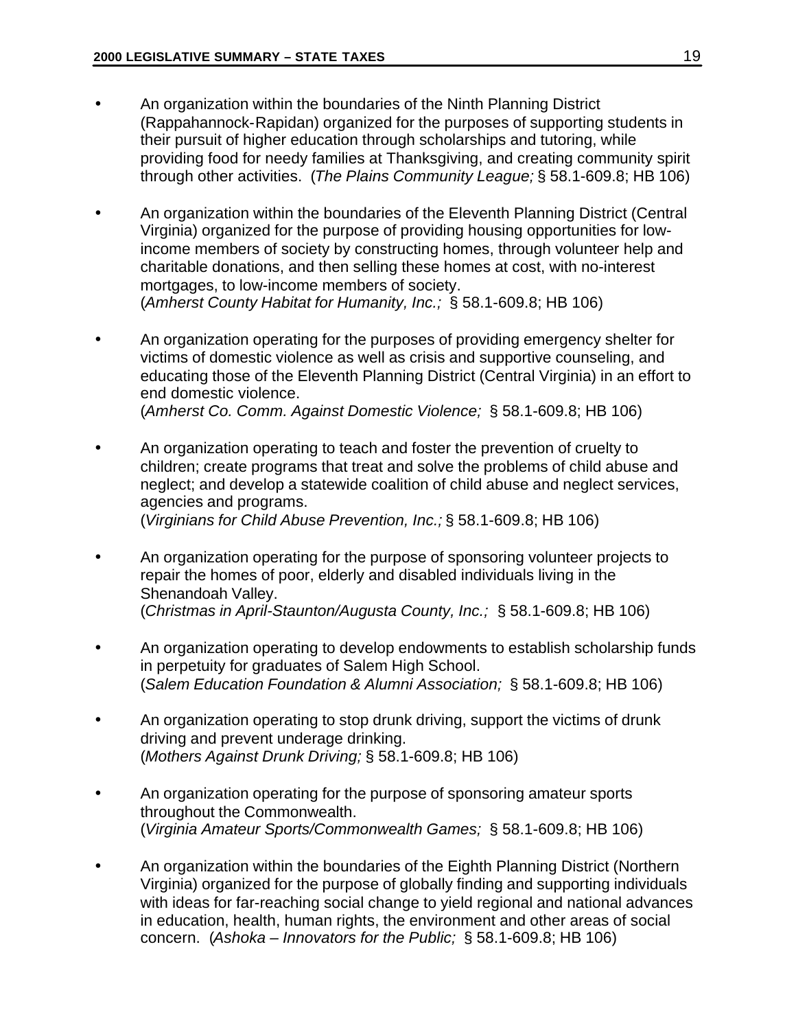- An organization within the boundaries of the Ninth Planning District (Rappahannock-Rapidan) organized for the purposes of supporting students in their pursuit of higher education through scholarships and tutoring, while providing food for needy families at Thanksgiving, and creating community spirit through other activities. (*The Plains Community League;* § 58.1-609.8; HB 106)

- An organization within the boundaries of the Eleventh Planning District (Central Virginia) organized for the purpose of providing housing opportunities for low-income members of society by constructing homes, through volunteer help and charitable donations, and then selling these homes at cost, with no-interest mortgages, to low-income members of society.
(*Amherst County Habitat for Humanity, Inc.;* § 58.1-609.8; HB 106)

- An organization operating for the purposes of providing emergency shelter for victims of domestic violence as well as crisis and supportive counseling, and educating those of the Eleventh Planning District (Central Virginia) in an effort to end domestic violence.
(*Amherst Co. Comm. Against Domestic Violence;* § 58.1-609.8; HB 106)

- An organization operating to teach and foster the prevention of cruelty to children; create programs that treat and solve the problems of child abuse and neglect; and develop a statewide coalition of child abuse and neglect services, agencies and programs.
(*Virginians for Child Abuse Prevention, Inc.;* § 58.1-609.8; HB 106)

- An organization operating for the purpose of sponsoring volunteer projects to repair the homes of poor, elderly and disabled individuals living in the Shenandoah Valley.
(*Christmas in April-Staunton/Augusta County, Inc.;* § 58.1-609.8; HB 106)

- An organization operating to develop endowments to establish scholarship funds in perpetuity for graduates of Salem High School.
(*Salem Education Foundation & Alumni Association;* § 58.1-609.8; HB 106)

- An organization operating to stop drunk driving, support the victims of drunk driving and prevent underage drinking.
(*Mothers Against Drunk Driving;* § 58.1-609.8; HB 106)

- An organization operating for the purpose of sponsoring amateur sports throughout the Commonwealth.
(*Virginia Amateur Sports/Commonwealth Games;* § 58.1-609.8; HB 106)

- An organization within the boundaries of the Eighth Planning District (Northern Virginia) organized for the purpose of globally finding and supporting individuals with ideas for far-reaching social change to yield regional and national advances in education, health, human rights, the environment and other areas of social concern. (*Ashoka – Innovators for the Public;* § 58.1-609.8; HB 106)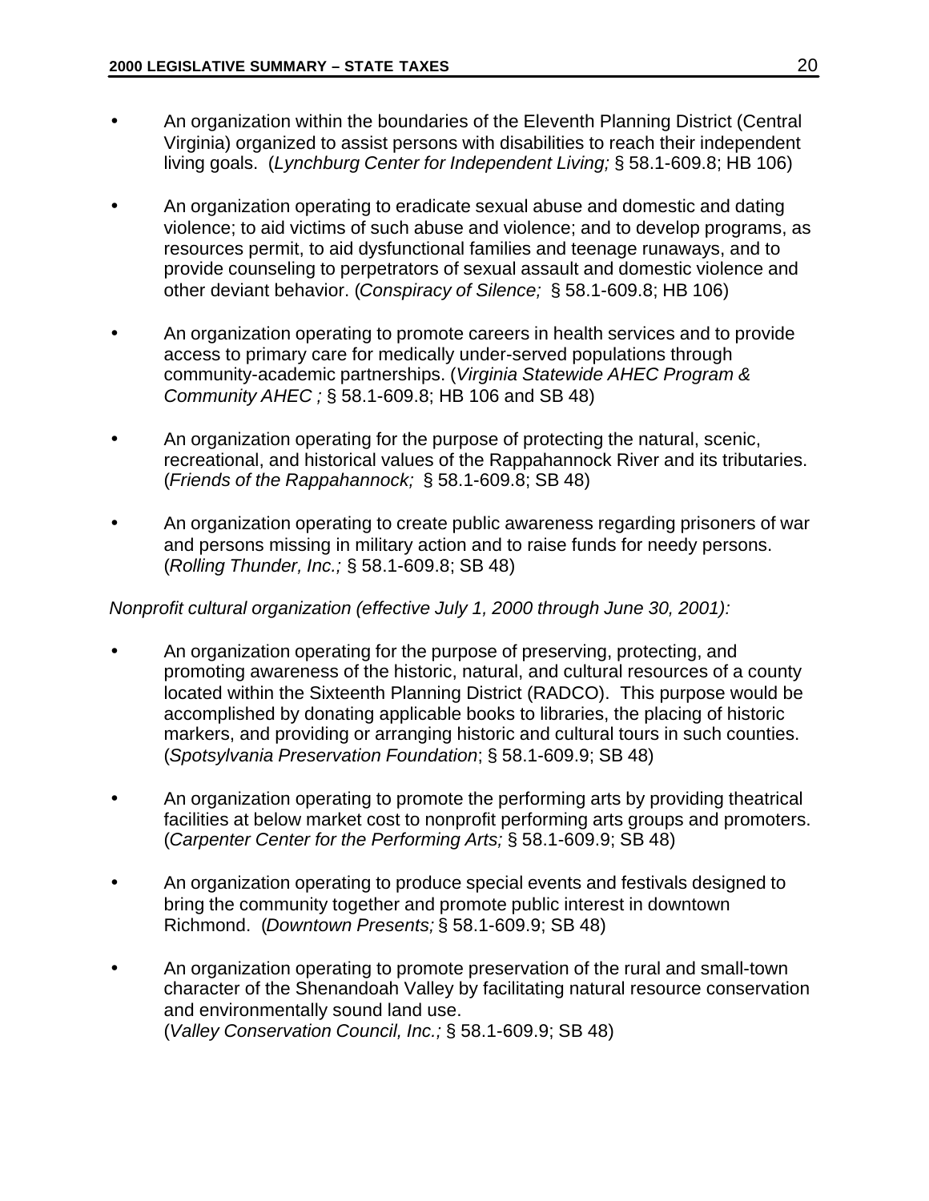- An organization within the boundaries of the Eleventh Planning District (Central Virginia) organized to assist persons with disabilities to reach their independent living goals. (*Lynchburg Center for Independent Living;* § 58.1-609.8; HB 106)

- An organization operating to eradicate sexual abuse and domestic and dating violence; to aid victims of such abuse and violence; and to develop programs, as resources permit, to aid dysfunctional families and teenage runaways, and to provide counseling to perpetrators of sexual assault and domestic violence and other deviant behavior. (*Conspiracy of Silence;* § 58.1-609.8; HB 106)

- An organization operating to promote careers in health services and to provide access to primary care for medically under-served populations through community-academic partnerships. (*Virginia Statewide AHEC Program & Community AHEC ;* § 58.1-609.8; HB 106 and SB 48)

- An organization operating for the purpose of protecting the natural, scenic, recreational, and historical values of the Rappahannock River and its tributaries. (*Friends of the Rappahannock;* § 58.1-609.8; SB 48)

- An organization operating to create public awareness regarding prisoners of war and persons missing in military action and to raise funds for needy persons. (*Rolling Thunder, Inc.;* § 58.1-609.8; SB 48)

*Nonprofit cultural organization (effective July 1, 2000 through June 30, 2001):*

- An organization operating for the purpose of preserving, protecting, and promoting awareness of the historic, natural, and cultural resources of a county located within the Sixteenth Planning District (RADCO). This purpose would be accomplished by donating applicable books to libraries, the placing of historic markers, and providing or arranging historic and cultural tours in such counties. (*Spotsylvania Preservation Foundation*; § 58.1-609.9; SB 48)

- An organization operating to promote the performing arts by providing theatrical facilities at below market cost to nonprofit performing arts groups and promoters. (*Carpenter Center for the Performing Arts;* § 58.1-609.9; SB 48)

- An organization operating to produce special events and festivals designed to bring the community together and promote public interest in downtown Richmond. (*Downtown Presents;* § 58.1-609.9; SB 48)

- An organization operating to promote preservation of the rural and small-town character of the Shenandoah Valley by facilitating natural resource conservation and environmentally sound land use. (*Valley Conservation Council, Inc.;* § 58.1-609.9; SB 48)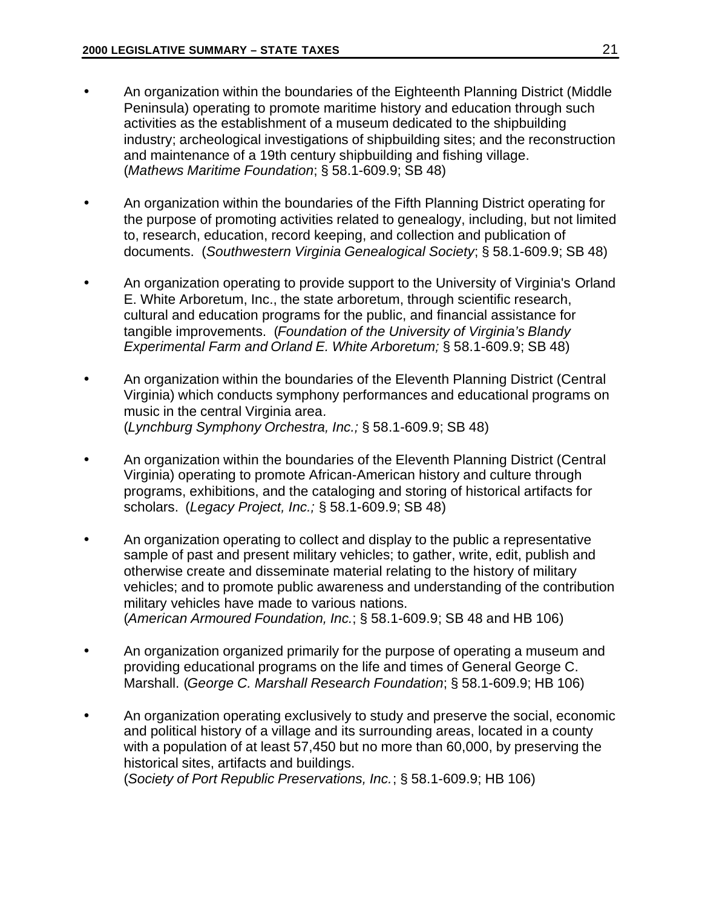- An organization within the boundaries of the Eighteenth Planning District (Middle Peninsula) operating to promote maritime history and education through such activities as the establishment of a museum dedicated to the shipbuilding industry; archeological investigations of shipbuilding sites; and the reconstruction and maintenance of a 19th century shipbuilding and fishing village. (*Mathews Maritime Foundation*; § 58.1-609.9; SB 48)

- An organization within the boundaries of the Fifth Planning District operating for the purpose of promoting activities related to genealogy, including, but not limited to, research, education, record keeping, and collection and publication of documents. (*Southwestern Virginia Genealogical Society*; § 58.1-609.9; SB 48)

- An organization operating to provide support to the University of Virginia's Orland E. White Arboretum, Inc., the state arboretum, through scientific research, cultural and education programs for the public, and financial assistance for tangible improvements. (*Foundation of the University of Virginia's Blandy Experimental Farm and Orland E. White Arboretum;* § 58.1-609.9; SB 48)

- An organization within the boundaries of the Eleventh Planning District (Central Virginia) which conducts symphony performances and educational programs on music in the central Virginia area. (*Lynchburg Symphony Orchestra, Inc.;* § 58.1-609.9; SB 48)

- An organization within the boundaries of the Eleventh Planning District (Central Virginia) operating to promote African-American history and culture through programs, exhibitions, and the cataloging and storing of historical artifacts for scholars. (*Legacy Project, Inc.;* § 58.1-609.9; SB 48)

- An organization operating to collect and display to the public a representative sample of past and present military vehicles; to gather, write, edit, publish and otherwise create and disseminate material relating to the history of military vehicles; and to promote public awareness and understanding of the contribution military vehicles have made to various nations. (*American Armoured Foundation, Inc.*; § 58.1-609.9; SB 48 and HB 106)

- An organization organized primarily for the purpose of operating a museum and providing educational programs on the life and times of General George C. Marshall. (*George C. Marshall Research Foundation*; § 58.1-609.9; HB 106)

- An organization operating exclusively to study and preserve the social, economic and political history of a village and its surrounding areas, located in a county with a population of at least 57,450 but no more than 60,000, by preserving the historical sites, artifacts and buildings. (*Society of Port Republic Preservations, Inc.*; § 58.1-609.9; HB 106)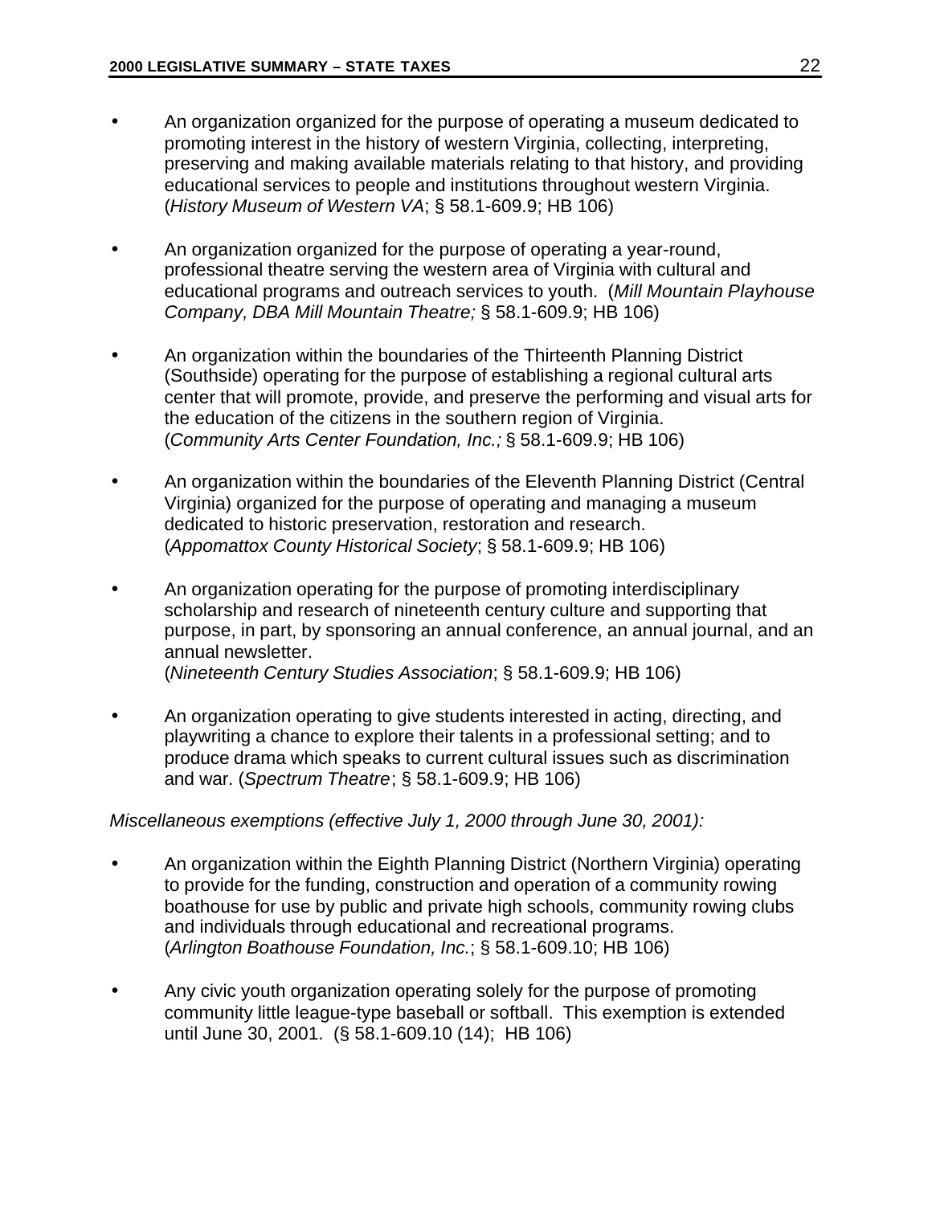- An organization organized for the purpose of operating a museum dedicated to promoting interest in the history of western Virginia, collecting, interpreting, preserving and making available materials relating to that history, and providing educational services to people and institutions throughout western Virginia. (*History Museum of Western VA*; § 58.1-609.9; HB 106)

- An organization organized for the purpose of operating a year-round, professional theatre serving the western area of Virginia with cultural and educational programs and outreach services to youth. (*Mill Mountain Playhouse Company, DBA Mill Mountain Theatre;* § 58.1-609.9; HB 106)

- An organization within the boundaries of the Thirteenth Planning District (Southside) operating for the purpose of establishing a regional cultural arts center that will promote, provide, and preserve the performing and visual arts for the education of the citizens in the southern region of Virginia. (*Community Arts Center Foundation, Inc.;* § 58.1-609.9; HB 106)

- An organization within the boundaries of the Eleventh Planning District (Central Virginia) organized for the purpose of operating and managing a museum dedicated to historic preservation, restoration and research. (*Appomattox County Historical Society*; § 58.1-609.9; HB 106)

- An organization operating for the purpose of promoting interdisciplinary scholarship and research of nineteenth century culture and supporting that purpose, in part, by sponsoring an annual conference, an annual journal, and an annual newsletter. (*Nineteenth Century Studies Association*; § 58.1-609.9; HB 106)

- An organization operating to give students interested in acting, directing, and playwriting a chance to explore their talents in a professional setting; and to produce drama which speaks to current cultural issues such as discrimination and war. (*Spectrum Theatre*; § 58.1-609.9; HB 106)

*Miscellaneous exemptions (effective July 1, 2000 through June 30, 2001):*

- An organization within the Eighth Planning District (Northern Virginia) operating to provide for the funding, construction and operation of a community rowing boathouse for use by public and private high schools, community rowing clubs and individuals through educational and recreational programs. (*Arlington Boathouse Foundation, Inc.*; § 58.1-609.10; HB 106)

- Any civic youth organization operating solely for the purpose of promoting community little league-type baseball or softball. This exemption is extended until June 30, 2001. (§ 58.1-609.10 (14); HB 106)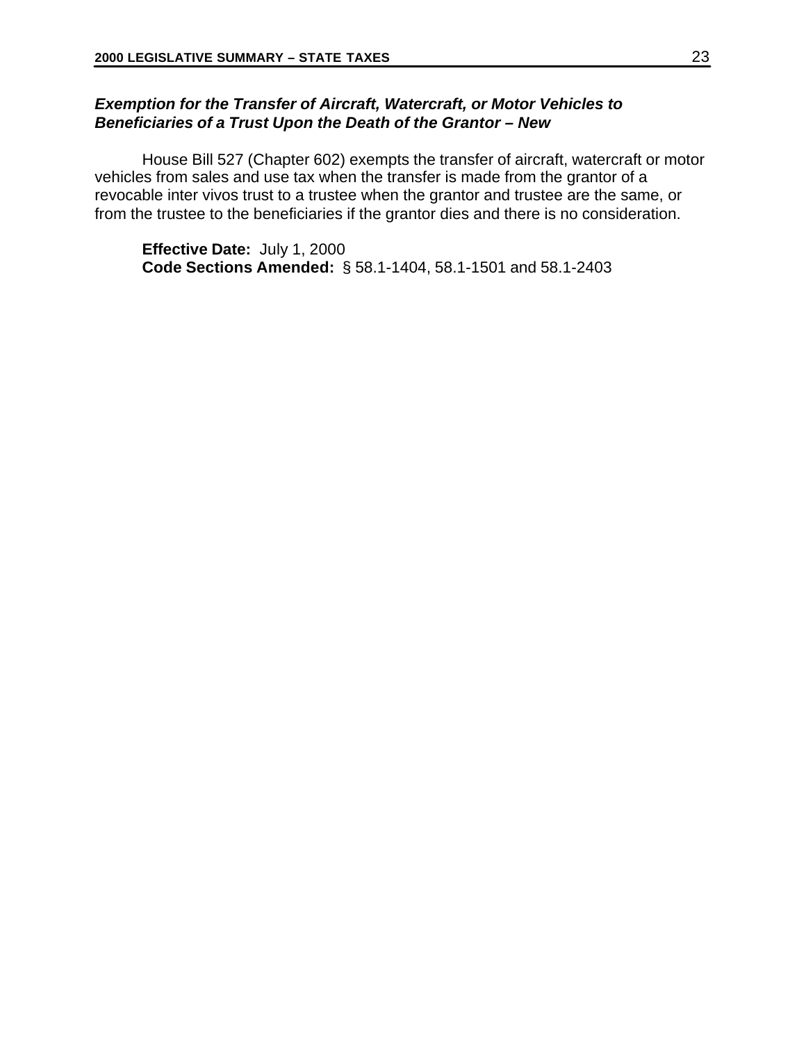### *Exemption for the Transfer of Aircraft, Watercraft, or Motor Vehicles to Beneficiaries of a Trust Upon the Death of the Grantor – New*

House Bill 527 (Chapter 602) exempts the transfer of aircraft, watercraft or motor vehicles from sales and use tax when the transfer is made from the grantor of a revocable inter vivos trust to a trustee when the grantor and trustee are the same, or from the trustee to the beneficiaries if the grantor dies and there is no consideration.

**Effective Date:** July 1, 2000
**Code Sections Amended:** § 58.1-1404, 58.1-1501 and 58.1-2403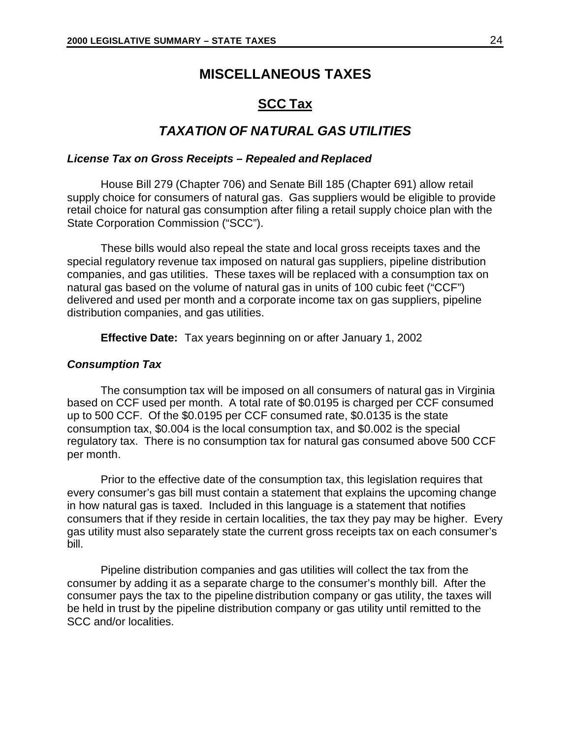# MISCELLANEOUS TAXES

## SCC Tax

## *TAXATION OF NATURAL GAS UTILITIES*

***License Tax on Gross Receipts – Repealed and Replaced***

House Bill 279 (Chapter 706) and Senate Bill 185 (Chapter 691) allow retail supply choice for consumers of natural gas. Gas suppliers would be eligible to provide retail choice for natural gas consumption after filing a retail supply choice plan with the State Corporation Commission ("SCC").

These bills would also repeal the state and local gross receipts taxes and the special regulatory revenue tax imposed on natural gas suppliers, pipeline distribution companies, and gas utilities. These taxes will be replaced with a consumption tax on natural gas based on the volume of natural gas in units of 100 cubic feet ("CCF") delivered and used per month and a corporate income tax on gas suppliers, pipeline distribution companies, and gas utilities.

**Effective Date:** Tax years beginning on or after January 1, 2002

***Consumption Tax***

The consumption tax will be imposed on all consumers of natural gas in Virginia based on CCF used per month. A total rate of $0.0195 is charged per CCF consumed up to 500 CCF. Of the $0.0195 per CCF consumed rate, $0.0135 is the state consumption tax, $0.004 is the local consumption tax, and $0.002 is the special regulatory tax. There is no consumption tax for natural gas consumed above 500 CCF per month.

Prior to the effective date of the consumption tax, this legislation requires that every consumer's gas bill must contain a statement that explains the upcoming change in how natural gas is taxed. Included in this language is a statement that notifies consumers that if they reside in certain localities, the tax they pay may be higher. Every gas utility must also separately state the current gross receipts tax on each consumer's bill.

Pipeline distribution companies and gas utilities will collect the tax from the consumer by adding it as a separate charge to the consumer's monthly bill. After the consumer pays the tax to the pipeline distribution company or gas utility, the taxes will be held in trust by the pipeline distribution company or gas utility until remitted to the SCC and/or localities.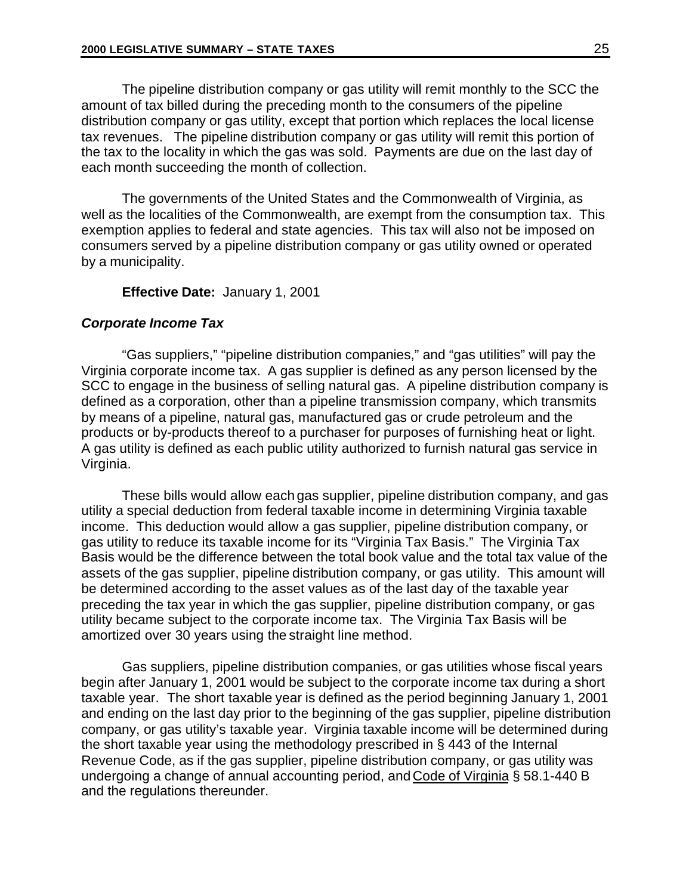The pipeline distribution company or gas utility will remit monthly to the SCC the amount of tax billed during the preceding month to the consumers of the pipeline distribution company or gas utility, except that portion which replaces the local license tax revenues. The pipeline distribution company or gas utility will remit this portion of the tax to the locality in which the gas was sold. Payments are due on the last day of each month succeeding the month of collection.

The governments of the United States and the Commonwealth of Virginia, as well as the localities of the Commonwealth, are exempt from the consumption tax. This exemption applies to federal and state agencies. This tax will also not be imposed on consumers served by a pipeline distribution company or gas utility owned or operated by a municipality.

**Effective Date:** January 1, 2001

***Corporate Income Tax***

"Gas suppliers," "pipeline distribution companies," and "gas utilities" will pay the Virginia corporate income tax. A gas supplier is defined as any person licensed by the SCC to engage in the business of selling natural gas. A pipeline distribution company is defined as a corporation, other than a pipeline transmission company, which transmits by means of a pipeline, natural gas, manufactured gas or crude petroleum and the products or by-products thereof to a purchaser for purposes of furnishing heat or light. A gas utility is defined as each public utility authorized to furnish natural gas service in Virginia.

These bills would allow each gas supplier, pipeline distribution company, and gas utility a special deduction from federal taxable income in determining Virginia taxable income. This deduction would allow a gas supplier, pipeline distribution company, or gas utility to reduce its taxable income for its "Virginia Tax Basis." The Virginia Tax Basis would be the difference between the total book value and the total tax value of the assets of the gas supplier, pipeline distribution company, or gas utility. This amount will be determined according to the asset values as of the last day of the taxable year preceding the tax year in which the gas supplier, pipeline distribution company, or gas utility became subject to the corporate income tax. The Virginia Tax Basis will be amortized over 30 years using the straight line method.

Gas suppliers, pipeline distribution companies, or gas utilities whose fiscal years begin after January 1, 2001 would be subject to the corporate income tax during a short taxable year. The short taxable year is defined as the period beginning January 1, 2001 and ending on the last day prior to the beginning of the gas supplier, pipeline distribution company, or gas utility's taxable year. Virginia taxable income will be determined during the short taxable year using the methodology prescribed in § 443 of the Internal Revenue Code, as if the gas supplier, pipeline distribution company, or gas utility was undergoing a change of annual accounting period, and Code of Virginia § 58.1-440 B and the regulations thereunder.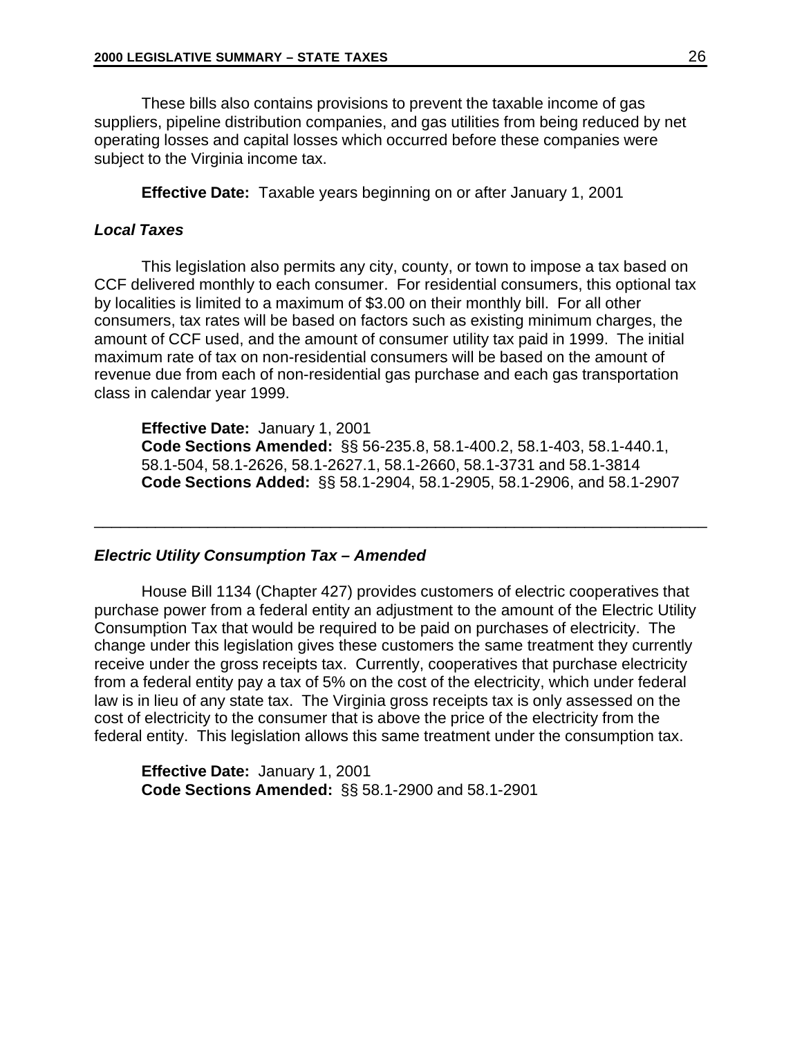These bills also contains provisions to prevent the taxable income of gas suppliers, pipeline distribution companies, and gas utilities from being reduced by net operating losses and capital losses which occurred before these companies were subject to the Virginia income tax.

**Effective Date:** Taxable years beginning on or after January 1, 2001

### *Local Taxes*

This legislation also permits any city, county, or town to impose a tax based on CCF delivered monthly to each consumer. For residential consumers, this optional tax by localities is limited to a maximum of $3.00 on their monthly bill. For all other consumers, tax rates will be based on factors such as existing minimum charges, the amount of CCF used, and the amount of consumer utility tax paid in 1999. The initial maximum rate of tax on non-residential consumers will be based on the amount of revenue due from each of non-residential gas purchase and each gas transportation class in calendar year 1999.

**Effective Date:** January 1, 2001
**Code Sections Amended:** §§ 56-235.8, 58.1-400.2, 58.1-403, 58.1-440.1, 58.1-504, 58.1-2626, 58.1-2627.1, 58.1-2660, 58.1-3731 and 58.1-3814
**Code Sections Added:** §§ 58.1-2904, 58.1-2905, 58.1-2906, and 58.1-2907

---

### *Electric Utility Consumption Tax – Amended*

House Bill 1134 (Chapter 427) provides customers of electric cooperatives that purchase power from a federal entity an adjustment to the amount of the Electric Utility Consumption Tax that would be required to be paid on purchases of electricity. The change under this legislation gives these customers the same treatment they currently receive under the gross receipts tax. Currently, cooperatives that purchase electricity from a federal entity pay a tax of 5% on the cost of the electricity, which under federal law is in lieu of any state tax. The Virginia gross receipts tax is only assessed on the cost of electricity to the consumer that is above the price of the electricity from the federal entity. This legislation allows this same treatment under the consumption tax.

**Effective Date:** January 1, 2001
**Code Sections Amended:** §§ 58.1-2900 and 58.1-2901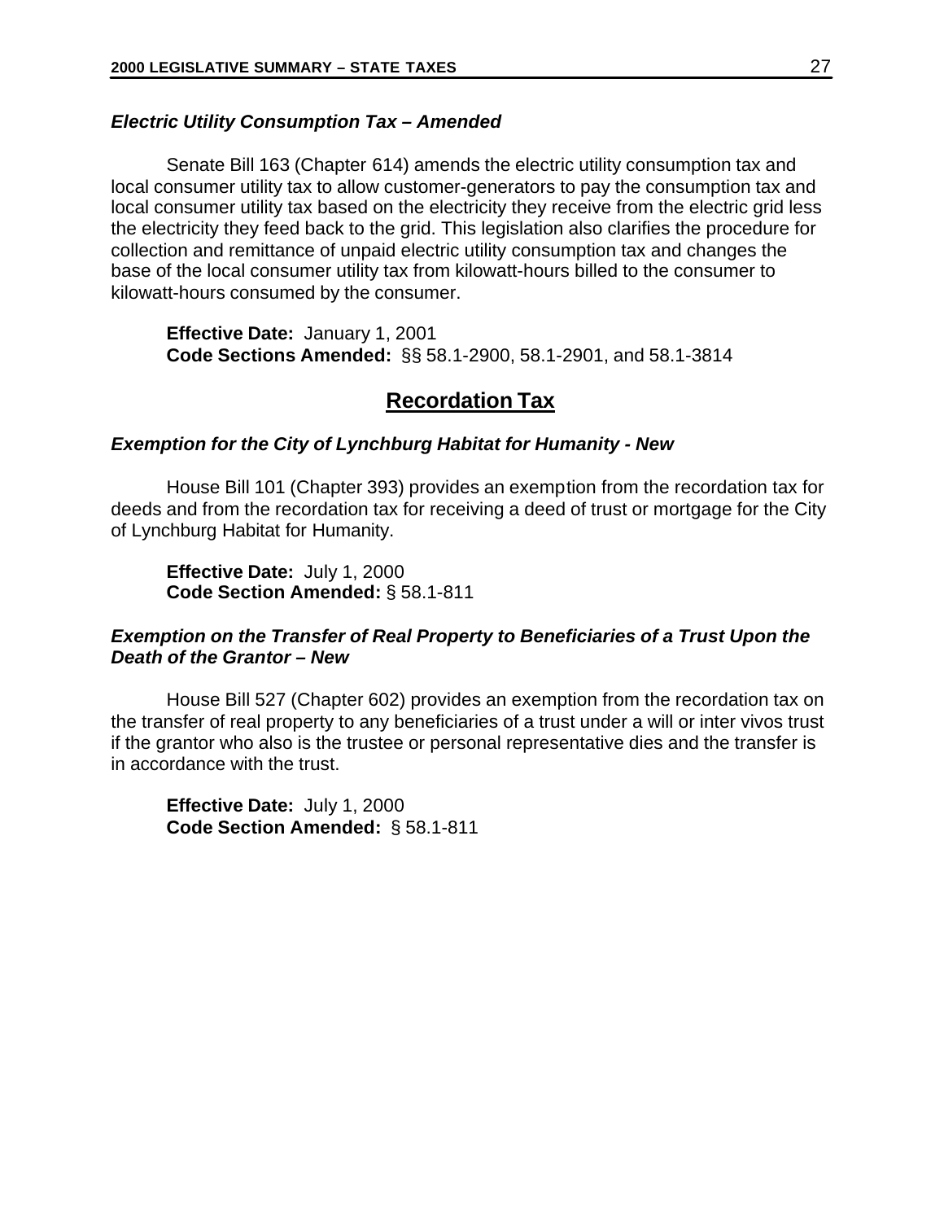### *Electric Utility Consumption Tax – Amended*

Senate Bill 163 (Chapter 614) amends the electric utility consumption tax and local consumer utility tax to allow customer-generators to pay the consumption tax and local consumer utility tax based on the electricity they receive from the electric grid less the electricity they feed back to the grid. This legislation also clarifies the procedure for collection and remittance of unpaid electric utility consumption tax and changes the base of the local consumer utility tax from kilowatt-hours billed to the consumer to kilowatt-hours consumed by the consumer.

**Effective Date:** January 1, 2001
**Code Sections Amended:** §§ 58.1-2900, 58.1-2901, and 58.1-3814

## Recordation Tax

### *Exemption for the City of Lynchburg Habitat for Humanity - New*

House Bill 101 (Chapter 393) provides an exemption from the recordation tax for deeds and from the recordation tax for receiving a deed of trust or mortgage for the City of Lynchburg Habitat for Humanity.

**Effective Date:** July 1, 2000
**Code Section Amended:** § 58.1-811

### *Exemption on the Transfer of Real Property to Beneficiaries of a Trust Upon the Death of the Grantor – New*

House Bill 527 (Chapter 602) provides an exemption from the recordation tax on the transfer of real property to any beneficiaries of a trust under a will or inter vivos trust if the grantor who also is the trustee or personal representative dies and the transfer is in accordance with the trust.

**Effective Date:** July 1, 2000
**Code Section Amended:** § 58.1-811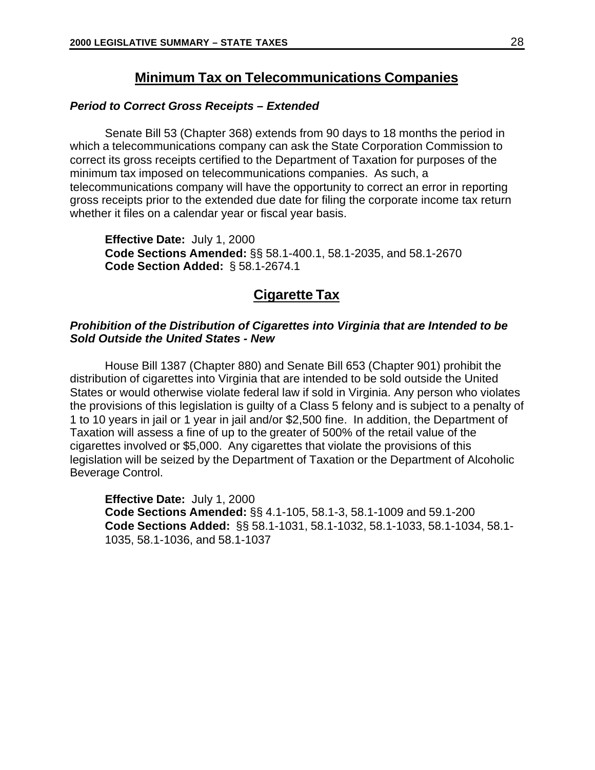## Minimum Tax on Telecommunications Companies

### *Period to Correct Gross Receipts – Extended*

Senate Bill 53 (Chapter 368) extends from 90 days to 18 months the period in which a telecommunications company can ask the State Corporation Commission to correct its gross receipts certified to the Department of Taxation for purposes of the minimum tax imposed on telecommunications companies. As such, a telecommunications company will have the opportunity to correct an error in reporting gross receipts prior to the extended due date for filing the corporate income tax return whether it files on a calendar year or fiscal year basis.

**Effective Date:** July 1, 2000
**Code Sections Amended:** §§ 58.1-400.1, 58.1-2035, and 58.1-2670
**Code Section Added:** § 58.1-2674.1

## Cigarette Tax

### *Prohibition of the Distribution of Cigarettes into Virginia that are Intended to be Sold Outside the United States - New*

House Bill 1387 (Chapter 880) and Senate Bill 653 (Chapter 901) prohibit the distribution of cigarettes into Virginia that are intended to be sold outside the United States or would otherwise violate federal law if sold in Virginia. Any person who violates the provisions of this legislation is guilty of a Class 5 felony and is subject to a penalty of 1 to 10 years in jail or 1 year in jail and/or $2,500 fine. In addition, the Department of Taxation will assess a fine of up to the greater of 500% of the retail value of the cigarettes involved or $5,000. Any cigarettes that violate the provisions of this legislation will be seized by the Department of Taxation or the Department of Alcoholic Beverage Control.

**Effective Date:** July 1, 2000
**Code Sections Amended:** §§ 4.1-105, 58.1-3, 58.1-1009 and 59.1-200
**Code Sections Added:** §§ 58.1-1031, 58.1-1032, 58.1-1033, 58.1-1034, 58.1-1035, 58.1-1036, and 58.1-1037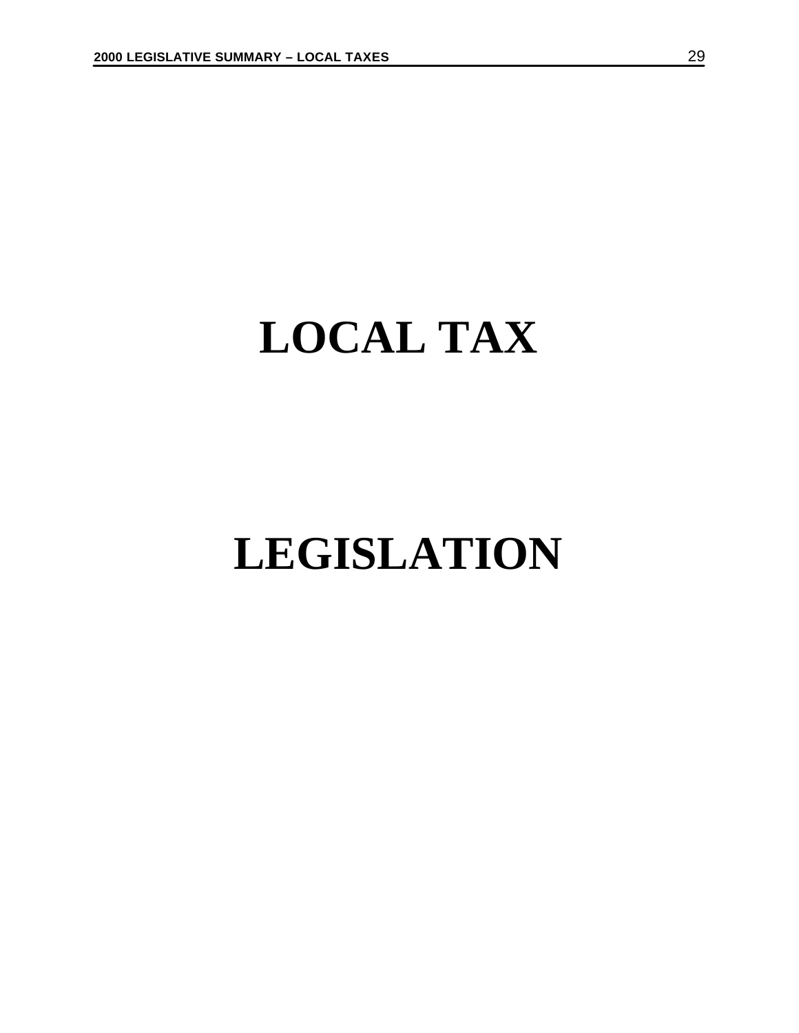# LOCAL TAX

# LEGISLATION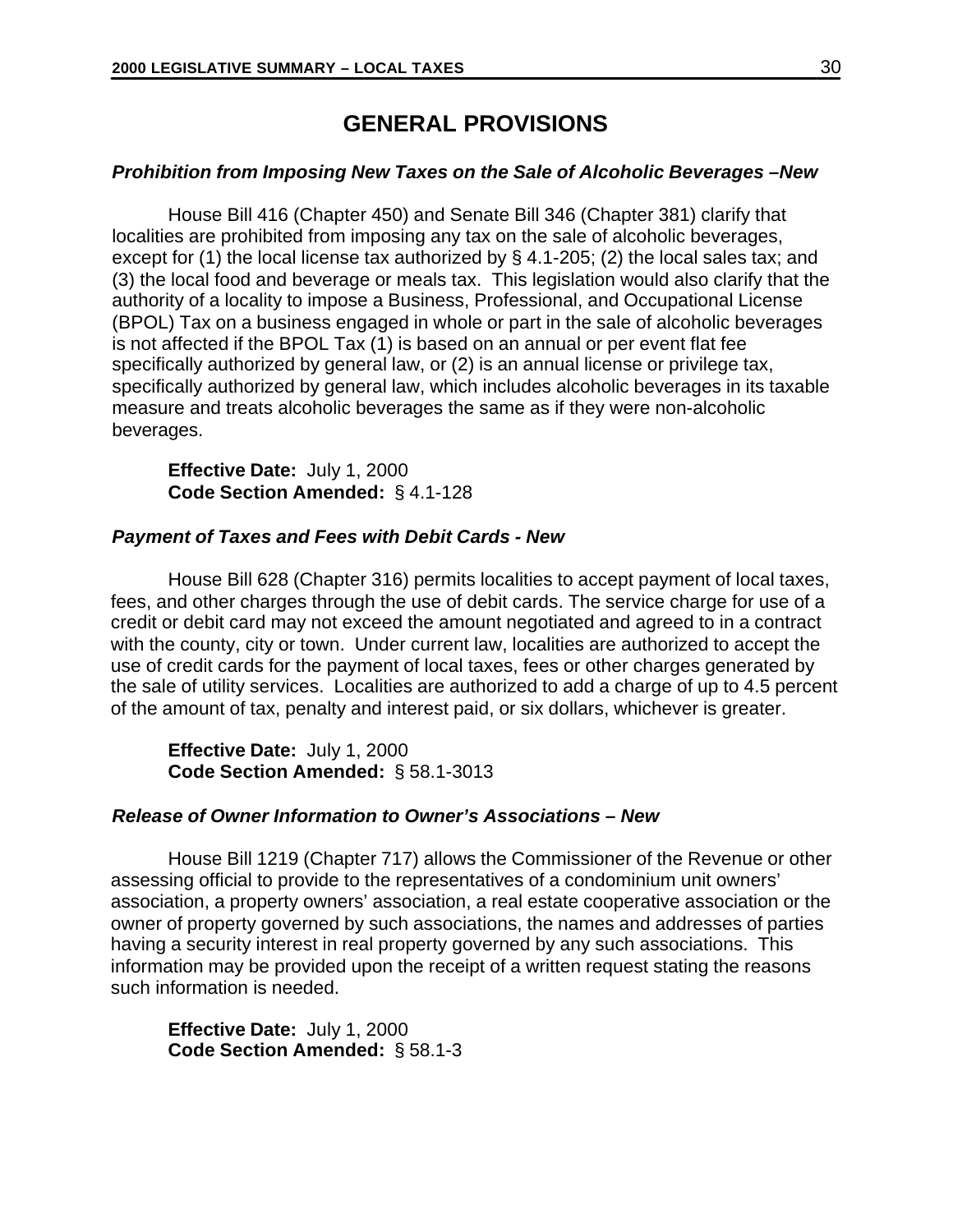# GENERAL PROVISIONS

***Prohibition from Imposing New Taxes on the Sale of Alcoholic Beverages –New***

House Bill 416 (Chapter 450) and Senate Bill 346 (Chapter 381) clarify that localities are prohibited from imposing any tax on the sale of alcoholic beverages, except for (1) the local license tax authorized by § 4.1-205; (2) the local sales tax; and (3) the local food and beverage or meals tax. This legislation would also clarify that the authority of a locality to impose a Business, Professional, and Occupational License (BPOL) Tax on a business engaged in whole or part in the sale of alcoholic beverages is not affected if the BPOL Tax (1) is based on an annual or per event flat fee specifically authorized by general law, or (2) is an annual license or privilege tax, specifically authorized by general law, which includes alcoholic beverages in its taxable measure and treats alcoholic beverages the same as if they were non-alcoholic beverages.

**Effective Date:** July 1, 2000
**Code Section Amended:** § 4.1-128

***Payment of Taxes and Fees with Debit Cards - New***

House Bill 628 (Chapter 316) permits localities to accept payment of local taxes, fees, and other charges through the use of debit cards. The service charge for use of a credit or debit card may not exceed the amount negotiated and agreed to in a contract with the county, city or town. Under current law, localities are authorized to accept the use of credit cards for the payment of local taxes, fees or other charges generated by the sale of utility services. Localities are authorized to add a charge of up to 4.5 percent of the amount of tax, penalty and interest paid, or six dollars, whichever is greater.

**Effective Date:** July 1, 2000
**Code Section Amended:** § 58.1-3013

***Release of Owner Information to Owner's Associations – New***

House Bill 1219 (Chapter 717) allows the Commissioner of the Revenue or other assessing official to provide to the representatives of a condominium unit owners' association, a property owners' association, a real estate cooperative association or the owner of property governed by such associations, the names and addresses of parties having a security interest in real property governed by any such associations. This information may be provided upon the receipt of a written request stating the reasons such information is needed.

**Effective Date:** July 1, 2000
**Code Section Amended:** § 58.1-3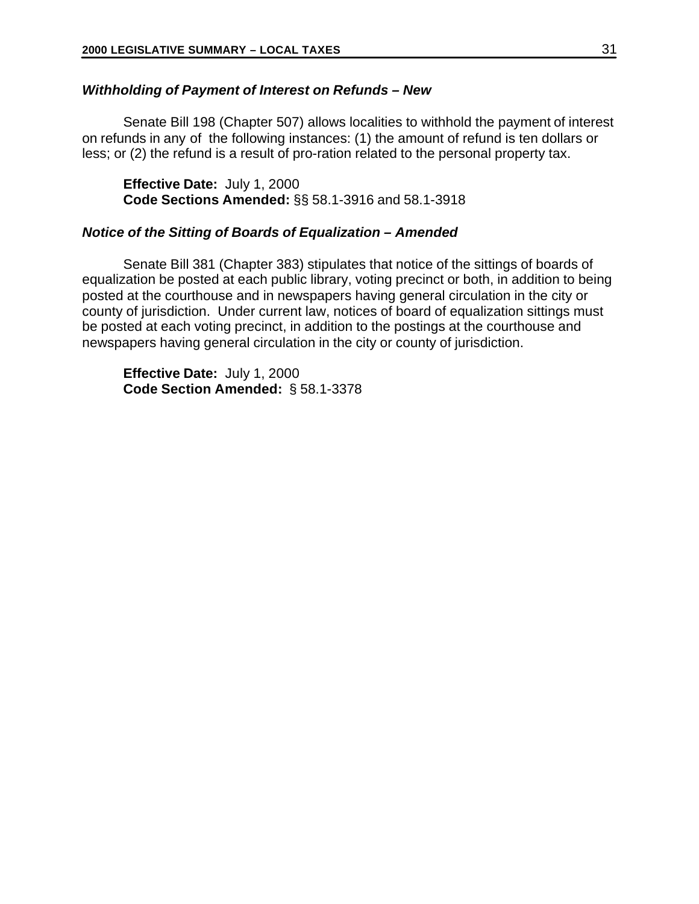### ***Withholding of Payment of Interest on Refunds – New***

Senate Bill 198 (Chapter 507) allows localities to withhold the payment of interest on refunds in any of the following instances: (1) the amount of refund is ten dollars or less; or (2) the refund is a result of pro-ration related to the personal property tax.

**Effective Date:** July 1, 2000
**Code Sections Amended:** §§ 58.1-3916 and 58.1-3918

### ***Notice of the Sitting of Boards of Equalization – Amended***

Senate Bill 381 (Chapter 383) stipulates that notice of the sittings of boards of equalization be posted at each public library, voting precinct or both, in addition to being posted at the courthouse and in newspapers having general circulation in the city or county of jurisdiction. Under current law, notices of board of equalization sittings must be posted at each voting precinct, in addition to the postings at the courthouse and newspapers having general circulation in the city or county of jurisdiction.

**Effective Date:** July 1, 2000
**Code Section Amended:** § 58.1-3378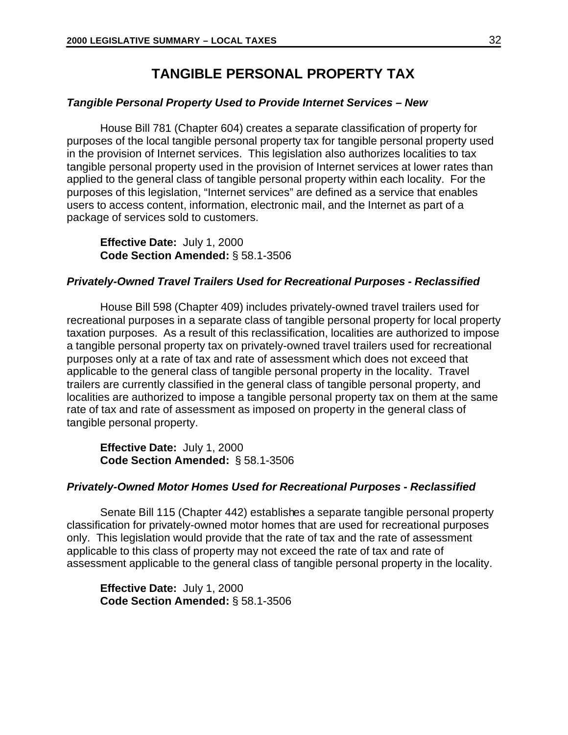# TANGIBLE PERSONAL PROPERTY TAX

### *Tangible Personal Property Used to Provide Internet Services – New*

House Bill 781 (Chapter 604) creates a separate classification of property for purposes of the local tangible personal property tax for tangible personal property used in the provision of Internet services. This legislation also authorizes localities to tax tangible personal property used in the provision of Internet services at lower rates than applied to the general class of tangible personal property within each locality. For the purposes of this legislation, "Internet services" are defined as a service that enables users to access content, information, electronic mail, and the Internet as part of a package of services sold to customers.

**Effective Date:** July 1, 2000
**Code Section Amended:** § 58.1-3506

### *Privately-Owned Travel Trailers Used for Recreational Purposes - Reclassified*

House Bill 598 (Chapter 409) includes privately-owned travel trailers used for recreational purposes in a separate class of tangible personal property for local property taxation purposes. As a result of this reclassification, localities are authorized to impose a tangible personal property tax on privately-owned travel trailers used for recreational purposes only at a rate of tax and rate of assessment which does not exceed that applicable to the general class of tangible personal property in the locality. Travel trailers are currently classified in the general class of tangible personal property, and localities are authorized to impose a tangible personal property tax on them at the same rate of tax and rate of assessment as imposed on property in the general class of tangible personal property.

**Effective Date:** July 1, 2000
**Code Section Amended:** § 58.1-3506

### *Privately-Owned Motor Homes Used for Recreational Purposes - Reclassified*

Senate Bill 115 (Chapter 442) establishes a separate tangible personal property classification for privately-owned motor homes that are used for recreational purposes only. This legislation would provide that the rate of tax and the rate of assessment applicable to this class of property may not exceed the rate of tax and rate of assessment applicable to the general class of tangible personal property in the locality.

**Effective Date:** July 1, 2000
**Code Section Amended:** § 58.1-3506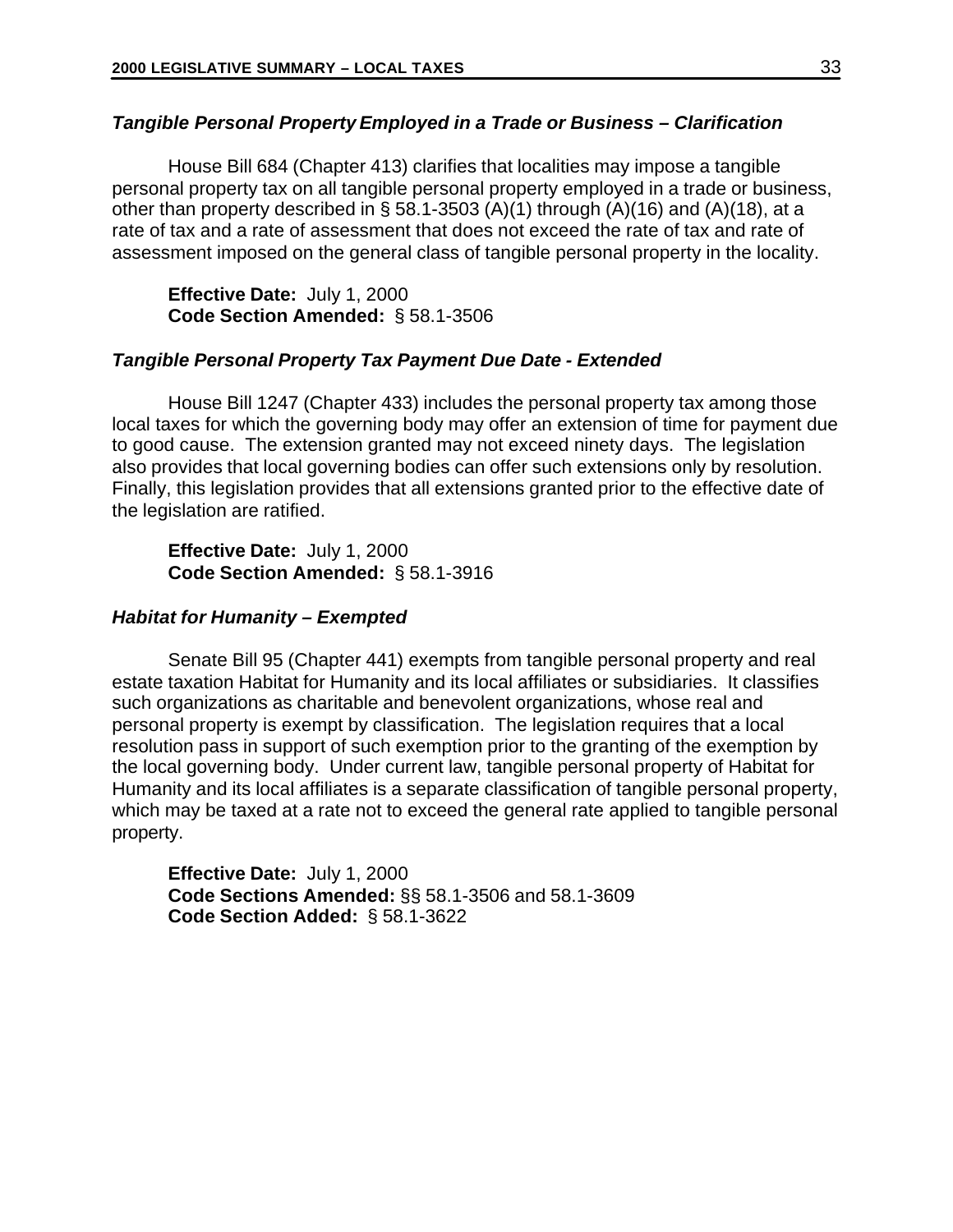### *Tangible Personal Property Employed in a Trade or Business – Clarification*

House Bill 684 (Chapter 413) clarifies that localities may impose a tangible personal property tax on all tangible personal property employed in a trade or business, other than property described in § 58.1-3503 (A)(1) through (A)(16) and (A)(18), at a rate of tax and a rate of assessment that does not exceed the rate of tax and rate of assessment imposed on the general class of tangible personal property in the locality.

**Effective Date:** July 1, 2000
**Code Section Amended:** § 58.1-3506

### *Tangible Personal Property Tax Payment Due Date - Extended*

House Bill 1247 (Chapter 433) includes the personal property tax among those local taxes for which the governing body may offer an extension of time for payment due to good cause. The extension granted may not exceed ninety days. The legislation also provides that local governing bodies can offer such extensions only by resolution. Finally, this legislation provides that all extensions granted prior to the effective date of the legislation are ratified.

**Effective Date:** July 1, 2000
**Code Section Amended:** § 58.1-3916

### *Habitat for Humanity – Exempted*

Senate Bill 95 (Chapter 441) exempts from tangible personal property and real estate taxation Habitat for Humanity and its local affiliates or subsidiaries. It classifies such organizations as charitable and benevolent organizations, whose real and personal property is exempt by classification. The legislation requires that a local resolution pass in support of such exemption prior to the granting of the exemption by the local governing body. Under current law, tangible personal property of Habitat for Humanity and its local affiliates is a separate classification of tangible personal property, which may be taxed at a rate not to exceed the general rate applied to tangible personal property.

**Effective Date:** July 1, 2000
**Code Sections Amended:** §§ 58.1-3506 and 58.1-3609
**Code Section Added:** § 58.1-3622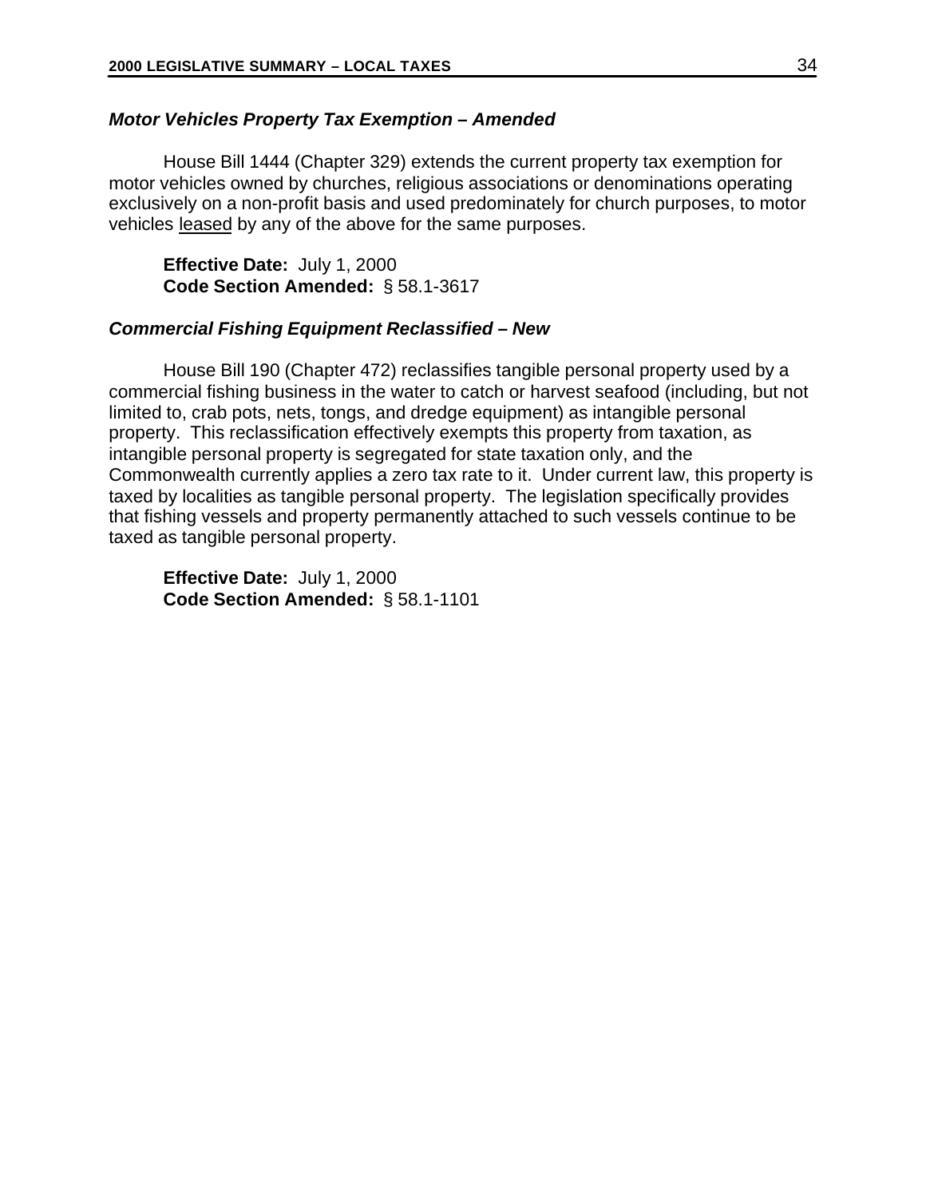### *Motor Vehicles Property Tax Exemption – Amended*

House Bill 1444 (Chapter 329) extends the current property tax exemption for motor vehicles owned by churches, religious associations or denominations operating exclusively on a non-profit basis and used predominately for church purposes, to motor vehicles <u>leased</u> by any of the above for the same purposes.

**Effective Date:** July 1, 2000
**Code Section Amended:** § 58.1-3617

### *Commercial Fishing Equipment Reclassified – New*

House Bill 190 (Chapter 472) reclassifies tangible personal property used by a commercial fishing business in the water to catch or harvest seafood (including, but not limited to, crab pots, nets, tongs, and dredge equipment) as intangible personal property. This reclassification effectively exempts this property from taxation, as intangible personal property is segregated for state taxation only, and the Commonwealth currently applies a zero tax rate to it. Under current law, this property is taxed by localities as tangible personal property. The legislation specifically provides that fishing vessels and property permanently attached to such vessels continue to be taxed as tangible personal property.

**Effective Date:** July 1, 2000
**Code Section Amended:** § 58.1-1101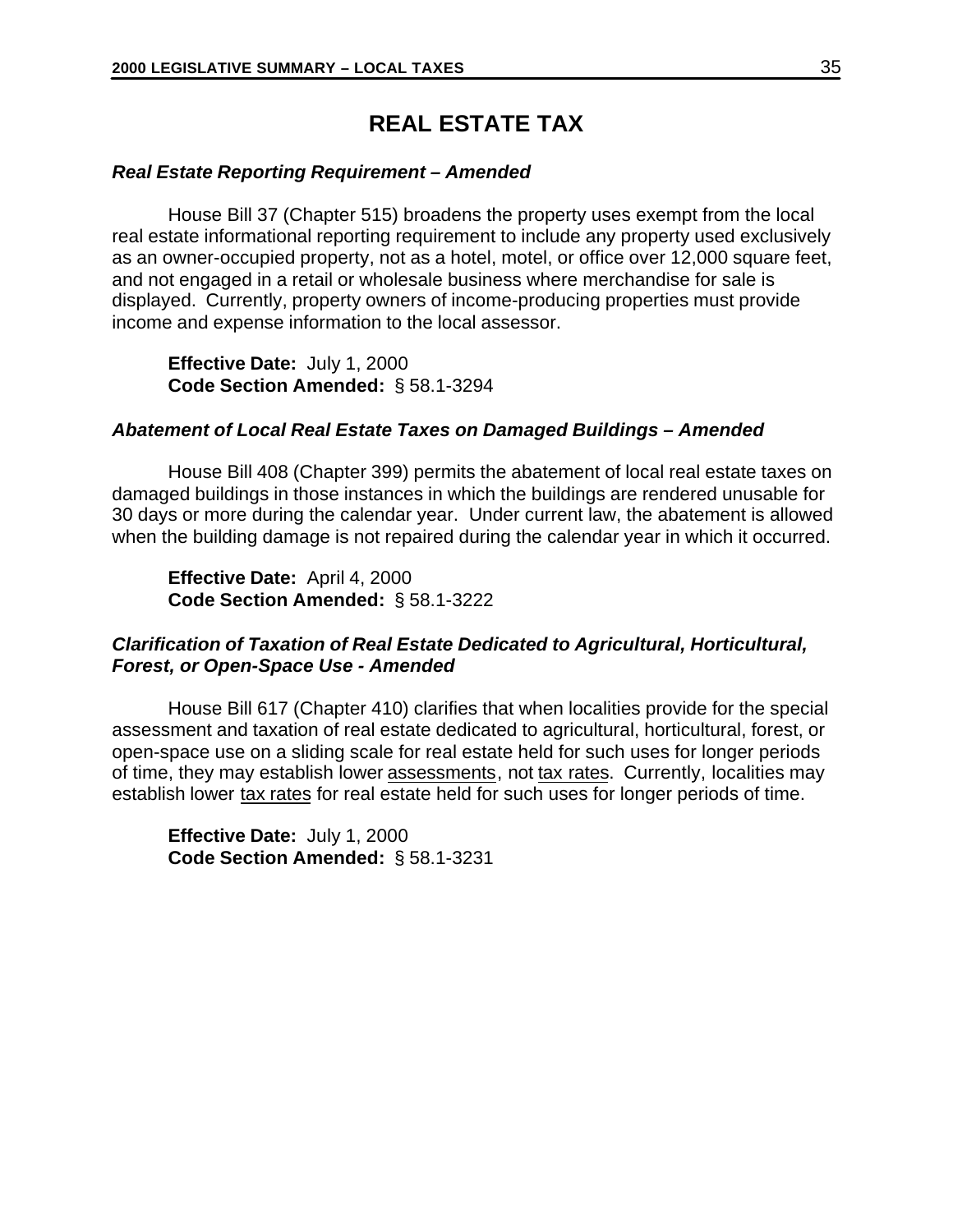# REAL ESTATE TAX

***Real Estate Reporting Requirement – Amended***

House Bill 37 (Chapter 515) broadens the property uses exempt from the local real estate informational reporting requirement to include any property used exclusively as an owner-occupied property, not as a hotel, motel, or office over 12,000 square feet, and not engaged in a retail or wholesale business where merchandise for sale is displayed. Currently, property owners of income-producing properties must provide income and expense information to the local assessor.

**Effective Date:** July 1, 2000
**Code Section Amended:** § 58.1-3294

***Abatement of Local Real Estate Taxes on Damaged Buildings – Amended***

House Bill 408 (Chapter 399) permits the abatement of local real estate taxes on damaged buildings in those instances in which the buildings are rendered unusable for 30 days or more during the calendar year. Under current law, the abatement is allowed when the building damage is not repaired during the calendar year in which it occurred.

**Effective Date:** April 4, 2000
**Code Section Amended:** § 58.1-3222

***Clarification of Taxation of Real Estate Dedicated to Agricultural, Horticultural, Forest, or Open-Space Use - Amended***

House Bill 617 (Chapter 410) clarifies that when localities provide for the special assessment and taxation of real estate dedicated to agricultural, horticultural, forest, or open-space use on a sliding scale for real estate held for such uses for longer periods of time, they may establish lower <u>assessments</u>, not <u>tax rates</u>. Currently, localities may establish lower <u>tax rates</u> for real estate held for such uses for longer periods of time.

**Effective Date:** July 1, 2000
**Code Section Amended:** § 58.1-3231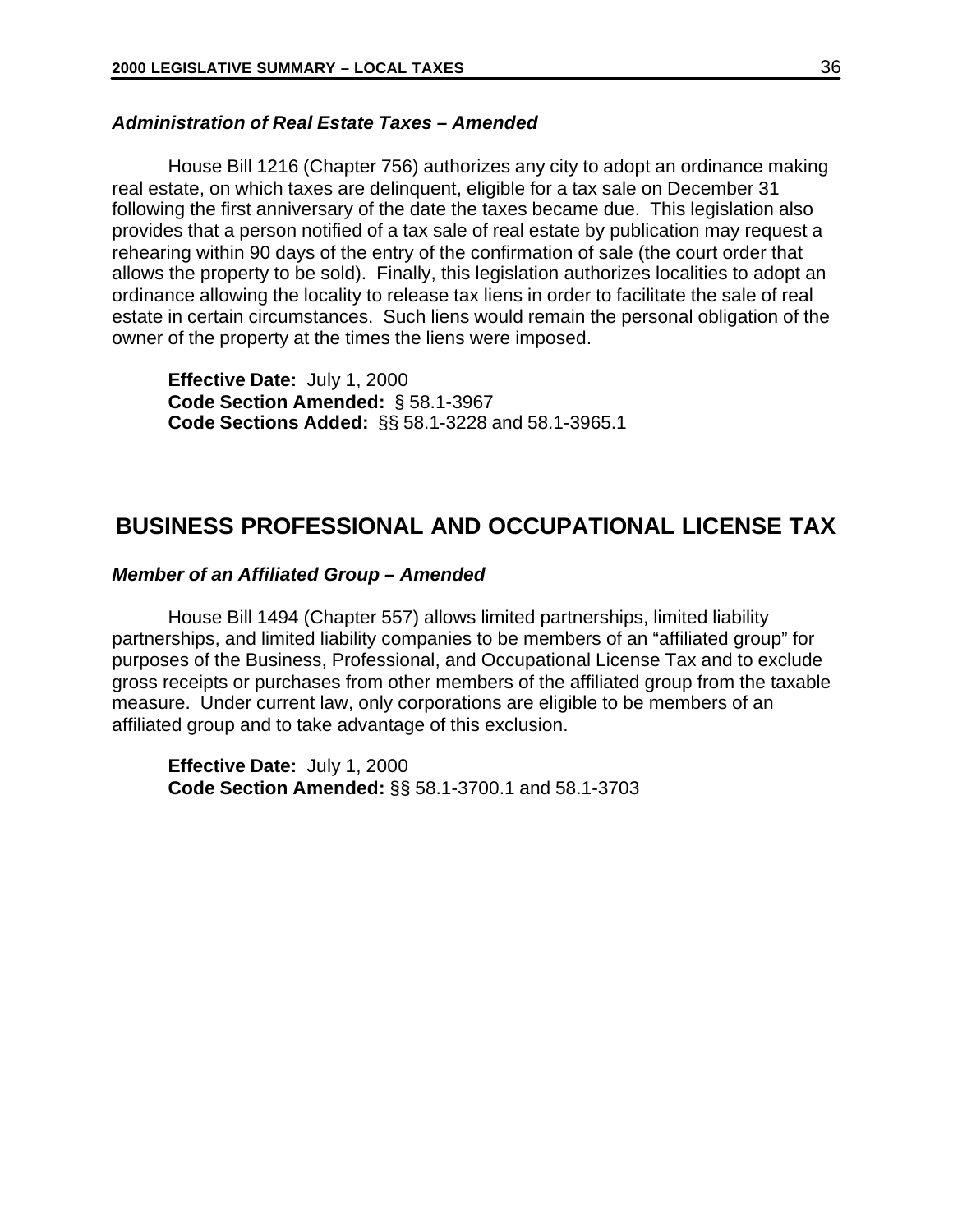### *Administration of Real Estate Taxes – Amended*

House Bill 1216 (Chapter 756) authorizes any city to adopt an ordinance making real estate, on which taxes are delinquent, eligible for a tax sale on December 31 following the first anniversary of the date the taxes became due. This legislation also provides that a person notified of a tax sale of real estate by publication may request a rehearing within 90 days of the entry of the confirmation of sale (the court order that allows the property to be sold). Finally, this legislation authorizes localities to adopt an ordinance allowing the locality to release tax liens in order to facilitate the sale of real estate in certain circumstances. Such liens would remain the personal obligation of the owner of the property at the times the liens were imposed.

**Effective Date:** July 1, 2000
**Code Section Amended:** § 58.1-3967
**Code Sections Added:** §§ 58.1-3228 and 58.1-3965.1

## BUSINESS PROFESSIONAL AND OCCUPATIONAL LICENSE TAX

### *Member of an Affiliated Group – Amended*

House Bill 1494 (Chapter 557) allows limited partnerships, limited liability partnerships, and limited liability companies to be members of an “affiliated group” for purposes of the Business, Professional, and Occupational License Tax and to exclude gross receipts or purchases from other members of the affiliated group from the taxable measure. Under current law, only corporations are eligible to be members of an affiliated group and to take advantage of this exclusion.

**Effective Date:** July 1, 2000
**Code Section Amended:** §§ 58.1-3700.1 and 58.1-3703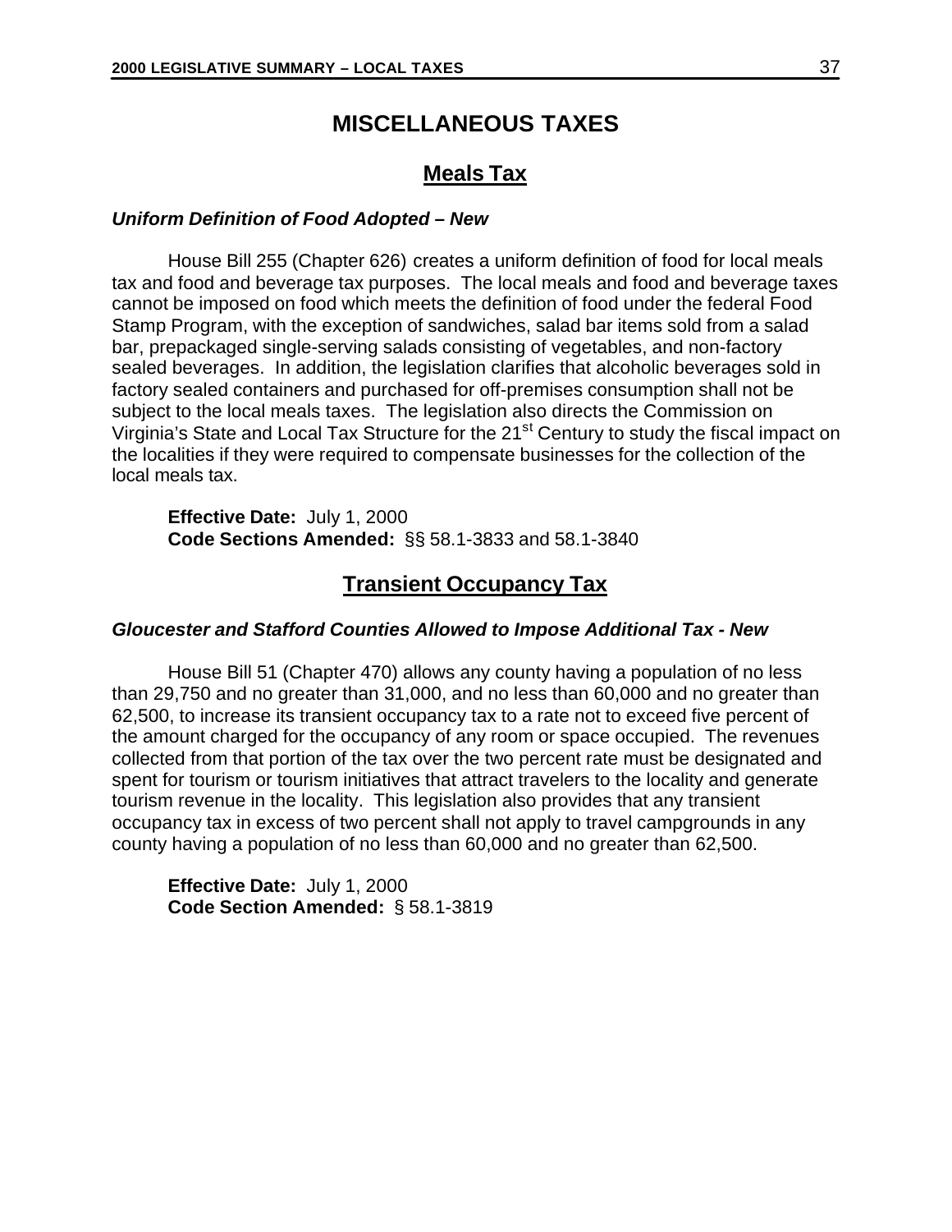# MISCELLANEOUS TAXES

## Meals Tax

***Uniform Definition of Food Adopted – New***

House Bill 255 (Chapter 626) creates a uniform definition of food for local meals tax and food and beverage tax purposes. The local meals and food and beverage taxes cannot be imposed on food which meets the definition of food under the federal Food Stamp Program, with the exception of sandwiches, salad bar items sold from a salad bar, prepackaged single-serving salads consisting of vegetables, and non-factory sealed beverages. In addition, the legislation clarifies that alcoholic beverages sold in factory sealed containers and purchased for off-premises consumption shall not be subject to the local meals taxes. The legislation also directs the Commission on Virginia's State and Local Tax Structure for the 21st Century to study the fiscal impact on the localities if they were required to compensate businesses for the collection of the local meals tax.

**Effective Date:** July 1, 2000
**Code Sections Amended:** §§ 58.1-3833 and 58.1-3840

## Transient Occupancy Tax

***Gloucester and Stafford Counties Allowed to Impose Additional Tax - New***

House Bill 51 (Chapter 470) allows any county having a population of no less than 29,750 and no greater than 31,000, and no less than 60,000 and no greater than 62,500, to increase its transient occupancy tax to a rate not to exceed five percent of the amount charged for the occupancy of any room or space occupied. The revenues collected from that portion of the tax over the two percent rate must be designated and spent for tourism or tourism initiatives that attract travelers to the locality and generate tourism revenue in the locality. This legislation also provides that any transient occupancy tax in excess of two percent shall not apply to travel campgrounds in any county having a population of no less than 60,000 and no greater than 62,500.

**Effective Date:** July 1, 2000
**Code Section Amended:** § 58.1-3819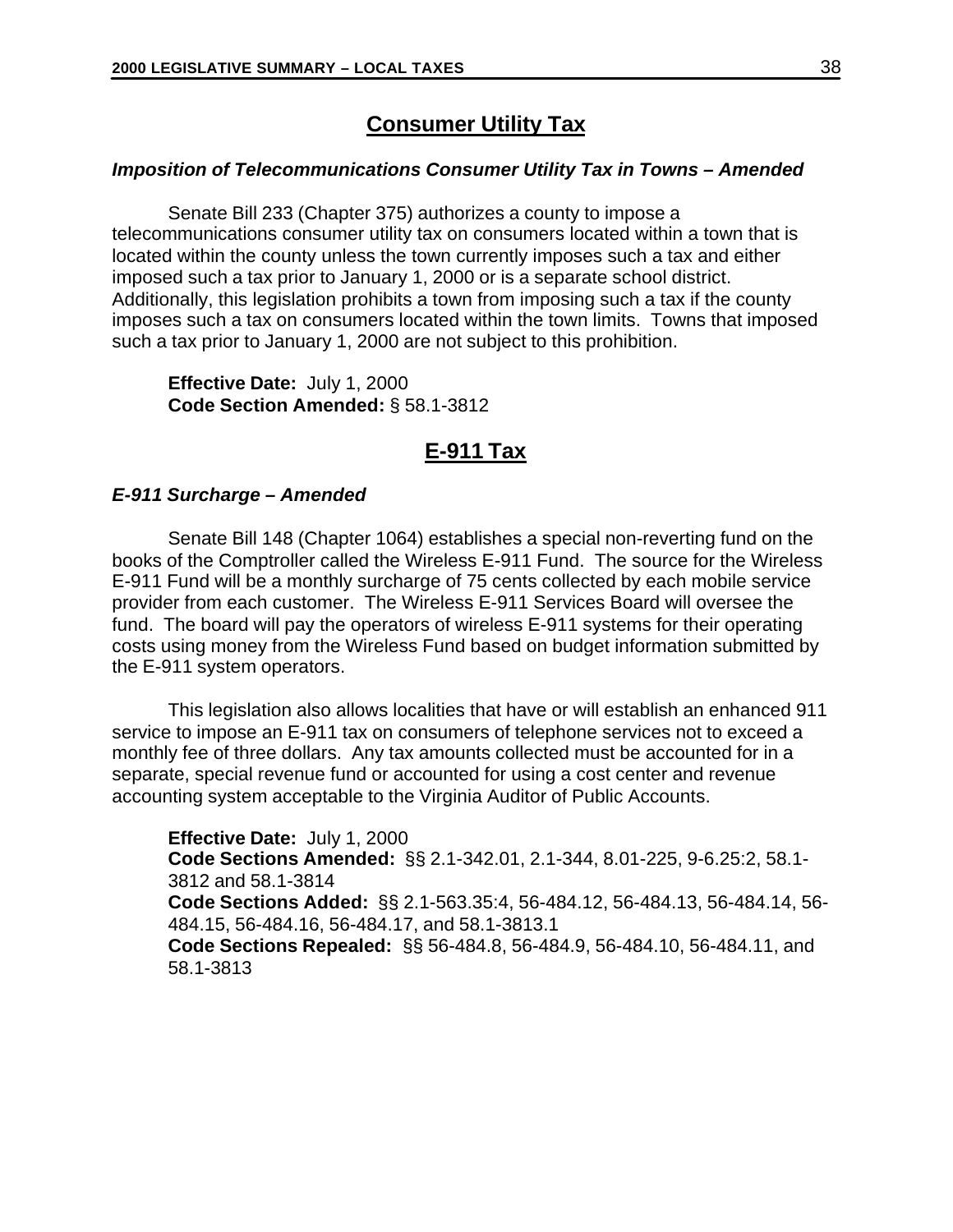## Consumer Utility Tax

### *Imposition of Telecommunications Consumer Utility Tax in Towns – Amended*

Senate Bill 233 (Chapter 375) authorizes a county to impose a telecommunications consumer utility tax on consumers located within a town that is located within the county unless the town currently imposes such a tax and either imposed such a tax prior to January 1, 2000 or is a separate school district. Additionally, this legislation prohibits a town from imposing such a tax if the county imposes such a tax on consumers located within the town limits. Towns that imposed such a tax prior to January 1, 2000 are not subject to this prohibition.

**Effective Date:** July 1, 2000
**Code Section Amended:** § 58.1-3812

## E-911 Tax

### *E-911 Surcharge – Amended*

Senate Bill 148 (Chapter 1064) establishes a special non-reverting fund on the books of the Comptroller called the Wireless E-911 Fund. The source for the Wireless E-911 Fund will be a monthly surcharge of 75 cents collected by each mobile service provider from each customer. The Wireless E-911 Services Board will oversee the fund. The board will pay the operators of wireless E-911 systems for their operating costs using money from the Wireless Fund based on budget information submitted by the E-911 system operators.

This legislation also allows localities that have or will establish an enhanced 911 service to impose an E-911 tax on consumers of telephone services not to exceed a monthly fee of three dollars. Any tax amounts collected must be accounted for in a separate, special revenue fund or accounted for using a cost center and revenue accounting system acceptable to the Virginia Auditor of Public Accounts.

**Effective Date:** July 1, 2000
**Code Sections Amended:** §§ 2.1-342.01, 2.1-344, 8.01-225, 9-6.25:2, 58.1-3812 and 58.1-3814
**Code Sections Added:** §§ 2.1-563.35:4, 56-484.12, 56-484.13, 56-484.14, 56-484.15, 56-484.16, 56-484.17, and 58.1-3813.1
**Code Sections Repealed:** §§ 56-484.8, 56-484.9, 56-484.10, 56-484.11, and 58.1-3813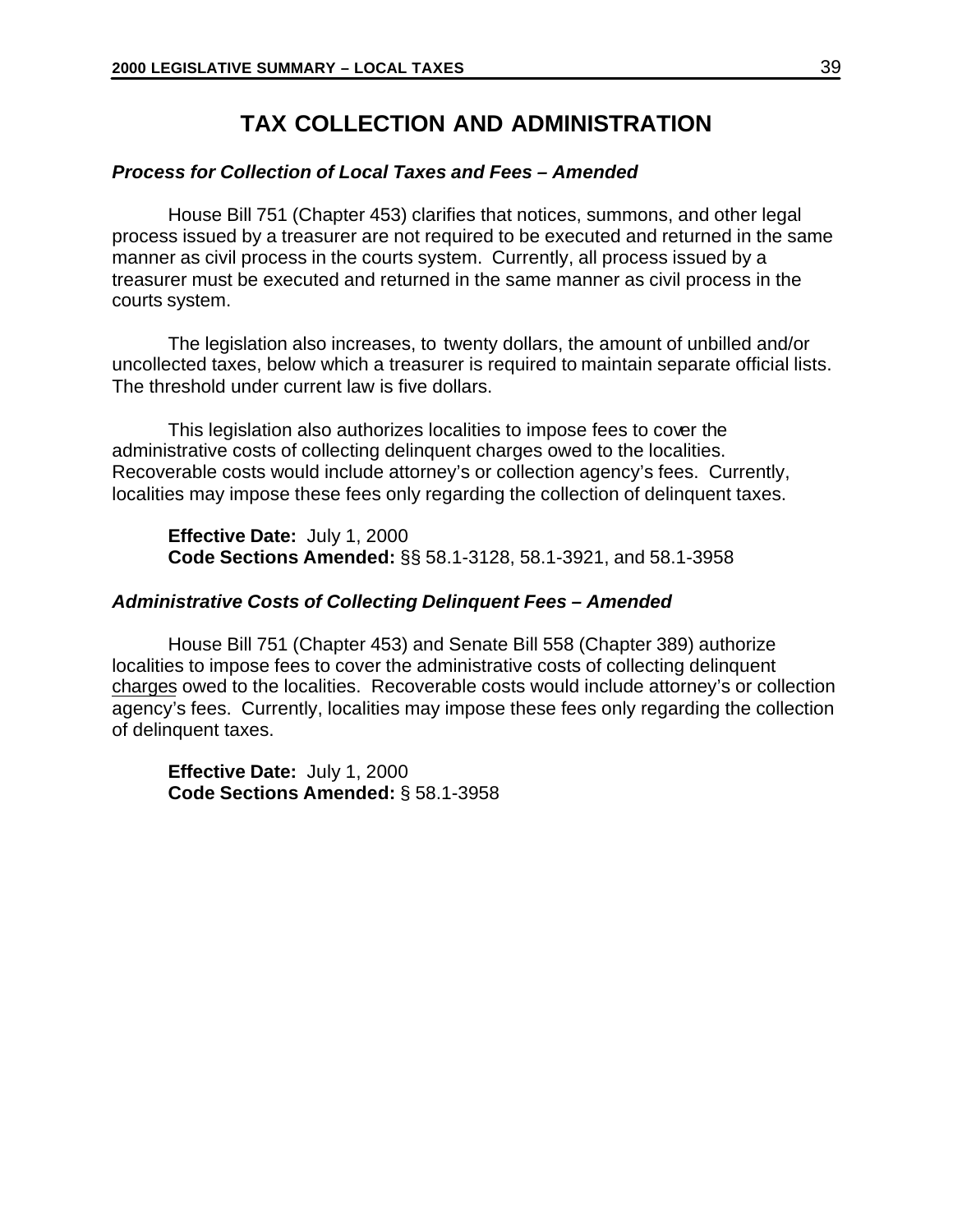# TAX COLLECTION AND ADMINISTRATION

### *Process for Collection of Local Taxes and Fees – Amended*

House Bill 751 (Chapter 453) clarifies that notices, summons, and other legal process issued by a treasurer are not required to be executed and returned in the same manner as civil process in the courts system. Currently, all process issued by a treasurer must be executed and returned in the same manner as civil process in the courts system.

The legislation also increases, to twenty dollars, the amount of unbilled and/or uncollected taxes, below which a treasurer is required to maintain separate official lists. The threshold under current law is five dollars.

This legislation also authorizes localities to impose fees to cover the administrative costs of collecting delinquent charges owed to the localities. Recoverable costs would include attorney's or collection agency's fees. Currently, localities may impose these fees only regarding the collection of delinquent taxes.

**Effective Date:** July 1, 2000
**Code Sections Amended:** §§ 58.1-3128, 58.1-3921, and 58.1-3958

### *Administrative Costs of Collecting Delinquent Fees – Amended*

House Bill 751 (Chapter 453) and Senate Bill 558 (Chapter 389) authorize localities to impose fees to cover the administrative costs of collecting delinquent <u>charges</u> owed to the localities. Recoverable costs would include attorney's or collection agency's fees. Currently, localities may impose these fees only regarding the collection of delinquent taxes.

**Effective Date:** July 1, 2000
**Code Sections Amended:** § 58.1-3958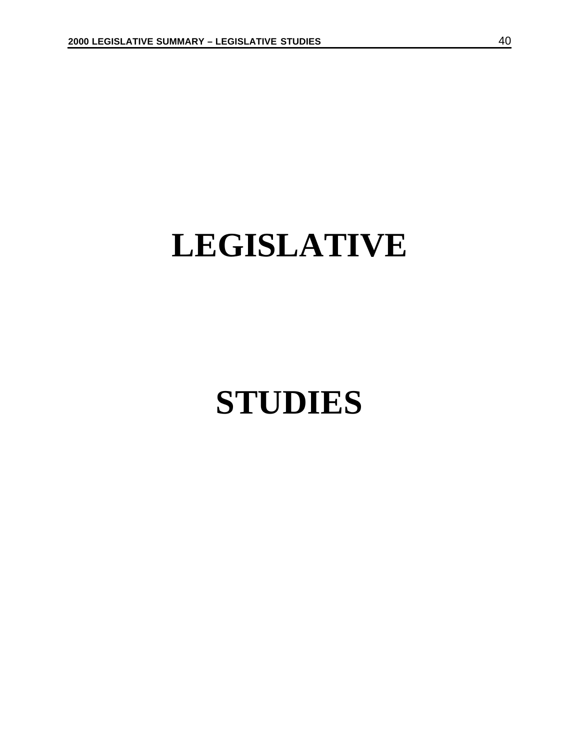# LEGISLATIVE

# STUDIES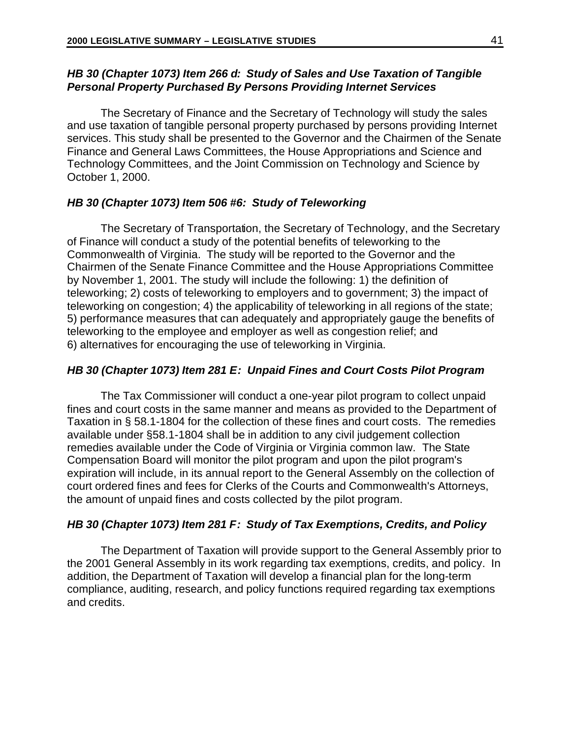### *HB 30 (Chapter 1073) Item 266 d: Study of Sales and Use Taxation of Tangible Personal Property Purchased By Persons Providing Internet Services*

The Secretary of Finance and the Secretary of Technology will study the sales and use taxation of tangible personal property purchased by persons providing Internet services. This study shall be presented to the Governor and the Chairmen of the Senate Finance and General Laws Committees, the House Appropriations and Science and Technology Committees, and the Joint Commission on Technology and Science by October 1, 2000.

### *HB 30 (Chapter 1073) Item 506 #6: Study of Teleworking*

The Secretary of Transportation, the Secretary of Technology, and the Secretary of Finance will conduct a study of the potential benefits of teleworking to the Commonwealth of Virginia. The study will be reported to the Governor and the Chairmen of the Senate Finance Committee and the House Appropriations Committee by November 1, 2001. The study will include the following: 1) the definition of teleworking; 2) costs of teleworking to employers and to government; 3) the impact of teleworking on congestion; 4) the applicability of teleworking in all regions of the state; 5) performance measures that can adequately and appropriately gauge the benefits of teleworking to the employee and employer as well as congestion relief; and 6) alternatives for encouraging the use of teleworking in Virginia.

### *HB 30 (Chapter 1073) Item 281 E: Unpaid Fines and Court Costs Pilot Program*

The Tax Commissioner will conduct a one-year pilot program to collect unpaid fines and court costs in the same manner and means as provided to the Department of Taxation in § 58.1-1804 for the collection of these fines and court costs. The remedies available under §58.1-1804 shall be in addition to any civil judgement collection remedies available under the Code of Virginia or Virginia common law. The State Compensation Board will monitor the pilot program and upon the pilot program's expiration will include, in its annual report to the General Assembly on the collection of court ordered fines and fees for Clerks of the Courts and Commonwealth's Attorneys, the amount of unpaid fines and costs collected by the pilot program.

### *HB 30 (Chapter 1073) Item 281 F: Study of Tax Exemptions, Credits, and Policy*

The Department of Taxation will provide support to the General Assembly prior to the 2001 General Assembly in its work regarding tax exemptions, credits, and policy. In addition, the Department of Taxation will develop a financial plan for the long-term compliance, auditing, research, and policy functions required regarding tax exemptions and credits.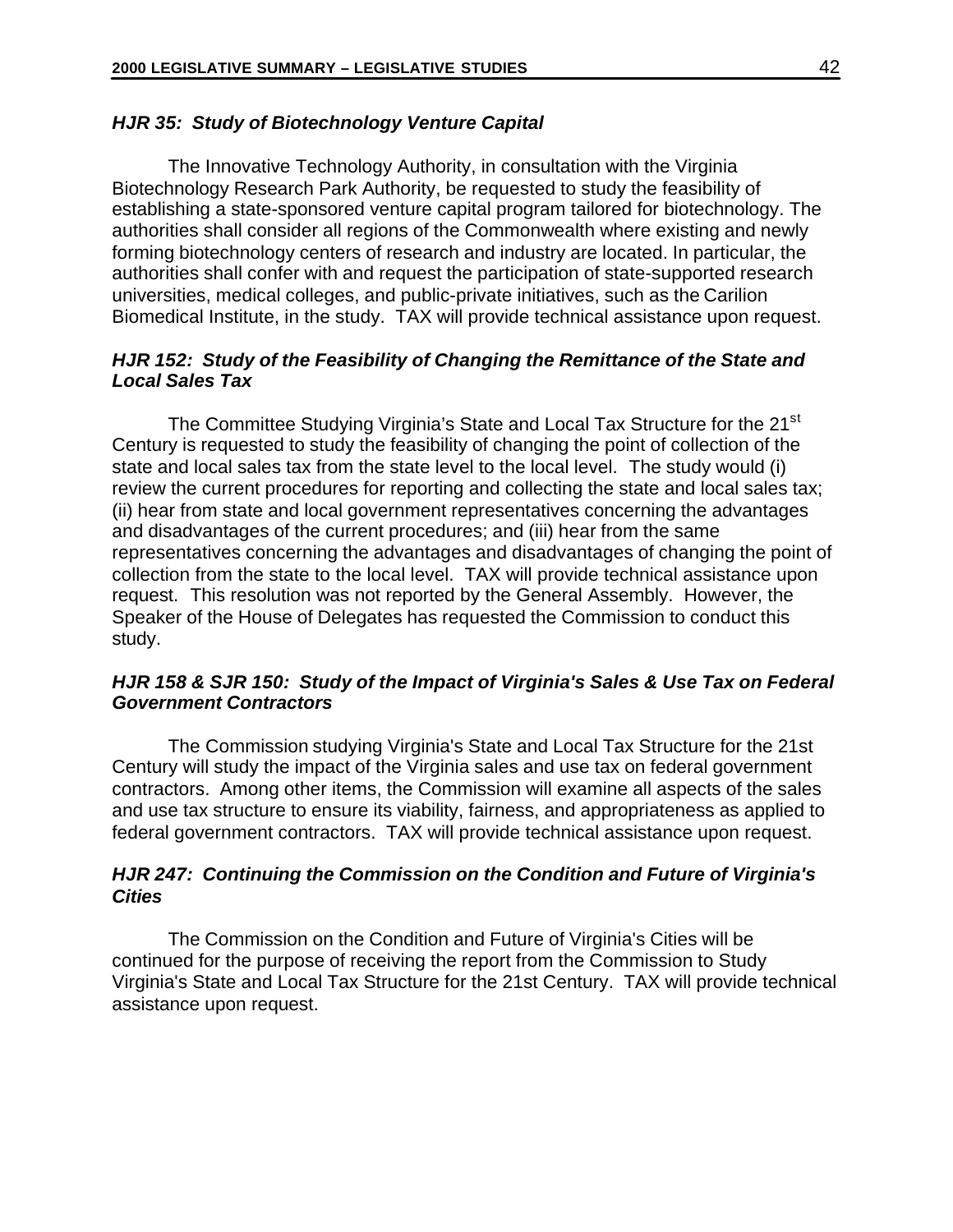### *HJR 35: Study of Biotechnology Venture Capital*

The Innovative Technology Authority, in consultation with the Virginia Biotechnology Research Park Authority, be requested to study the feasibility of establishing a state-sponsored venture capital program tailored for biotechnology. The authorities shall consider all regions of the Commonwealth where existing and newly forming biotechnology centers of research and industry are located. In particular, the authorities shall confer with and request the participation of state-supported research universities, medical colleges, and public-private initiatives, such as the Carilion Biomedical Institute, in the study. TAX will provide technical assistance upon request.

### *HJR 152: Study of the Feasibility of Changing the Remittance of the State and Local Sales Tax*

The Committee Studying Virginia's State and Local Tax Structure for the 21st Century is requested to study the feasibility of changing the point of collection of the state and local sales tax from the state level to the local level. The study would (i) review the current procedures for reporting and collecting the state and local sales tax; (ii) hear from state and local government representatives concerning the advantages and disadvantages of the current procedures; and (iii) hear from the same representatives concerning the advantages and disadvantages of changing the point of collection from the state to the local level. TAX will provide technical assistance upon request. This resolution was not reported by the General Assembly. However, the Speaker of the House of Delegates has requested the Commission to conduct this study.

### *HJR 158 & SJR 150: Study of the Impact of Virginia's Sales & Use Tax on Federal Government Contractors*

The Commission studying Virginia's State and Local Tax Structure for the 21st Century will study the impact of the Virginia sales and use tax on federal government contractors. Among other items, the Commission will examine all aspects of the sales and use tax structure to ensure its viability, fairness, and appropriateness as applied to federal government contractors. TAX will provide technical assistance upon request.

### *HJR 247: Continuing the Commission on the Condition and Future of Virginia's Cities*

The Commission on the Condition and Future of Virginia's Cities will be continued for the purpose of receiving the report from the Commission to Study Virginia's State and Local Tax Structure for the 21st Century. TAX will provide technical assistance upon request.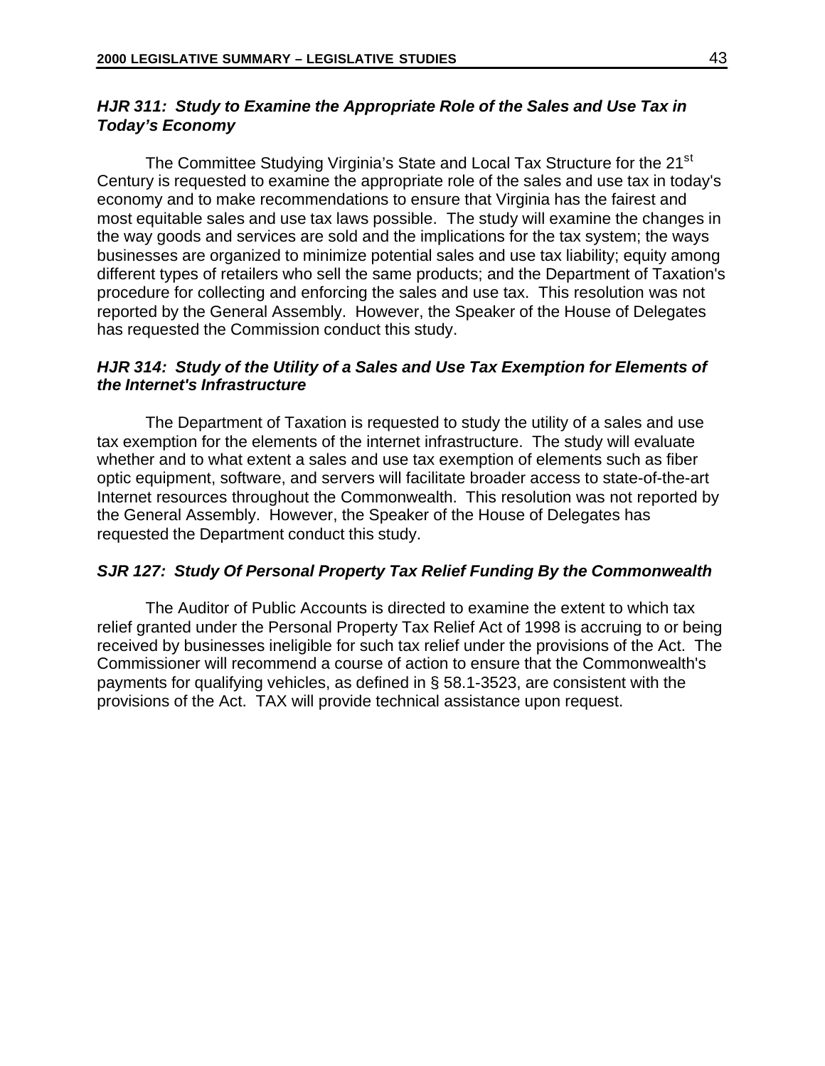### *HJR 311: Study to Examine the Appropriate Role of the Sales and Use Tax in Today's Economy*

The Committee Studying Virginia's State and Local Tax Structure for the 21st Century is requested to examine the appropriate role of the sales and use tax in today's economy and to make recommendations to ensure that Virginia has the fairest and most equitable sales and use tax laws possible. The study will examine the changes in the way goods and services are sold and the implications for the tax system; the ways businesses are organized to minimize potential sales and use tax liability; equity among different types of retailers who sell the same products; and the Department of Taxation's procedure for collecting and enforcing the sales and use tax. This resolution was not reported by the General Assembly. However, the Speaker of the House of Delegates has requested the Commission conduct this study.

### *HJR 314: Study of the Utility of a Sales and Use Tax Exemption for Elements of the Internet's Infrastructure*

The Department of Taxation is requested to study the utility of a sales and use tax exemption for the elements of the internet infrastructure. The study will evaluate whether and to what extent a sales and use tax exemption of elements such as fiber optic equipment, software, and servers will facilitate broader access to state-of-the-art Internet resources throughout the Commonwealth. This resolution was not reported by the General Assembly. However, the Speaker of the House of Delegates has requested the Department conduct this study.

### *SJR 127: Study Of Personal Property Tax Relief Funding By the Commonwealth*

The Auditor of Public Accounts is directed to examine the extent to which tax relief granted under the Personal Property Tax Relief Act of 1998 is accruing to or being received by businesses ineligible for such tax relief under the provisions of the Act. The Commissioner will recommend a course of action to ensure that the Commonwealth's payments for qualifying vehicles, as defined in § 58.1-3523, are consistent with the provisions of the Act. TAX will provide technical assistance upon request.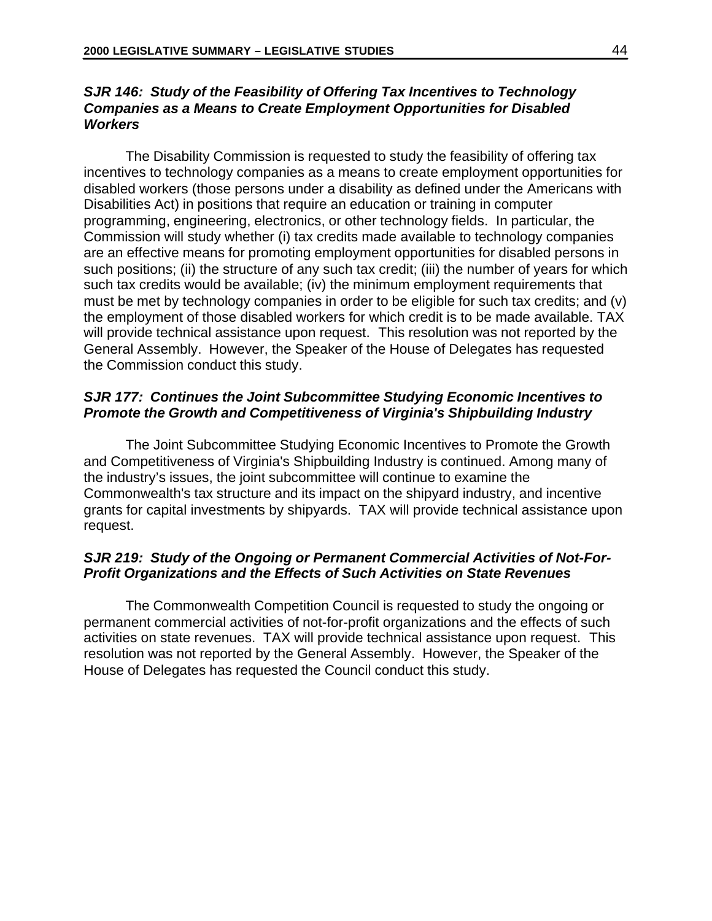### *SJR 146: Study of the Feasibility of Offering Tax Incentives to Technology Companies as a Means to Create Employment Opportunities for Disabled Workers*

The Disability Commission is requested to study the feasibility of offering tax incentives to technology companies as a means to create employment opportunities for disabled workers (those persons under a disability as defined under the Americans with Disabilities Act) in positions that require an education or training in computer programming, engineering, electronics, or other technology fields. In particular, the Commission will study whether (i) tax credits made available to technology companies are an effective means for promoting employment opportunities for disabled persons in such positions; (ii) the structure of any such tax credit; (iii) the number of years for which such tax credits would be available; (iv) the minimum employment requirements that must be met by technology companies in order to be eligible for such tax credits; and (v) the employment of those disabled workers for which credit is to be made available. TAX will provide technical assistance upon request. This resolution was not reported by the General Assembly. However, the Speaker of the House of Delegates has requested the Commission conduct this study.

### *SJR 177: Continues the Joint Subcommittee Studying Economic Incentives to Promote the Growth and Competitiveness of Virginia's Shipbuilding Industry*

The Joint Subcommittee Studying Economic Incentives to Promote the Growth and Competitiveness of Virginia's Shipbuilding Industry is continued. Among many of the industry's issues, the joint subcommittee will continue to examine the Commonwealth's tax structure and its impact on the shipyard industry, and incentive grants for capital investments by shipyards. TAX will provide technical assistance upon request.

### *SJR 219: Study of the Ongoing or Permanent Commercial Activities of Not-For-Profit Organizations and the Effects of Such Activities on State Revenues*

The Commonwealth Competition Council is requested to study the ongoing or permanent commercial activities of not-for-profit organizations and the effects of such activities on state revenues. TAX will provide technical assistance upon request. This resolution was not reported by the General Assembly. However, the Speaker of the House of Delegates has requested the Council conduct this study.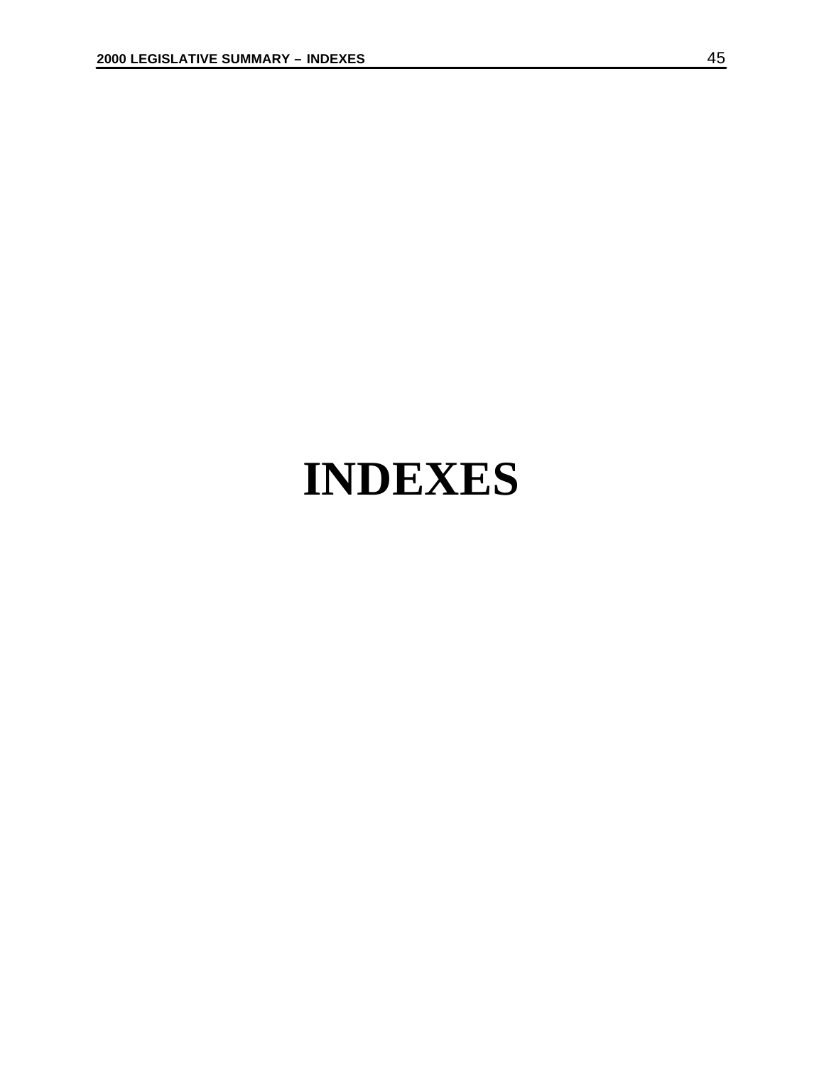# INDEXES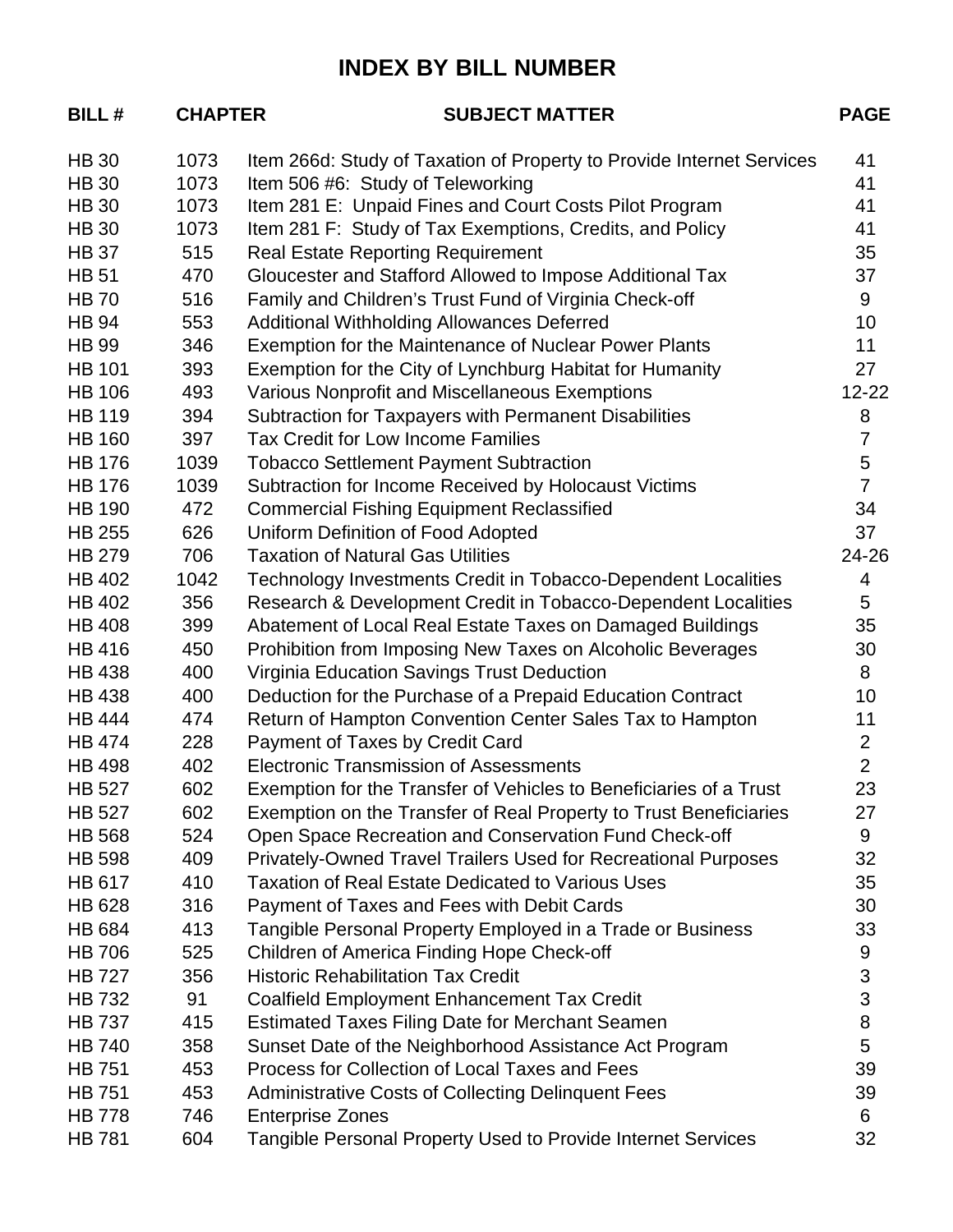# INDEX BY BILL NUMBER

| BILL # | CHAPTER | SUBJECT MATTER | PAGE |
|---|---|---|---|
| HB 30 | 1073 | Item 266d: Study of Taxation of Property to Provide Internet Services | 41 |
| HB 30 | 1073 | Item 506 #6: Study of Teleworking | 41 |
| HB 30 | 1073 | Item 281 E: Unpaid Fines and Court Costs Pilot Program | 41 |
| HB 30 | 1073 | Item 281 F: Study of Tax Exemptions, Credits, and Policy | 41 |
| HB 37 | 515 | Real Estate Reporting Requirement | 35 |
| HB 51 | 470 | Gloucester and Stafford Allowed to Impose Additional Tax | 37 |
| HB 70 | 516 | Family and Children's Trust Fund of Virginia Check-off | 9 |
| HB 94 | 553 | Additional Withholding Allowances Deferred | 10 |
| HB 99 | 346 | Exemption for the Maintenance of Nuclear Power Plants | 11 |
| HB 101 | 393 | Exemption for the City of Lynchburg Habitat for Humanity | 27 |
| HB 106 | 493 | Various Nonprofit and Miscellaneous Exemptions | 12-22 |
| HB 119 | 394 | Subtraction for Taxpayers with Permanent Disabilities | 8 |
| HB 160 | 397 | Tax Credit for Low Income Families | 7 |
| HB 176 | 1039 | Tobacco Settlement Payment Subtraction | 5 |
| HB 176 | 1039 | Subtraction for Income Received by Holocaust Victims | 7 |
| HB 190 | 472 | Commercial Fishing Equipment Reclassified | 34 |
| HB 255 | 626 | Uniform Definition of Food Adopted | 37 |
| HB 279 | 706 | Taxation of Natural Gas Utilities | 24-26 |
| HB 402 | 1042 | Technology Investments Credit in Tobacco-Dependent Localities | 4 |
| HB 402 | 356 | Research & Development Credit in Tobacco-Dependent Localities | 5 |
| HB 408 | 399 | Abatement of Local Real Estate Taxes on Damaged Buildings | 35 |
| HB 416 | 450 | Prohibition from Imposing New Taxes on Alcoholic Beverages | 30 |
| HB 438 | 400 | Virginia Education Savings Trust Deduction | 8 |
| HB 438 | 400 | Deduction for the Purchase of a Prepaid Education Contract | 10 |
| HB 444 | 474 | Return of Hampton Convention Center Sales Tax to Hampton | 11 |
| HB 474 | 228 | Payment of Taxes by Credit Card | 2 |
| HB 498 | 402 | Electronic Transmission of Assessments | 2 |
| HB 527 | 602 | Exemption for the Transfer of Vehicles to Beneficiaries of a Trust | 23 |
| HB 527 | 602 | Exemption on the Transfer of Real Property to Trust Beneficiaries | 27 |
| HB 568 | 524 | Open Space Recreation and Conservation Fund Check-off | 9 |
| HB 598 | 409 | Privately-Owned Travel Trailers Used for Recreational Purposes | 32 |
| HB 617 | 410 | Taxation of Real Estate Dedicated to Various Uses | 35 |
| HB 628 | 316 | Payment of Taxes and Fees with Debit Cards | 30 |
| HB 684 | 413 | Tangible Personal Property Employed in a Trade or Business | 33 |
| HB 706 | 525 | Children of America Finding Hope Check-off | 9 |
| HB 727 | 356 | Historic Rehabilitation Tax Credit | 3 |
| HB 732 | 91 | Coalfield Employment Enhancement Tax Credit | 3 |
| HB 737 | 415 | Estimated Taxes Filing Date for Merchant Seamen | 8 |
| HB 740 | 358 | Sunset Date of the Neighborhood Assistance Act Program | 5 |
| HB 751 | 453 | Process for Collection of Local Taxes and Fees | 39 |
| HB 751 | 453 | Administrative Costs of Collecting Delinquent Fees | 39 |
| HB 778 | 746 | Enterprise Zones | 6 |
| HB 781 | 604 | Tangible Personal Property Used to Provide Internet Services | 32 |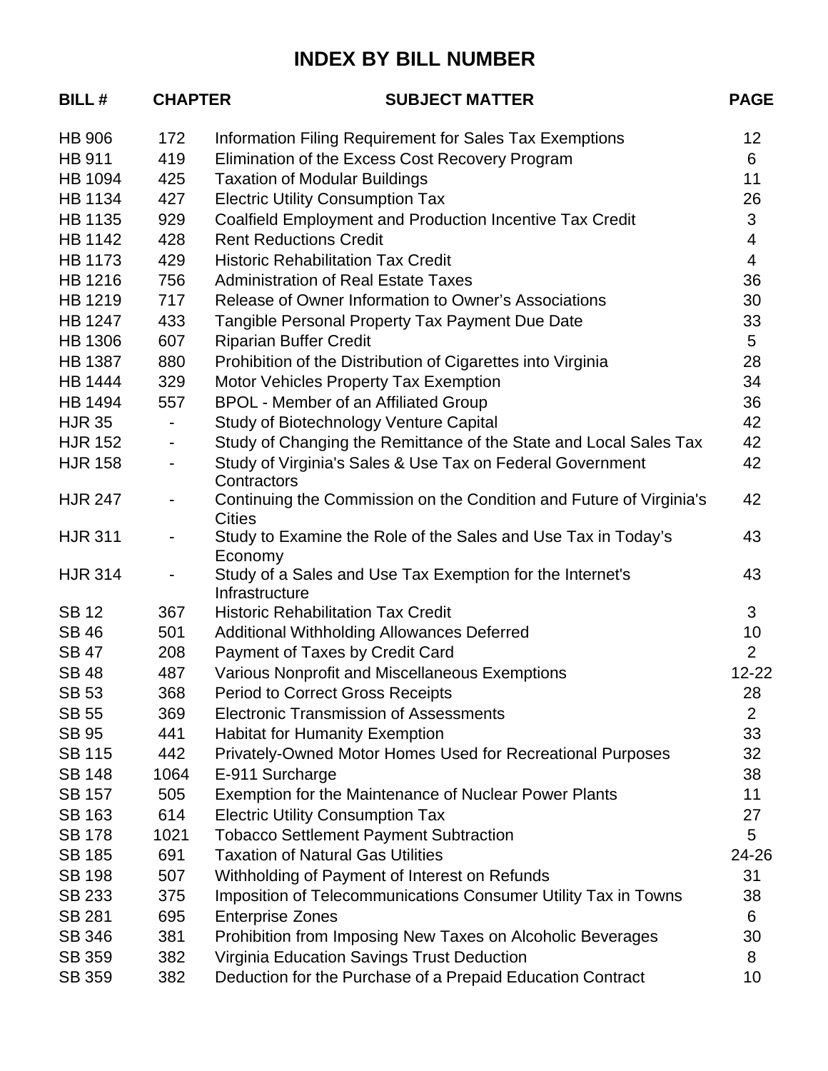# INDEX BY BILL NUMBER

| BILL # | CHAPTER | SUBJECT MATTER | PAGE |
|---|---|---|---|
| HB 906 | 172 | Information Filing Requirement for Sales Tax Exemptions | 12 |
| HB 911 | 419 | Elimination of the Excess Cost Recovery Program | 6 |
| HB 1094 | 425 | Taxation of Modular Buildings | 11 |
| HB 1134 | 427 | Electric Utility Consumption Tax | 26 |
| HB 1135 | 929 | Coalfield Employment and Production Incentive Tax Credit | 3 |
| HB 1142 | 428 | Rent Reductions Credit | 4 |
| HB 1173 | 429 | Historic Rehabilitation Tax Credit | 4 |
| HB 1216 | 756 | Administration of Real Estate Taxes | 36 |
| HB 1219 | 717 | Release of Owner Information to Owner's Associations | 30 |
| HB 1247 | 433 | Tangible Personal Property Tax Payment Due Date | 33 |
| HB 1306 | 607 | Riparian Buffer Credit | 5 |
| HB 1387 | 880 | Prohibition of the Distribution of Cigarettes into Virginia | 28 |
| HB 1444 | 329 | Motor Vehicles Property Tax Exemption | 34 |
| HB 1494 | 557 | BPOL - Member of an Affiliated Group | 36 |
| HJR 35 | - | Study of Biotechnology Venture Capital | 42 |
| HJR 152 | - | Study of Changing the Remittance of the State and Local Sales Tax | 42 |
| HJR 158 | - | Study of Virginia's Sales & Use Tax on Federal Government Contractors | 42 |
| HJR 247 | - | Continuing the Commission on the Condition and Future of Virginia's Cities | 42 |
| HJR 311 | - | Study to Examine the Role of the Sales and Use Tax in Today's Economy | 43 |
| HJR 314 | - | Study of a Sales and Use Tax Exemption for the Internet's Infrastructure | 43 |
| SB 12 | 367 | Historic Rehabilitation Tax Credit | 3 |
| SB 46 | 501 | Additional Withholding Allowances Deferred | 10 |
| SB 47 | 208 | Payment of Taxes by Credit Card | 2 |
| SB 48 | 487 | Various Nonprofit and Miscellaneous Exemptions | 12-22 |
| SB 53 | 368 | Period to Correct Gross Receipts | 28 |
| SB 55 | 369 | Electronic Transmission of Assessments | 2 |
| SB 95 | 441 | Habitat for Humanity Exemption | 33 |
| SB 115 | 442 | Privately-Owned Motor Homes Used for Recreational Purposes | 32 |
| SB 148 | 1064 | E-911 Surcharge | 38 |
| SB 157 | 505 | Exemption for the Maintenance of Nuclear Power Plants | 11 |
| SB 163 | 614 | Electric Utility Consumption Tax | 27 |
| SB 178 | 1021 | Tobacco Settlement Payment Subtraction | 5 |
| SB 185 | 691 | Taxation of Natural Gas Utilities | 24-26 |
| SB 198 | 507 | Withholding of Payment of Interest on Refunds | 31 |
| SB 233 | 375 | Imposition of Telecommunications Consumer Utility Tax in Towns | 38 |
| SB 281 | 695 | Enterprise Zones | 6 |
| SB 346 | 381 | Prohibition from Imposing New Taxes on Alcoholic Beverages | 30 |
| SB 359 | 382 | Virginia Education Savings Trust Deduction | 8 |
| SB 359 | 382 | Deduction for the Purchase of a Prepaid Education Contract | 10 |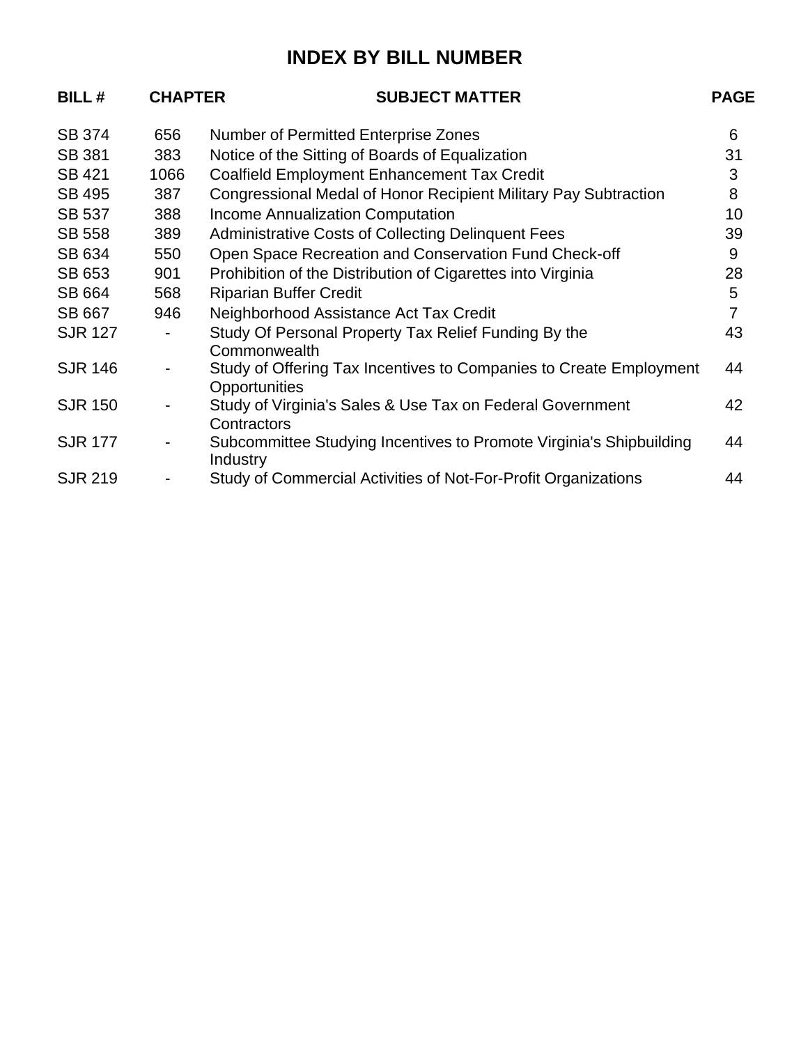# INDEX BY BILL NUMBER

| BILL # | CHAPTER | SUBJECT MATTER | PAGE |
|---|---|---|---|
| SB 374 | 656 | Number of Permitted Enterprise Zones | 6 |
| SB 381 | 383 | Notice of the Sitting of Boards of Equalization | 31 |
| SB 421 | 1066 | Coalfield Employment Enhancement Tax Credit | 3 |
| SB 495 | 387 | Congressional Medal of Honor Recipient Military Pay Subtraction | 8 |
| SB 537 | 388 | Income Annualization Computation | 10 |
| SB 558 | 389 | Administrative Costs of Collecting Delinquent Fees | 39 |
| SB 634 | 550 | Open Space Recreation and Conservation Fund Check-off | 9 |
| SB 653 | 901 | Prohibition of the Distribution of Cigarettes into Virginia | 28 |
| SB 664 | 568 | Riparian Buffer Credit | 5 |
| SB 667 | 946 | Neighborhood Assistance Act Tax Credit | 7 |
| SJR 127 | - | Study Of Personal Property Tax Relief Funding By the Commonwealth | 43 |
| SJR 146 | - | Study of Offering Tax Incentives to Companies to Create Employment Opportunities | 44 |
| SJR 150 | - | Study of Virginia's Sales & Use Tax on Federal Government Contractors | 42 |
| SJR 177 | - | Subcommittee Studying Incentives to Promote Virginia's Shipbuilding Industry | 44 |
| SJR 219 | - | Study of Commercial Activities of Not-For-Profit Organizations | 44 |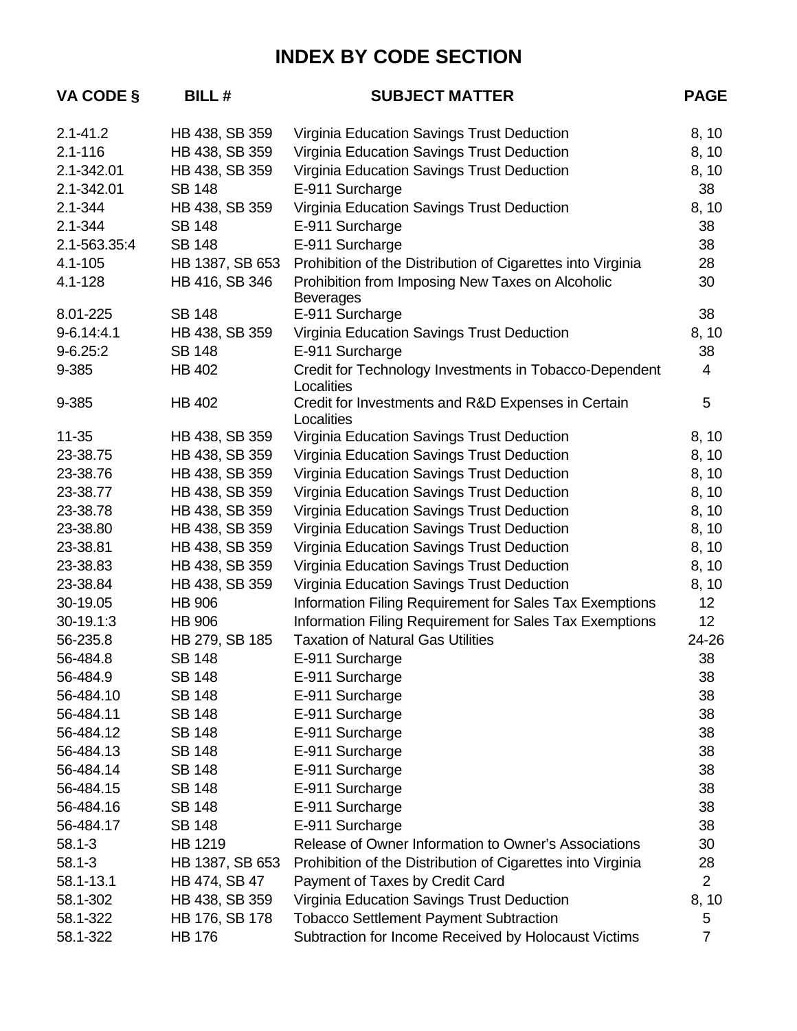# INDEX BY CODE SECTION

| VA CODE § | BILL # | SUBJECT MATTER | PAGE |
|---|---|---|---|
| 2.1-41.2 | HB 438, SB 359 | Virginia Education Savings Trust Deduction | 8, 10 |
| 2.1-116 | HB 438, SB 359 | Virginia Education Savings Trust Deduction | 8, 10 |
| 2.1-342.01 | HB 438, SB 359 | Virginia Education Savings Trust Deduction | 8, 10 |
| 2.1-342.01 | SB 148 | E-911 Surcharge | 38 |
| 2.1-344 | HB 438, SB 359 | Virginia Education Savings Trust Deduction | 8, 10 |
| 2.1-344 | SB 148 | E-911 Surcharge | 38 |
| 2.1-563.35:4 | SB 148 | E-911 Surcharge | 38 |
| 4.1-105 | HB 1387, SB 653 | Prohibition of the Distribution of Cigarettes into Virginia | 28 |
| 4.1-128 | HB 416, SB 346 | Prohibition from Imposing New Taxes on Alcoholic Beverages | 30 |
| 8.01-225 | SB 148 | E-911 Surcharge | 38 |
| 9-6.14:4.1 | HB 438, SB 359 | Virginia Education Savings Trust Deduction | 8, 10 |
| 9-6.25:2 | SB 148 | E-911 Surcharge | 38 |
| 9-385 | HB 402 | Credit for Technology Investments in Tobacco-Dependent Localities | 4 |
| 9-385 | HB 402 | Credit for Investments and R&D Expenses in Certain Localities | 5 |
| 11-35 | HB 438, SB 359 | Virginia Education Savings Trust Deduction | 8, 10 |
| 23-38.75 | HB 438, SB 359 | Virginia Education Savings Trust Deduction | 8, 10 |
| 23-38.76 | HB 438, SB 359 | Virginia Education Savings Trust Deduction | 8, 10 |
| 23-38.77 | HB 438, SB 359 | Virginia Education Savings Trust Deduction | 8, 10 |
| 23-38.78 | HB 438, SB 359 | Virginia Education Savings Trust Deduction | 8, 10 |
| 23-38.80 | HB 438, SB 359 | Virginia Education Savings Trust Deduction | 8, 10 |
| 23-38.81 | HB 438, SB 359 | Virginia Education Savings Trust Deduction | 8, 10 |
| 23-38.83 | HB 438, SB 359 | Virginia Education Savings Trust Deduction | 8, 10 |
| 23-38.84 | HB 438, SB 359 | Virginia Education Savings Trust Deduction | 8, 10 |
| 30-19.05 | HB 906 | Information Filing Requirement for Sales Tax Exemptions | 12 |
| 30-19.1:3 | HB 906 | Information Filing Requirement for Sales Tax Exemptions | 12 |
| 56-235.8 | HB 279, SB 185 | Taxation of Natural Gas Utilities | 24-26 |
| 56-484.8 | SB 148 | E-911 Surcharge | 38 |
| 56-484.9 | SB 148 | E-911 Surcharge | 38 |
| 56-484.10 | SB 148 | E-911 Surcharge | 38 |
| 56-484.11 | SB 148 | E-911 Surcharge | 38 |
| 56-484.12 | SB 148 | E-911 Surcharge | 38 |
| 56-484.13 | SB 148 | E-911 Surcharge | 38 |
| 56-484.14 | SB 148 | E-911 Surcharge | 38 |
| 56-484.15 | SB 148 | E-911 Surcharge | 38 |
| 56-484.16 | SB 148 | E-911 Surcharge | 38 |
| 56-484.17 | SB 148 | E-911 Surcharge | 38 |
| 58.1-3 | HB 1219 | Release of Owner Information to Owner's Associations | 30 |
| 58.1-3 | HB 1387, SB 653 | Prohibition of the Distribution of Cigarettes into Virginia | 28 |
| 58.1-13.1 | HB 474, SB 47 | Payment of Taxes by Credit Card | 2 |
| 58.1-302 | HB 438, SB 359 | Virginia Education Savings Trust Deduction | 8, 10 |
| 58.1-322 | HB 176, SB 178 | Tobacco Settlement Payment Subtraction | 5 |
| 58.1-322 | HB 176 | Subtraction for Income Received by Holocaust Victims | 7 |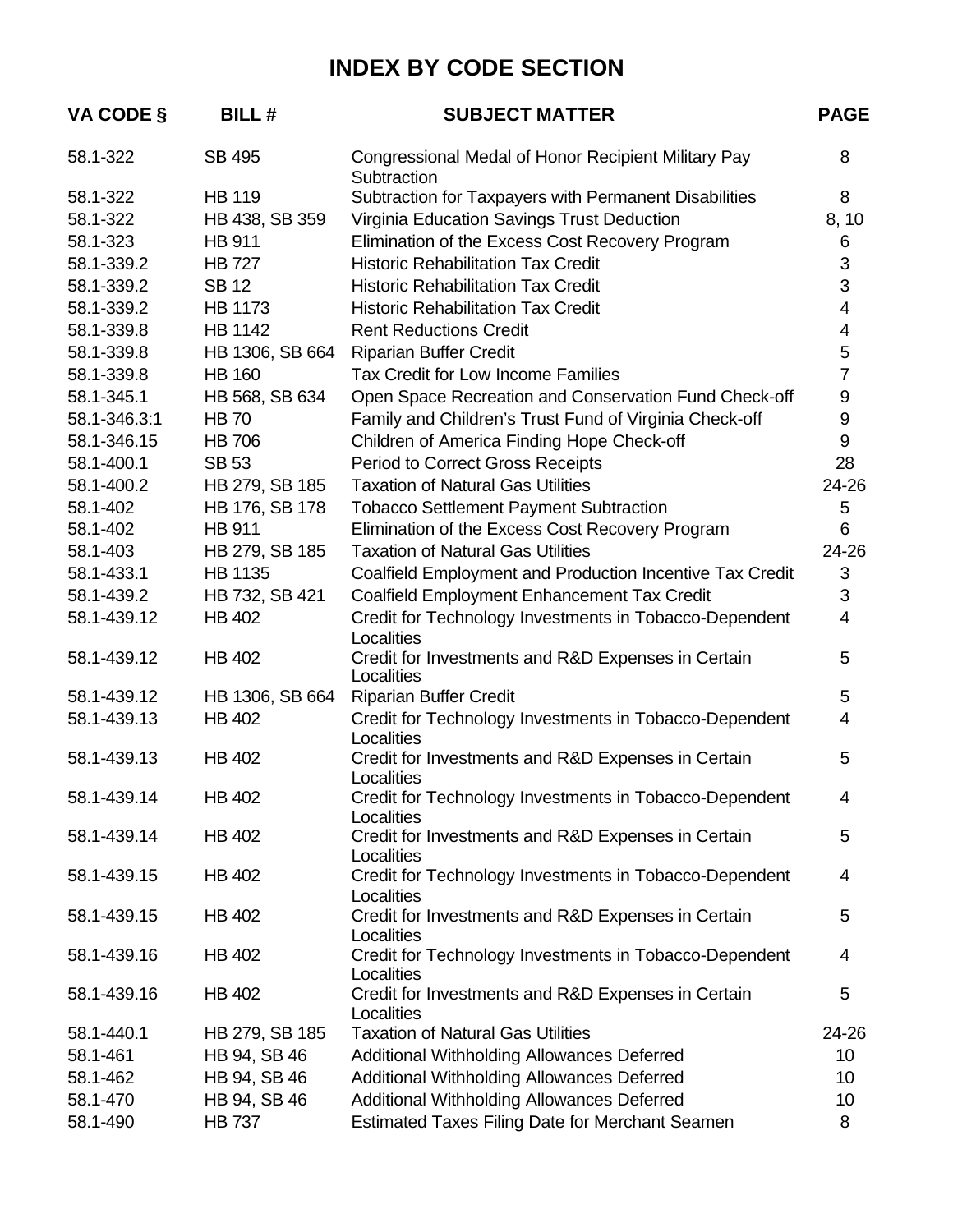# INDEX BY CODE SECTION

| VA CODE § | BILL # | SUBJECT MATTER | PAGE |
|---|---|---|---|
| 58.1-322 | SB 495 | Congressional Medal of Honor Recipient Military Pay Subtraction | 8 |
| 58.1-322 | HB 119 | Subtraction for Taxpayers with Permanent Disabilities | 8 |
| 58.1-322 | HB 438, SB 359 | Virginia Education Savings Trust Deduction | 8, 10 |
| 58.1-323 | HB 911 | Elimination of the Excess Cost Recovery Program | 6 |
| 58.1-339.2 | HB 727 | Historic Rehabilitation Tax Credit | 3 |
| 58.1-339.2 | SB 12 | Historic Rehabilitation Tax Credit | 3 |
| 58.1-339.2 | HB 1173 | Historic Rehabilitation Tax Credit | 4 |
| 58.1-339.8 | HB 1142 | Rent Reductions Credit | 4 |
| 58.1-339.8 | HB 1306, SB 664 | Riparian Buffer Credit | 5 |
| 58.1-339.8 | HB 160 | Tax Credit for Low Income Families | 7 |
| 58.1-345.1 | HB 568, SB 634 | Open Space Recreation and Conservation Fund Check-off | 9 |
| 58.1-346.3:1 | HB 70 | Family and Children's Trust Fund of Virginia Check-off | 9 |
| 58.1-346.15 | HB 706 | Children of America Finding Hope Check-off | 9 |
| 58.1-400.1 | SB 53 | Period to Correct Gross Receipts | 28 |
| 58.1-400.2 | HB 279, SB 185 | Taxation of Natural Gas Utilities | 24-26 |
| 58.1-402 | HB 176, SB 178 | Tobacco Settlement Payment Subtraction | 5 |
| 58.1-402 | HB 911 | Elimination of the Excess Cost Recovery Program | 6 |
| 58.1-403 | HB 279, SB 185 | Taxation of Natural Gas Utilities | 24-26 |
| 58.1-433.1 | HB 1135 | Coalfield Employment and Production Incentive Tax Credit | 3 |
| 58.1-439.2 | HB 732, SB 421 | Coalfield Employment Enhancement Tax Credit | 3 |
| 58.1-439.12 | HB 402 | Credit for Technology Investments in Tobacco-Dependent Localities | 4 |
| 58.1-439.12 | HB 402 | Credit for Investments and R&D Expenses in Certain Localities | 5 |
| 58.1-439.12 | HB 1306, SB 664 | Riparian Buffer Credit | 5 |
| 58.1-439.13 | HB 402 | Credit for Technology Investments in Tobacco-Dependent Localities | 4 |
| 58.1-439.13 | HB 402 | Credit for Investments and R&D Expenses in Certain Localities | 5 |
| 58.1-439.14 | HB 402 | Credit for Technology Investments in Tobacco-Dependent Localities | 4 |
| 58.1-439.14 | HB 402 | Credit for Investments and R&D Expenses in Certain Localities | 5 |
| 58.1-439.15 | HB 402 | Credit for Technology Investments in Tobacco-Dependent Localities | 4 |
| 58.1-439.15 | HB 402 | Credit for Investments and R&D Expenses in Certain Localities | 5 |
| 58.1-439.16 | HB 402 | Credit for Technology Investments in Tobacco-Dependent Localities | 4 |
| 58.1-439.16 | HB 402 | Credit for Investments and R&D Expenses in Certain Localities | 5 |
| 58.1-440.1 | HB 279, SB 185 | Taxation of Natural Gas Utilities | 24-26 |
| 58.1-461 | HB 94, SB 46 | Additional Withholding Allowances Deferred | 10 |
| 58.1-462 | HB 94, SB 46 | Additional Withholding Allowances Deferred | 10 |
| 58.1-470 | HB 94, SB 46 | Additional Withholding Allowances Deferred | 10 |
| 58.1-490 | HB 737 | Estimated Taxes Filing Date for Merchant Seamen | 8 |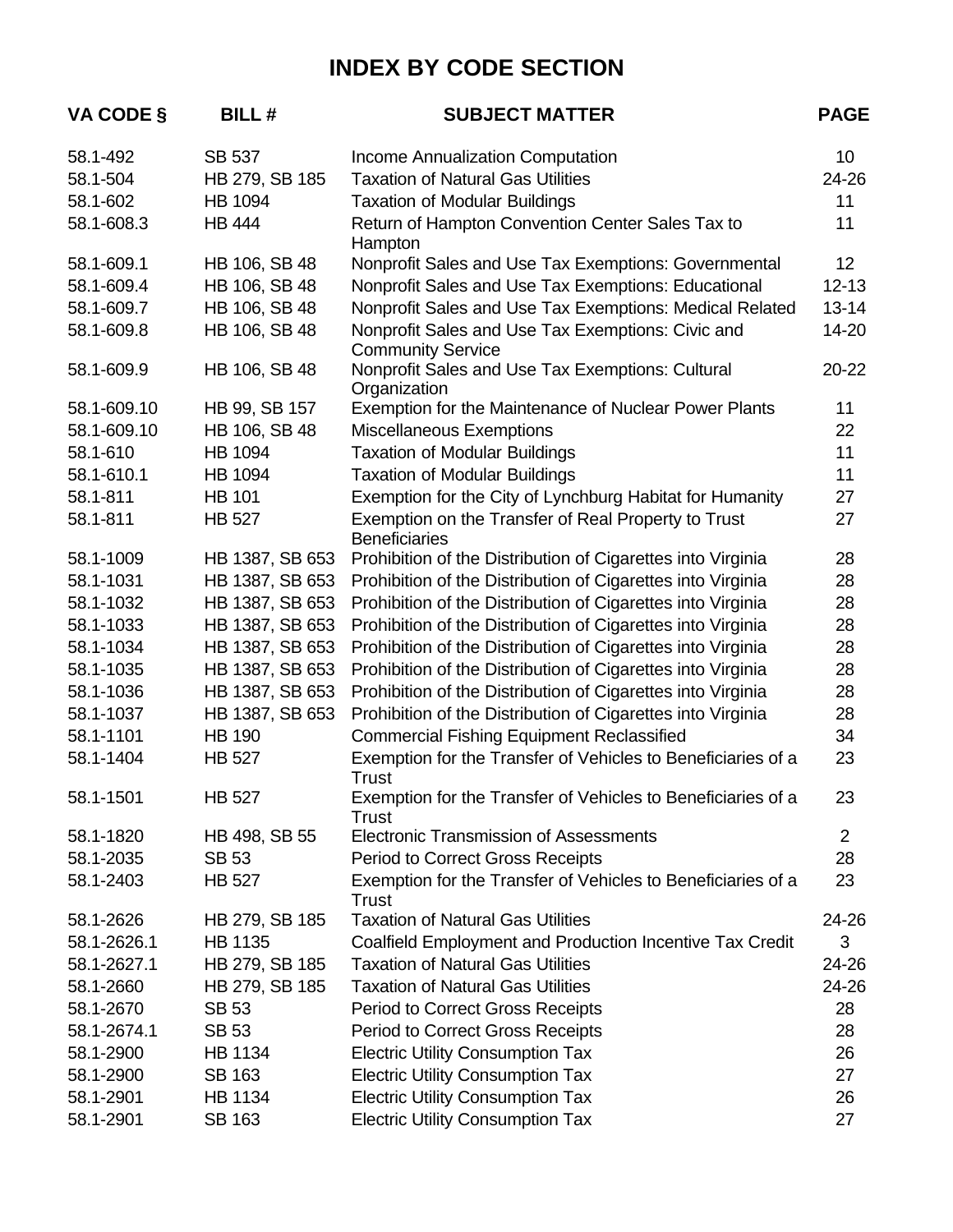# INDEX BY CODE SECTION

| VA CODE § | BILL # | SUBJECT MATTER | PAGE |
|---|---|---|---|
| 58.1-492 | SB 537 | Income Annualization Computation | 10 |
| 58.1-504 | HB 279, SB 185 | Taxation of Natural Gas Utilities | 24-26 |
| 58.1-602 | HB 1094 | Taxation of Modular Buildings | 11 |
| 58.1-608.3 | HB 444 | Return of Hampton Convention Center Sales Tax to Hampton | 11 |
| 58.1-609.1 | HB 106, SB 48 | Nonprofit Sales and Use Tax Exemptions: Governmental | 12 |
| 58.1-609.4 | HB 106, SB 48 | Nonprofit Sales and Use Tax Exemptions: Educational | 12-13 |
| 58.1-609.7 | HB 106, SB 48 | Nonprofit Sales and Use Tax Exemptions: Medical Related | 13-14 |
| 58.1-609.8 | HB 106, SB 48 | Nonprofit Sales and Use Tax Exemptions: Civic and Community Service | 14-20 |
| 58.1-609.9 | HB 106, SB 48 | Nonprofit Sales and Use Tax Exemptions: Cultural Organization | 20-22 |
| 58.1-609.10 | HB 99, SB 157 | Exemption for the Maintenance of Nuclear Power Plants | 11 |
| 58.1-609.10 | HB 106, SB 48 | Miscellaneous Exemptions | 22 |
| 58.1-610 | HB 1094 | Taxation of Modular Buildings | 11 |
| 58.1-610.1 | HB 1094 | Taxation of Modular Buildings | 11 |
| 58.1-811 | HB 101 | Exemption for the City of Lynchburg Habitat for Humanity | 27 |
| 58.1-811 | HB 527 | Exemption on the Transfer of Real Property to Trust Beneficiaries | 27 |
| 58.1-1009 | HB 1387, SB 653 | Prohibition of the Distribution of Cigarettes into Virginia | 28 |
| 58.1-1031 | HB 1387, SB 653 | Prohibition of the Distribution of Cigarettes into Virginia | 28 |
| 58.1-1032 | HB 1387, SB 653 | Prohibition of the Distribution of Cigarettes into Virginia | 28 |
| 58.1-1033 | HB 1387, SB 653 | Prohibition of the Distribution of Cigarettes into Virginia | 28 |
| 58.1-1034 | HB 1387, SB 653 | Prohibition of the Distribution of Cigarettes into Virginia | 28 |
| 58.1-1035 | HB 1387, SB 653 | Prohibition of the Distribution of Cigarettes into Virginia | 28 |
| 58.1-1036 | HB 1387, SB 653 | Prohibition of the Distribution of Cigarettes into Virginia | 28 |
| 58.1-1037 | HB 1387, SB 653 | Prohibition of the Distribution of Cigarettes into Virginia | 28 |
| 58.1-1101 | HB 190 | Commercial Fishing Equipment Reclassified | 34 |
| 58.1-1404 | HB 527 | Exemption for the Transfer of Vehicles to Beneficiaries of a Trust | 23 |
| 58.1-1501 | HB 527 | Exemption for the Transfer of Vehicles to Beneficiaries of a Trust | 23 |
| 58.1-1820 | HB 498, SB 55 | Electronic Transmission of Assessments | 2 |
| 58.1-2035 | SB 53 | Period to Correct Gross Receipts | 28 |
| 58.1-2403 | HB 527 | Exemption for the Transfer of Vehicles to Beneficiaries of a Trust | 23 |
| 58.1-2626 | HB 279, SB 185 | Taxation of Natural Gas Utilities | 24-26 |
| 58.1-2626.1 | HB 1135 | Coalfield Employment and Production Incentive Tax Credit | 3 |
| 58.1-2627.1 | HB 279, SB 185 | Taxation of Natural Gas Utilities | 24-26 |
| 58.1-2660 | HB 279, SB 185 | Taxation of Natural Gas Utilities | 24-26 |
| 58.1-2670 | SB 53 | Period to Correct Gross Receipts | 28 |
| 58.1-2674.1 | SB 53 | Period to Correct Gross Receipts | 28 |
| 58.1-2900 | HB 1134 | Electric Utility Consumption Tax | 26 |
| 58.1-2900 | SB 163 | Electric Utility Consumption Tax | 27 |
| 58.1-2901 | HB 1134 | Electric Utility Consumption Tax | 26 |
| 58.1-2901 | SB 163 | Electric Utility Consumption Tax | 27 |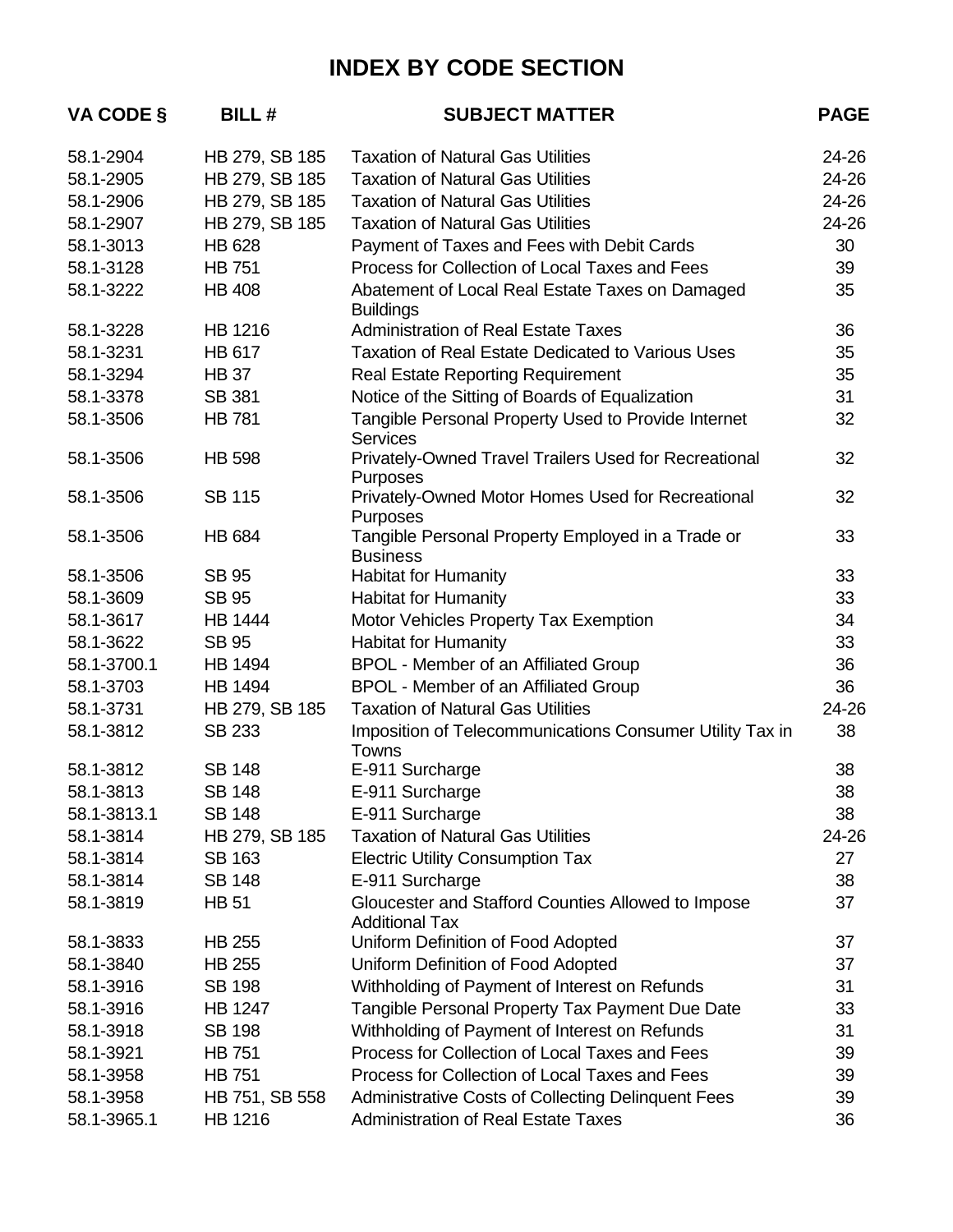# INDEX BY CODE SECTION

| VA CODE § | BILL # | SUBJECT MATTER | PAGE |
|---|---|---|---|
| 58.1-2904 | HB 279, SB 185 | Taxation of Natural Gas Utilities | 24-26 |
| 58.1-2905 | HB 279, SB 185 | Taxation of Natural Gas Utilities | 24-26 |
| 58.1-2906 | HB 279, SB 185 | Taxation of Natural Gas Utilities | 24-26 |
| 58.1-2907 | HB 279, SB 185 | Taxation of Natural Gas Utilities | 24-26 |
| 58.1-3013 | HB 628 | Payment of Taxes and Fees with Debit Cards | 30 |
| 58.1-3128 | HB 751 | Process for Collection of Local Taxes and Fees | 39 |
| 58.1-3222 | HB 408 | Abatement of Local Real Estate Taxes on Damaged Buildings | 35 |
| 58.1-3228 | HB 1216 | Administration of Real Estate Taxes | 36 |
| 58.1-3231 | HB 617 | Taxation of Real Estate Dedicated to Various Uses | 35 |
| 58.1-3294 | HB 37 | Real Estate Reporting Requirement | 35 |
| 58.1-3378 | SB 381 | Notice of the Sitting of Boards of Equalization | 31 |
| 58.1-3506 | HB 781 | Tangible Personal Property Used to Provide Internet Services | 32 |
| 58.1-3506 | HB 598 | Privately-Owned Travel Trailers Used for Recreational Purposes | 32 |
| 58.1-3506 | SB 115 | Privately-Owned Motor Homes Used for Recreational Purposes | 32 |
| 58.1-3506 | HB 684 | Tangible Personal Property Employed in a Trade or Business | 33 |
| 58.1-3506 | SB 95 | Habitat for Humanity | 33 |
| 58.1-3609 | SB 95 | Habitat for Humanity | 33 |
| 58.1-3617 | HB 1444 | Motor Vehicles Property Tax Exemption | 34 |
| 58.1-3622 | SB 95 | Habitat for Humanity | 33 |
| 58.1-3700.1 | HB 1494 | BPOL - Member of an Affiliated Group | 36 |
| 58.1-3703 | HB 1494 | BPOL - Member of an Affiliated Group | 36 |
| 58.1-3731 | HB 279, SB 185 | Taxation of Natural Gas Utilities | 24-26 |
| 58.1-3812 | SB 233 | Imposition of Telecommunications Consumer Utility Tax in Towns | 38 |
| 58.1-3812 | SB 148 | E-911 Surcharge | 38 |
| 58.1-3813 | SB 148 | E-911 Surcharge | 38 |
| 58.1-3813.1 | SB 148 | E-911 Surcharge | 38 |
| 58.1-3814 | HB 279, SB 185 | Taxation of Natural Gas Utilities | 24-26 |
| 58.1-3814 | SB 163 | Electric Utility Consumption Tax | 27 |
| 58.1-3814 | SB 148 | E-911 Surcharge | 38 |
| 58.1-3819 | HB 51 | Gloucester and Stafford Counties Allowed to Impose Additional Tax | 37 |
| 58.1-3833 | HB 255 | Uniform Definition of Food Adopted | 37 |
| 58.1-3840 | HB 255 | Uniform Definition of Food Adopted | 37 |
| 58.1-3916 | SB 198 | Withholding of Payment of Interest on Refunds | 31 |
| 58.1-3916 | HB 1247 | Tangible Personal Property Tax Payment Due Date | 33 |
| 58.1-3918 | SB 198 | Withholding of Payment of Interest on Refunds | 31 |
| 58.1-3921 | HB 751 | Process for Collection of Local Taxes and Fees | 39 |
| 58.1-3958 | HB 751 | Process for Collection of Local Taxes and Fees | 39 |
| 58.1-3958 | HB 751, SB 558 | Administrative Costs of Collecting Delinquent Fees | 39 |
| 58.1-3965.1 | HB 1216 | Administration of Real Estate Taxes | 36 |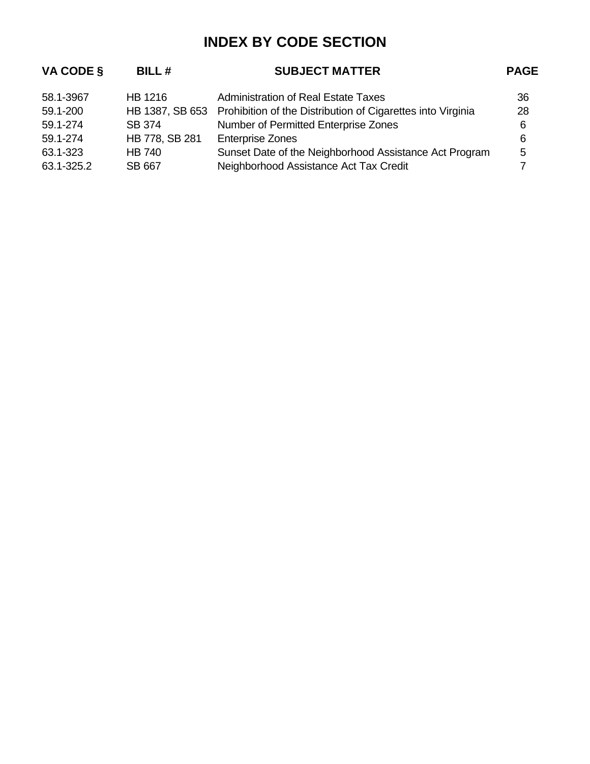# INDEX BY CODE SECTION

| VA CODE § | BILL # | SUBJECT MATTER | PAGE |
|---|---|---|---|
| 58.1-3967 | HB 1216 | Administration of Real Estate Taxes | 36 |
| 59.1-200 | HB 1387, SB 653 | Prohibition of the Distribution of Cigarettes into Virginia | 28 |
| 59.1-274 | SB 374 | Number of Permitted Enterprise Zones | 6 |
| 59.1-274 | HB 778, SB 281 | Enterprise Zones | 6 |
| 63.1-323 | HB 740 | Sunset Date of the Neighborhood Assistance Act Program | 5 |
| 63.1-325.2 | SB 667 | Neighborhood Assistance Act Tax Credit | 7 |